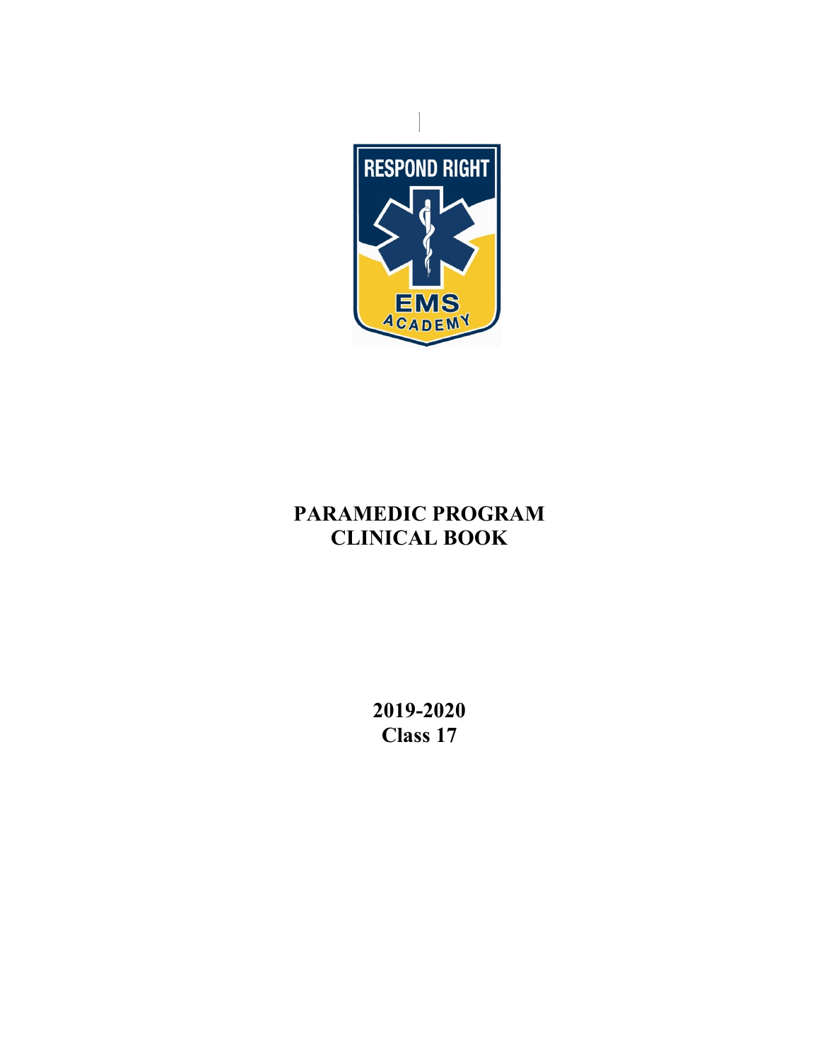# PARAMEDIC PROGRAM CLINICAL BOOK

**2019-2020**
**Class 17**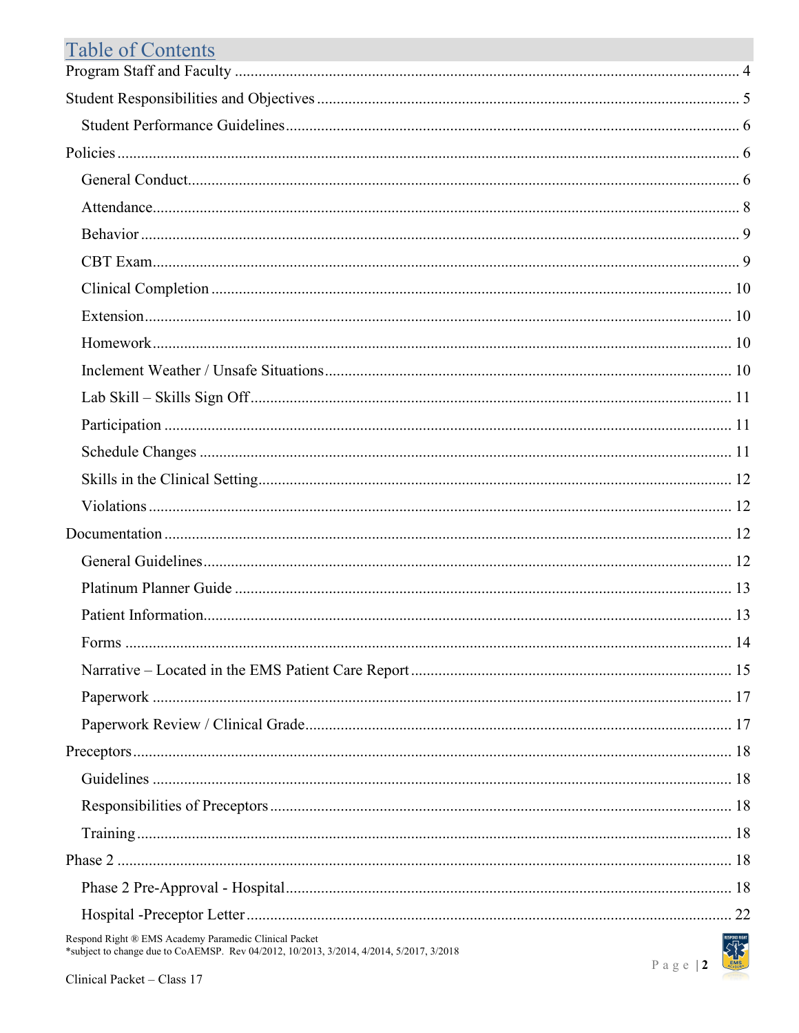# Table of Contents

- Program Staff and Faculty ..... 4
- Student Responsibilities and Objectives ..... 5
  - Student Performance Guidelines ..... 6
- Policies ..... 6
  - General Conduct ..... 6
  - Attendance ..... 8
  - Behavior ..... 9
  - CBT Exam ..... 9
  - Clinical Completion ..... 10
  - Extension ..... 10
  - Homework ..... 10
  - Inclement Weather / Unsafe Situations ..... 10
  - Lab Skill – Skills Sign Off ..... 11
  - Participation ..... 11
  - Schedule Changes ..... 11
  - Skills in the Clinical Setting ..... 12
  - Violations ..... 12
- Documentation ..... 12
  - General Guidelines ..... 12
  - Platinum Planner Guide ..... 13
  - Patient Information ..... 13
  - Forms ..... 14
  - Narrative – Located in the EMS Patient Care Report ..... 15
  - Paperwork ..... 17
  - Paperwork Review / Clinical Grade ..... 17
- Preceptors ..... 18
  - Guidelines ..... 18
  - Responsibilities of Preceptors ..... 18
  - Training ..... 18
- Phase 2 ..... 18
  - Phase 2 Pre-Approval - Hospital ..... 18
  - Hospital -Preceptor Letter ..... 22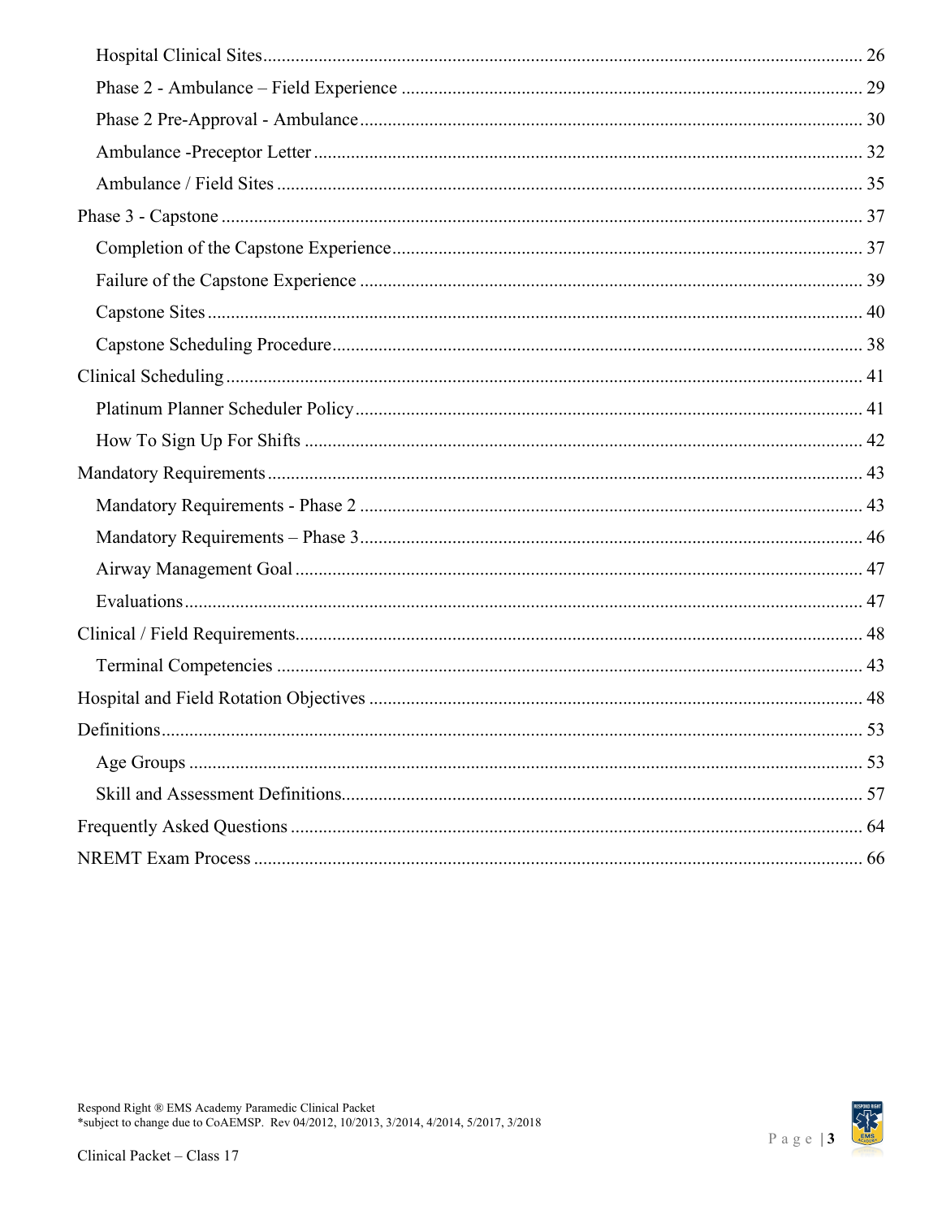- Hospital Clinical Sites ........ 26
- Phase 2 - Ambulance – Field Experience ........ 29
- Phase 2 Pre-Approval - Ambulance ........ 30
- Ambulance -Preceptor Letter ........ 32
- Ambulance / Field Sites ........ 35

Phase 3 - Capstone ........ 37

- Completion of the Capstone Experience ........ 37
- Failure of the Capstone Experience ........ 39
- Capstone Sites ........ 40
- Capstone Scheduling Procedure ........ 38

Clinical Scheduling ........ 41

- Platinum Planner Scheduler Policy ........ 41
- How To Sign Up For Shifts ........ 42

Mandatory Requirements ........ 43

- Mandatory Requirements - Phase 2 ........ 43
- Mandatory Requirements – Phase 3 ........ 46
- Airway Management Goal ........ 47
- Evaluations ........ 47

Clinical / Field Requirements ........ 48

- Terminal Competencies ........ 43

Hospital and Field Rotation Objectives ........ 48

Definitions ........ 53

- Age Groups ........ 53
- Skill and Assessment Definitions ........ 57

Frequently Asked Questions ........ 64

NREMT Exam Process ........ 66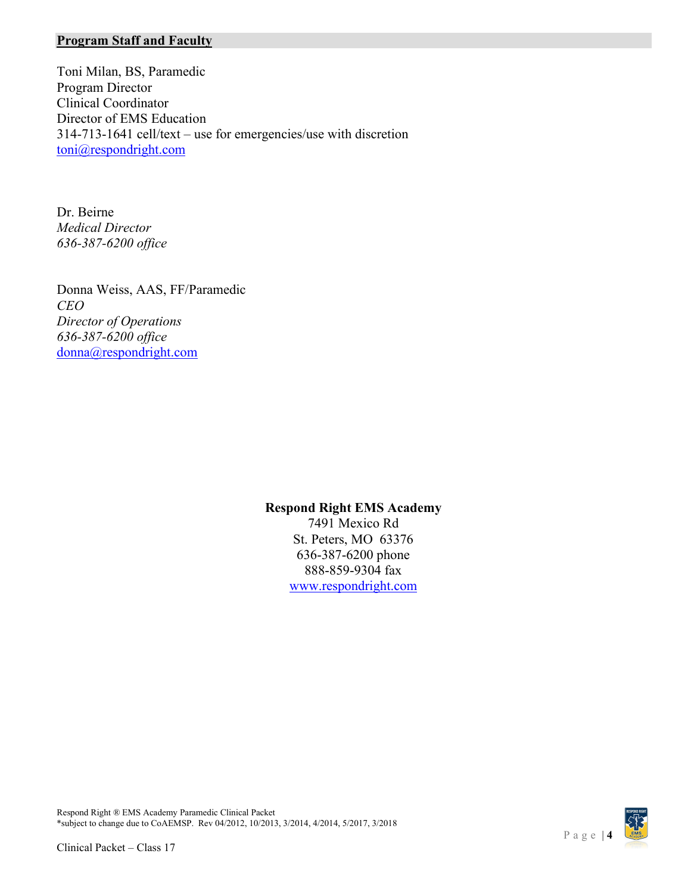## Program Staff and Faculty

Toni Milan, BS, Paramedic
Program Director
Clinical Coordinator
Director of EMS Education
314-713-1641 cell/text – use for emergencies/use with discretion
toni@respondright.com

Dr. Beirne
*Medical Director*
*636-387-6200 office*

Donna Weiss, AAS, FF/Paramedic
*CEO*
*Director of Operations*
*636-387-6200 office*
donna@respondright.com

**Respond Right EMS Academy**
7491 Mexico Rd
St. Peters, MO 63376
636-387-6200 phone
888-859-9304 fax
www.respondright.com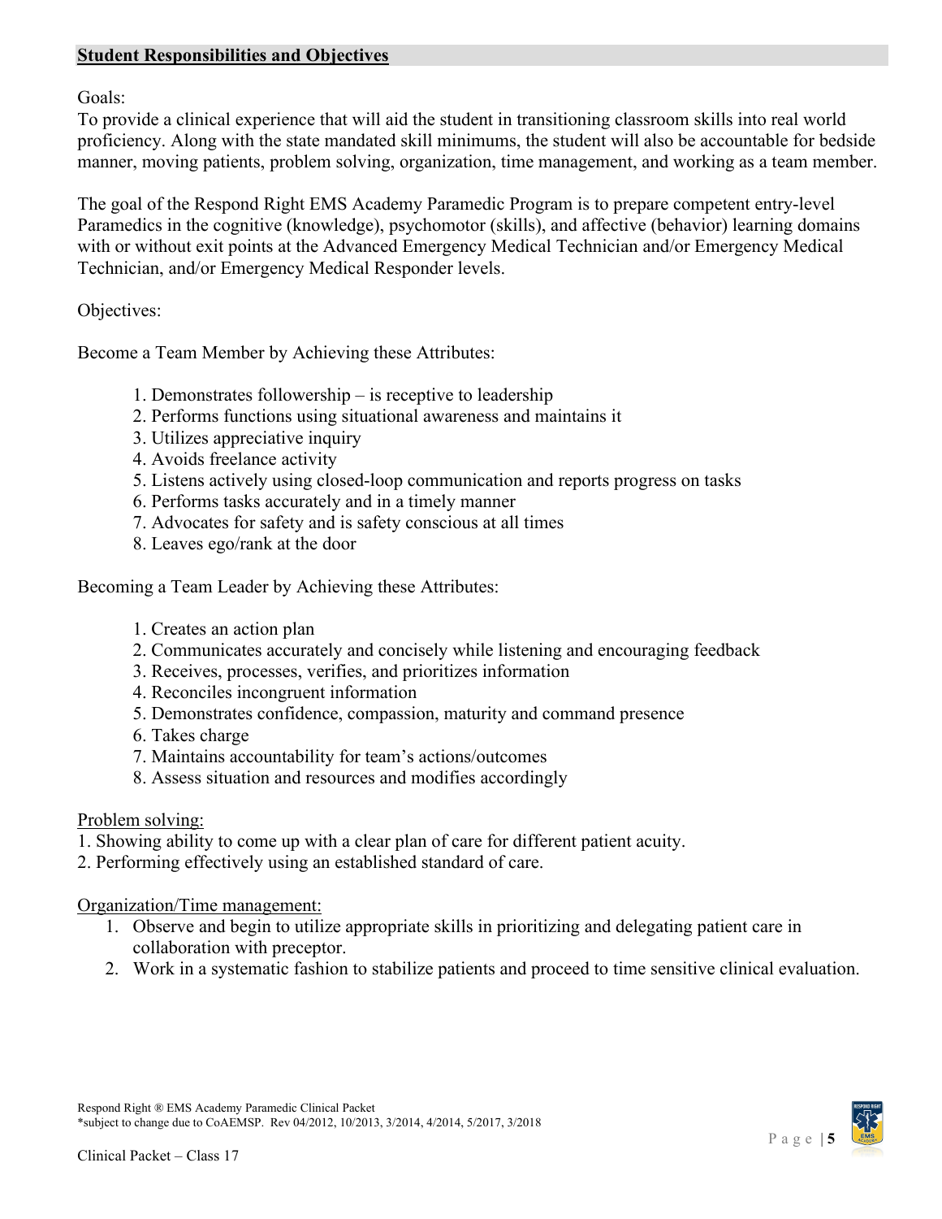## **Student Responsibilities and Objectives**

Goals:
To provide a clinical experience that will aid the student in transitioning classroom skills into real world proficiency. Along with the state mandated skill minimums, the student will also be accountable for bedside manner, moving patients, problem solving, organization, time management, and working as a team member.

The goal of the Respond Right EMS Academy Paramedic Program is to prepare competent entry-level Paramedics in the cognitive (knowledge), psychomotor (skills), and affective (behavior) learning domains with or without exit points at the Advanced Emergency Medical Technician and/or Emergency Medical Technician, and/or Emergency Medical Responder levels.

Objectives:

Become a Team Member by Achieving these Attributes:

1. Demonstrates followership – is receptive to leadership
2. Performs functions using situational awareness and maintains it
3. Utilizes appreciative inquiry
4. Avoids freelance activity
5. Listens actively using closed-loop communication and reports progress on tasks
6. Performs tasks accurately and in a timely manner
7. Advocates for safety and is safety conscious at all times
8. Leaves ego/rank at the door

Becoming a Team Leader by Achieving these Attributes:

1. Creates an action plan
2. Communicates accurately and concisely while listening and encouraging feedback
3. Receives, processes, verifies, and prioritizes information
4. Reconciles incongruent information
5. Demonstrates confidence, compassion, maturity and command presence
6. Takes charge
7. Maintains accountability for team's actions/outcomes
8. Assess situation and resources and modifies accordingly

Problem solving:

1. Showing ability to come up with a clear plan of care for different patient acuity.
2. Performing effectively using an established standard of care.

Organization/Time management:

1. Observe and begin to utilize appropriate skills in prioritizing and delegating patient care in collaboration with preceptor.
2. Work in a systematic fashion to stabilize patients and proceed to time sensitive clinical evaluation.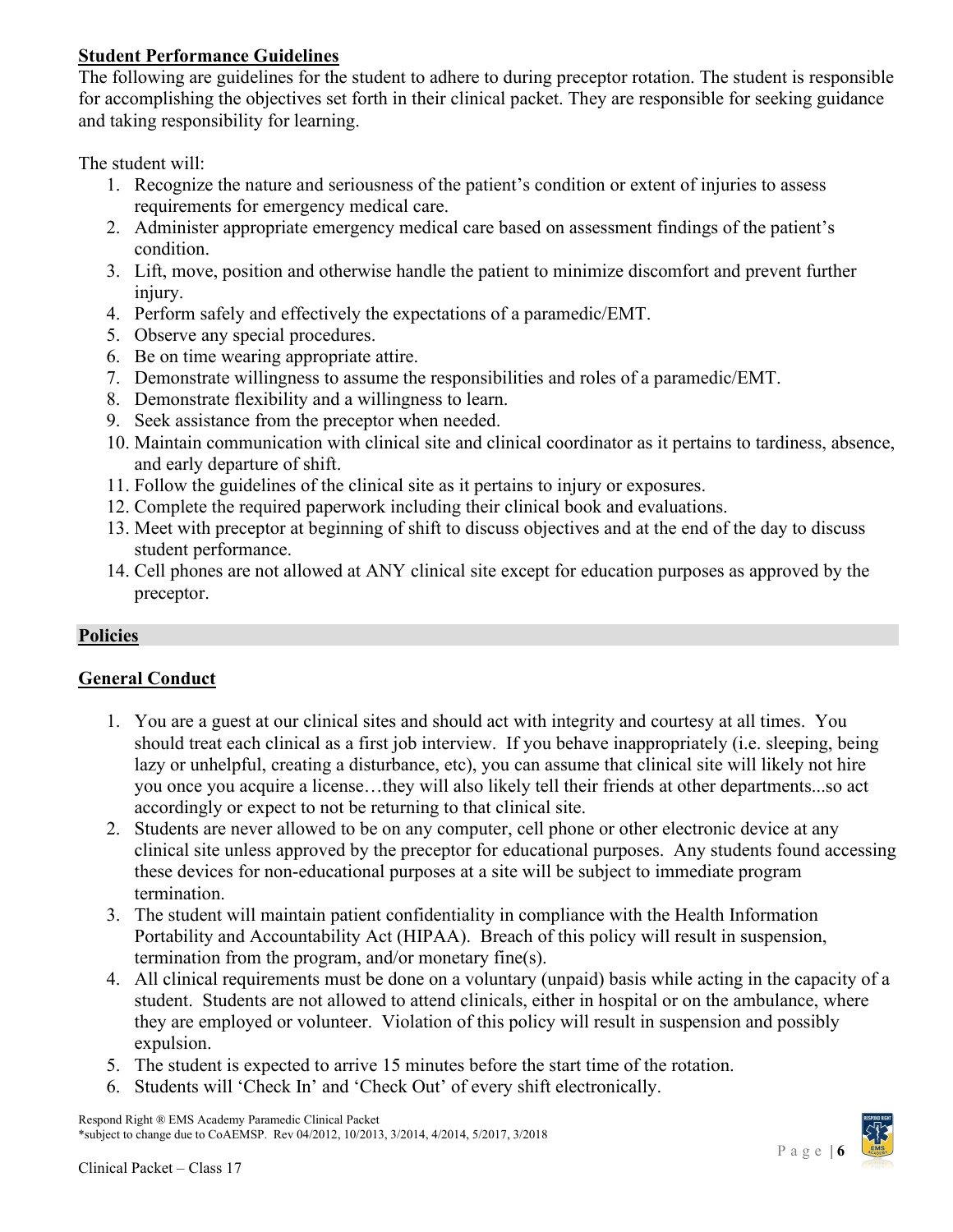**Student Performance Guidelines**

The following are guidelines for the student to adhere to during preceptor rotation. The student is responsible for accomplishing the objectives set forth in their clinical packet. They are responsible for seeking guidance and taking responsibility for learning.

The student will:

1. Recognize the nature and seriousness of the patient's condition or extent of injuries to assess requirements for emergency medical care.
2. Administer appropriate emergency medical care based on assessment findings of the patient's condition.
3. Lift, move, position and otherwise handle the patient to minimize discomfort and prevent further injury.
4. Perform safely and effectively the expectations of a paramedic/EMT.
5. Observe any special procedures.
6. Be on time wearing appropriate attire.
7. Demonstrate willingness to assume the responsibilities and roles of a paramedic/EMT.
8. Demonstrate flexibility and a willingness to learn.
9. Seek assistance from the preceptor when needed.
10. Maintain communication with clinical site and clinical coordinator as it pertains to tardiness, absence, and early departure of shift.
11. Follow the guidelines of the clinical site as it pertains to injury or exposures.
12. Complete the required paperwork including their clinical book and evaluations.
13. Meet with preceptor at beginning of shift to discuss objectives and at the end of the day to discuss student performance.
14. Cell phones are not allowed at ANY clinical site except for education purposes as approved by the preceptor.

## Policies

### General Conduct

1. You are a guest at our clinical sites and should act with integrity and courtesy at all times. You should treat each clinical as a first job interview. If you behave inappropriately (i.e. sleeping, being lazy or unhelpful, creating a disturbance, etc), you can assume that clinical site will likely not hire you once you acquire a license…they will also likely tell their friends at other departments...so act accordingly or expect to not be returning to that clinical site.
2. Students are never allowed to be on any computer, cell phone or other electronic device at any clinical site unless approved by the preceptor for educational purposes. Any students found accessing these devices for non-educational purposes at a site will be subject to immediate program termination.
3. The student will maintain patient confidentiality in compliance with the Health Information Portability and Accountability Act (HIPAA). Breach of this policy will result in suspension, termination from the program, and/or monetary fine(s).
4. All clinical requirements must be done on a voluntary (unpaid) basis while acting in the capacity of a student. Students are not allowed to attend clinicals, either in hospital or on the ambulance, where they are employed or volunteer. Violation of this policy will result in suspension and possibly expulsion.
5. The student is expected to arrive 15 minutes before the start time of the rotation.
6. Students will 'Check In' and 'Check Out' of every shift electronically.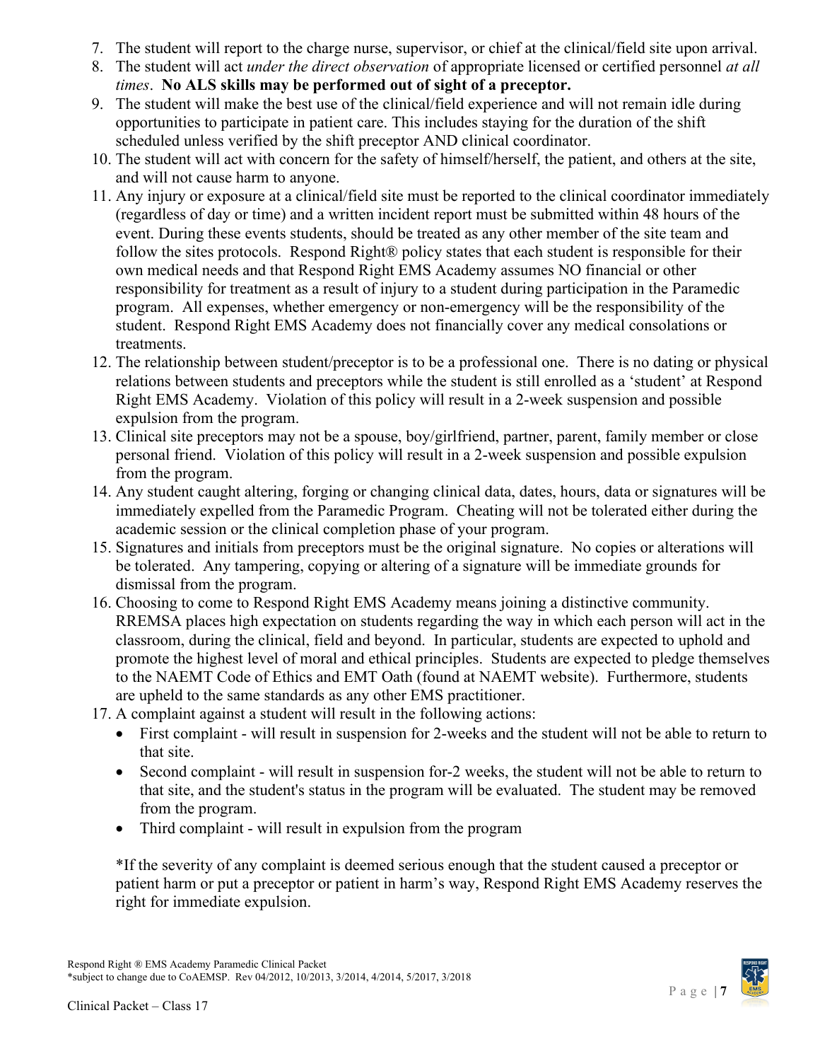7. The student will report to the charge nurse, supervisor, or chief at the clinical/field site upon arrival.
8. The student will act *under the direct observation* of appropriate licensed or certified personnel *at all times*. **No ALS skills may be performed out of sight of a preceptor.**
9. The student will make the best use of the clinical/field experience and will not remain idle during opportunities to participate in patient care. This includes staying for the duration of the shift scheduled unless verified by the shift preceptor AND clinical coordinator.
10. The student will act with concern for the safety of himself/herself, the patient, and others at the site, and will not cause harm to anyone.
11. Any injury or exposure at a clinical/field site must be reported to the clinical coordinator immediately (regardless of day or time) and a written incident report must be submitted within 48 hours of the event. During these events students, should be treated as any other member of the site team and follow the sites protocols. Respond Right® policy states that each student is responsible for their own medical needs and that Respond Right EMS Academy assumes NO financial or other responsibility for treatment as a result of injury to a student during participation in the Paramedic program. All expenses, whether emergency or non-emergency will be the responsibility of the student. Respond Right EMS Academy does not financially cover any medical consolations or treatments.
12. The relationship between student/preceptor is to be a professional one. There is no dating or physical relations between students and preceptors while the student is still enrolled as a 'student' at Respond Right EMS Academy. Violation of this policy will result in a 2-week suspension and possible expulsion from the program.
13. Clinical site preceptors may not be a spouse, boy/girlfriend, partner, parent, family member or close personal friend. Violation of this policy will result in a 2-week suspension and possible expulsion from the program.
14. Any student caught altering, forging or changing clinical data, dates, hours, data or signatures will be immediately expelled from the Paramedic Program. Cheating will not be tolerated either during the academic session or the clinical completion phase of your program.
15. Signatures and initials from preceptors must be the original signature. No copies or alterations will be tolerated. Any tampering, copying or altering of a signature will be immediate grounds for dismissal from the program.
16. Choosing to come to Respond Right EMS Academy means joining a distinctive community. RREMSA places high expectation on students regarding the way in which each person will act in the classroom, during the clinical, field and beyond. In particular, students are expected to uphold and promote the highest level of moral and ethical principles. Students are expected to pledge themselves to the NAEMT Code of Ethics and EMT Oath (found at NAEMT website). Furthermore, students are upheld to the same standards as any other EMS practitioner.
17. A complaint against a student will result in the following actions:
    - First complaint - will result in suspension for 2-weeks and the student will not be able to return to that site.
    - Second complaint - will result in suspension for-2 weeks, the student will not be able to return to that site, and the student's status in the program will be evaluated. The student may be removed from the program.
    - Third complaint - will result in expulsion from the program

    *If the severity of any complaint is deemed serious enough that the student caused a preceptor or patient harm or put a preceptor or patient in harm's way, Respond Right EMS Academy reserves the right for immediate expulsion.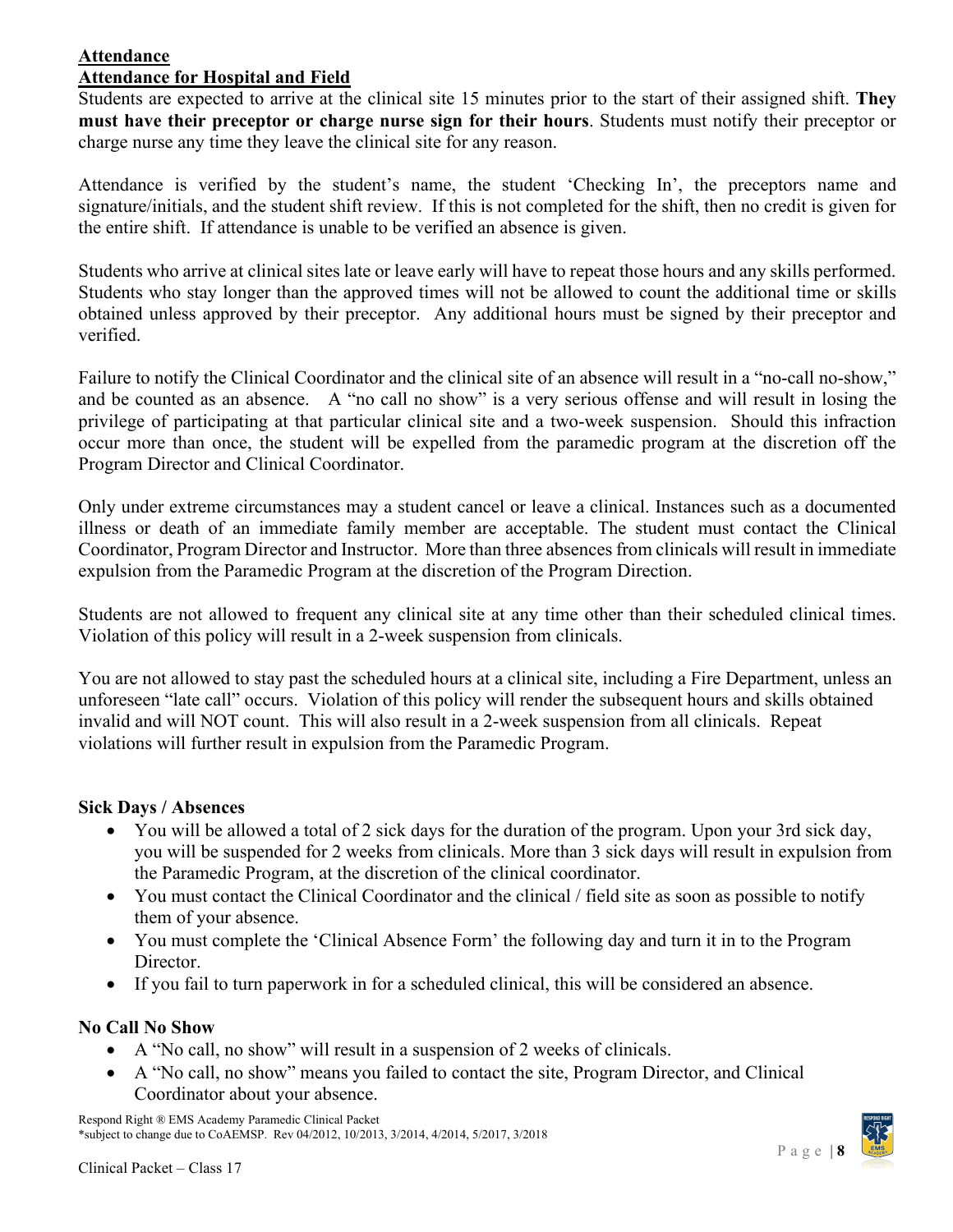**Attendance**

**Attendance for Hospital and Field**

Students are expected to arrive at the clinical site 15 minutes prior to the start of their assigned shift. **They must have their preceptor or charge nurse sign for their hours**. Students must notify their preceptor or charge nurse any time they leave the clinical site for any reason.

Attendance is verified by the student's name, the student 'Checking In', the preceptors name and signature/initials, and the student shift review. If this is not completed for the shift, then no credit is given for the entire shift. If attendance is unable to be verified an absence is given.

Students who arrive at clinical sites late or leave early will have to repeat those hours and any skills performed. Students who stay longer than the approved times will not be allowed to count the additional time or skills obtained unless approved by their preceptor. Any additional hours must be signed by their preceptor and verified.

Failure to notify the Clinical Coordinator and the clinical site of an absence will result in a "no-call no-show," and be counted as an absence. A "no call no show" is a very serious offense and will result in losing the privilege of participating at that particular clinical site and a two-week suspension. Should this infraction occur more than once, the student will be expelled from the paramedic program at the discretion off the Program Director and Clinical Coordinator.

Only under extreme circumstances may a student cancel or leave a clinical. Instances such as a documented illness or death of an immediate family member are acceptable. The student must contact the Clinical Coordinator, Program Director and Instructor. More than three absences from clinicals will result in immediate expulsion from the Paramedic Program at the discretion of the Program Direction.

Students are not allowed to frequent any clinical site at any time other than their scheduled clinical times. Violation of this policy will result in a 2-week suspension from clinicals.

You are not allowed to stay past the scheduled hours at a clinical site, including a Fire Department, unless an unforeseen "late call" occurs. Violation of this policy will render the subsequent hours and skills obtained invalid and will NOT count. This will also result in a 2-week suspension from all clinicals. Repeat violations will further result in expulsion from the Paramedic Program.

**Sick Days / Absences**

- You will be allowed a total of 2 sick days for the duration of the program. Upon your 3rd sick day, you will be suspended for 2 weeks from clinicals. More than 3 sick days will result in expulsion from the Paramedic Program, at the discretion of the clinical coordinator.
- You must contact the Clinical Coordinator and the clinical / field site as soon as possible to notify them of your absence.
- You must complete the 'Clinical Absence Form' the following day and turn it in to the Program Director.
- If you fail to turn paperwork in for a scheduled clinical, this will be considered an absence.

**No Call No Show**

- A "No call, no show" will result in a suspension of 2 weeks of clinicals.
- A "No call, no show" means you failed to contact the site, Program Director, and Clinical Coordinator about your absence.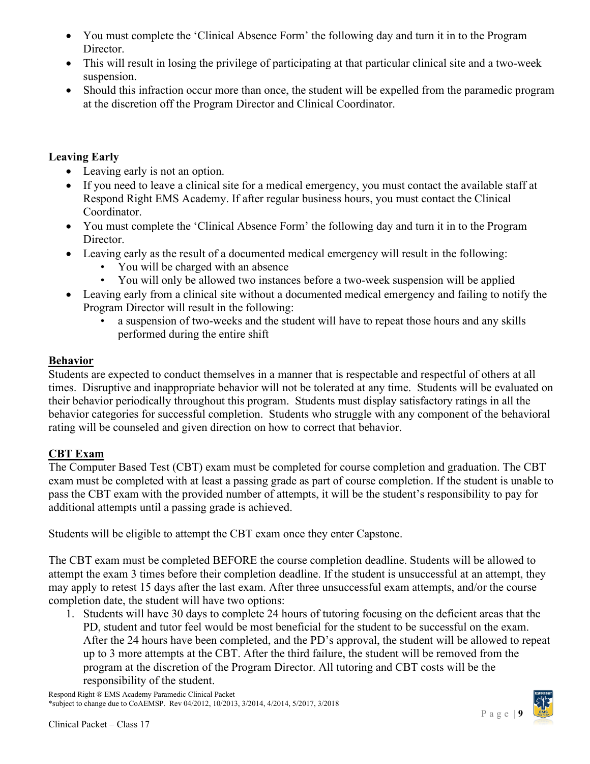- You must complete the 'Clinical Absence Form' the following day and turn it in to the Program Director.
- This will result in losing the privilege of participating at that particular clinical site and a two-week suspension.
- Should this infraction occur more than once, the student will be expelled from the paramedic program at the discretion off the Program Director and Clinical Coordinator.

**Leaving Early**

- Leaving early is not an option.
- If you need to leave a clinical site for a medical emergency, you must contact the available staff at Respond Right EMS Academy. If after regular business hours, you must contact the Clinical Coordinator.
- You must complete the 'Clinical Absence Form' the following day and turn it in to the Program Director.
- Leaving early as the result of a documented medical emergency will result in the following:
    - You will be charged with an absence
    - You will only be allowed two instances before a two-week suspension will be applied
- Leaving early from a clinical site without a documented medical emergency and failing to notify the Program Director will result in the following:
    - a suspension of two-weeks and the student will have to repeat those hours and any skills performed during the entire shift

## Behavior

Students are expected to conduct themselves in a manner that is respectable and respectful of others at all times. Disruptive and inappropriate behavior will not be tolerated at any time. Students will be evaluated on their behavior periodically throughout this program. Students must display satisfactory ratings in all the behavior categories for successful completion. Students who struggle with any component of the behavioral rating will be counseled and given direction on how to correct that behavior.

## CBT Exam

The Computer Based Test (CBT) exam must be completed for course completion and graduation. The CBT exam must be completed with at least a passing grade as part of course completion. If the student is unable to pass the CBT exam with the provided number of attempts, it will be the student's responsibility to pay for additional attempts until a passing grade is achieved.

Students will be eligible to attempt the CBT exam once they enter Capstone.

The CBT exam must be completed BEFORE the course completion deadline. Students will be allowed to attempt the exam 3 times before their completion deadline. If the student is unsuccessful at an attempt, they may apply to retest 15 days after the last exam. After three unsuccessful exam attempts, and/or the course completion date, the student will have two options:

1. Students will have 30 days to complete 24 hours of tutoring focusing on the deficient areas that the PD, student and tutor feel would be most beneficial for the student to be successful on the exam. After the 24 hours have been completed, and the PD's approval, the student will be allowed to repeat up to 3 more attempts at the CBT. After the third failure, the student will be removed from the program at the discretion of the Program Director. All tutoring and CBT costs will be the responsibility of the student.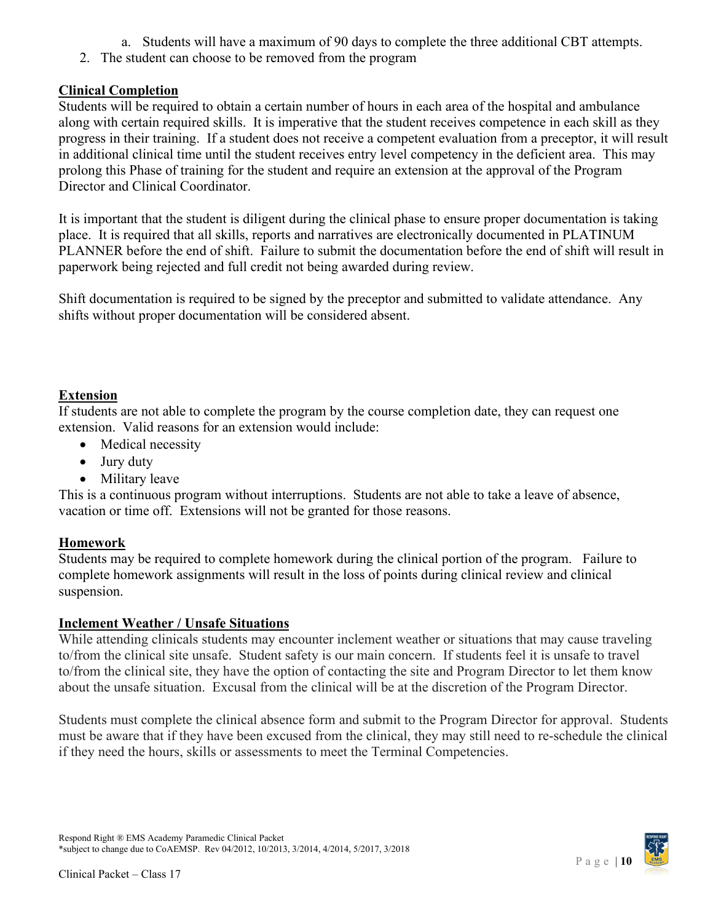a. Students will have a maximum of 90 days to complete the three additional CBT attempts.
2. The student can choose to be removed from the program

## Clinical Completion

Students will be required to obtain a certain number of hours in each area of the hospital and ambulance along with certain required skills. It is imperative that the student receives competence in each skill as they progress in their training. If a student does not receive a competent evaluation from a preceptor, it will result in additional clinical time until the student receives entry level competency in the deficient area. This may prolong this Phase of training for the student and require an extension at the approval of the Program Director and Clinical Coordinator.

It is important that the student is diligent during the clinical phase to ensure proper documentation is taking place. It is required that all skills, reports and narratives are electronically documented in PLATINUM PLANNER before the end of shift. Failure to submit the documentation before the end of shift will result in paperwork being rejected and full credit not being awarded during review.

Shift documentation is required to be signed by the preceptor and submitted to validate attendance. Any shifts without proper documentation will be considered absent.

## Extension

If students are not able to complete the program by the course completion date, they can request one extension. Valid reasons for an extension would include:

- Medical necessity
- Jury duty
- Military leave

This is a continuous program without interruptions. Students are not able to take a leave of absence, vacation or time off. Extensions will not be granted for those reasons.

## Homework

Students may be required to complete homework during the clinical portion of the program. Failure to complete homework assignments will result in the loss of points during clinical review and clinical suspension.

## Inclement Weather / Unsafe Situations

While attending clinicals students may encounter inclement weather or situations that may cause traveling to/from the clinical site unsafe. Student safety is our main concern. If students feel it is unsafe to travel to/from the clinical site, they have the option of contacting the site and Program Director to let them know about the unsafe situation. Excusal from the clinical will be at the discretion of the Program Director.

Students must complete the clinical absence form and submit to the Program Director for approval. Students must be aware that if they have been excused from the clinical, they may still need to re-schedule the clinical if they need the hours, skills or assessments to meet the Terminal Competencies.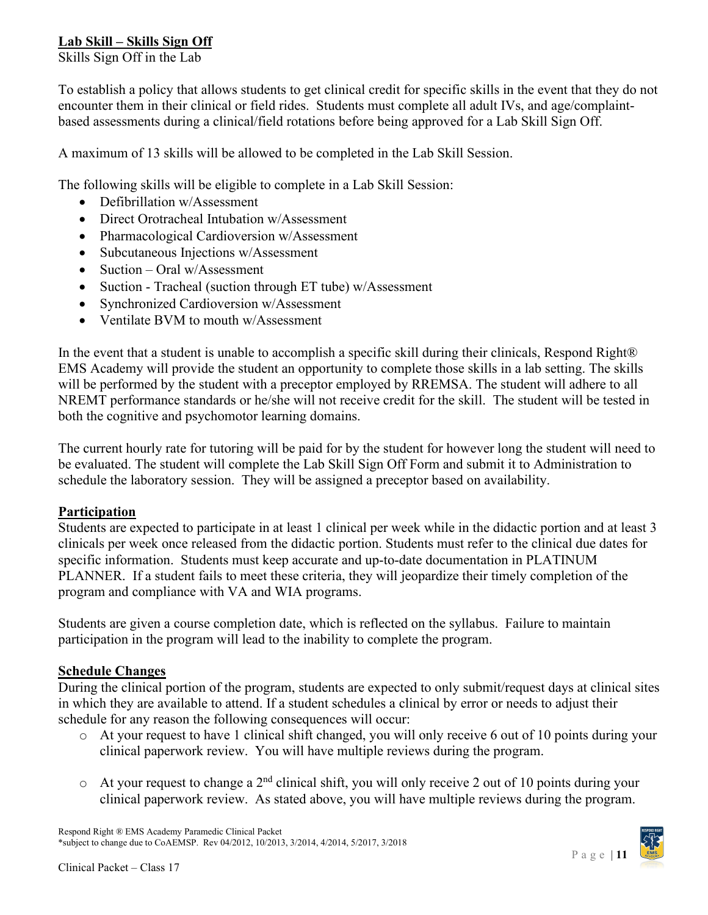**Lab Skill – Skills Sign Off**

Skills Sign Off in the Lab

To establish a policy that allows students to get clinical credit for specific skills in the event that they do not encounter them in their clinical or field rides. Students must complete all adult IVs, and age/complaint-based assessments during a clinical/field rotations before being approved for a Lab Skill Sign Off.

A maximum of 13 skills will be allowed to be completed in the Lab Skill Session.

The following skills will be eligible to complete in a Lab Skill Session:

- Defibrillation w/Assessment
- Direct Orotracheal Intubation w/Assessment
- Pharmacological Cardioversion w/Assessment
- Subcutaneous Injections w/Assessment
- Suction – Oral w/Assessment
- Suction - Tracheal (suction through ET tube) w/Assessment
- Synchronized Cardioversion w/Assessment
- Ventilate BVM to mouth w/Assessment

In the event that a student is unable to accomplish a specific skill during their clinicals, Respond Right® EMS Academy will provide the student an opportunity to complete those skills in a lab setting. The skills will be performed by the student with a preceptor employed by RREMSA. The student will adhere to all NREMT performance standards or he/she will not receive credit for the skill. The student will be tested in both the cognitive and psychomotor learning domains.

The current hourly rate for tutoring will be paid for by the student for however long the student will need to be evaluated. The student will complete the Lab Skill Sign Off Form and submit it to Administration to schedule the laboratory session. They will be assigned a preceptor based on availability.

**Participation**

Students are expected to participate in at least 1 clinical per week while in the didactic portion and at least 3 clinicals per week once released from the didactic portion. Students must refer to the clinical due dates for specific information. Students must keep accurate and up-to-date documentation in PLATINUM PLANNER. If a student fails to meet these criteria, they will jeopardize their timely completion of the program and compliance with VA and WIA programs.

Students are given a course completion date, which is reflected on the syllabus. Failure to maintain participation in the program will lead to the inability to complete the program.

**Schedule Changes**

During the clinical portion of the program, students are expected to only submit/request days at clinical sites in which they are available to attend. If a student schedules a clinical by error or needs to adjust their schedule for any reason the following consequences will occur:

- At your request to have 1 clinical shift changed, you will only receive 6 out of 10 points during your clinical paperwork review. You will have multiple reviews during the program.
- At your request to change a 2nd clinical shift, you will only receive 2 out of 10 points during your clinical paperwork review. As stated above, you will have multiple reviews during the program.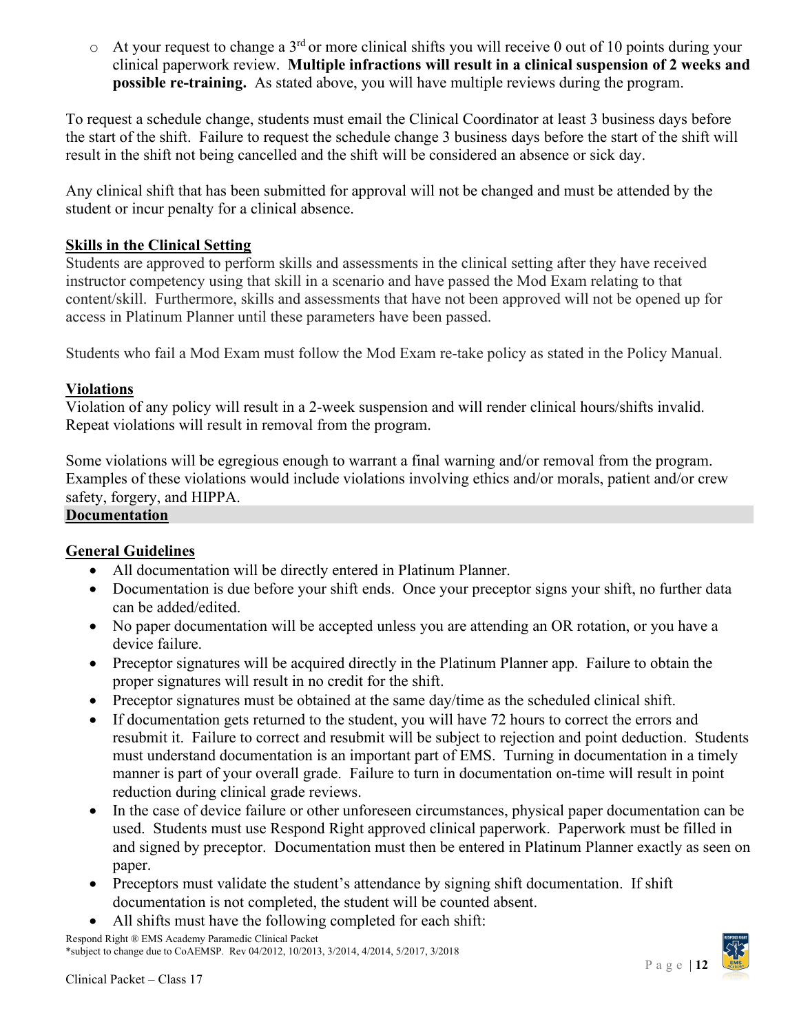- At your request to change a 3rd or more clinical shifts you will receive 0 out of 10 points during your clinical paperwork review. **Multiple infractions will result in a clinical suspension of 2 weeks and possible re-training.** As stated above, you will have multiple reviews during the program.

To request a schedule change, students must email the Clinical Coordinator at least 3 business days before the start of the shift. Failure to request the schedule change 3 business days before the start of the shift will result in the shift not being cancelled and the shift will be considered an absence or sick day.

Any clinical shift that has been submitted for approval will not be changed and must be attended by the student or incur penalty for a clinical absence.

**Skills in the Clinical Setting**

Students are approved to perform skills and assessments in the clinical setting after they have received instructor competency using that skill in a scenario and have passed the Mod Exam relating to that content/skill. Furthermore, skills and assessments that have not been approved will not be opened up for access in Platinum Planner until these parameters have been passed.

Students who fail a Mod Exam must follow the Mod Exam re-take policy as stated in the Policy Manual.

**Violations**

Violation of any policy will result in a 2-week suspension and will render clinical hours/shifts invalid. Repeat violations will result in removal from the program.

Some violations will be egregious enough to warrant a final warning and/or removal from the program. Examples of these violations would include violations involving ethics and/or morals, patient and/or crew safety, forgery, and HIPPA.

## Documentation

**General Guidelines**

- All documentation will be directly entered in Platinum Planner.
- Documentation is due before your shift ends. Once your preceptor signs your shift, no further data can be added/edited.
- No paper documentation will be accepted unless you are attending an OR rotation, or you have a device failure.
- Preceptor signatures will be acquired directly in the Platinum Planner app. Failure to obtain the proper signatures will result in no credit for the shift.
- Preceptor signatures must be obtained at the same day/time as the scheduled clinical shift.
- If documentation gets returned to the student, you will have 72 hours to correct the errors and resubmit it. Failure to correct and resubmit will be subject to rejection and point deduction. Students must understand documentation is an important part of EMS. Turning in documentation in a timely manner is part of your overall grade. Failure to turn in documentation on-time will result in point reduction during clinical grade reviews.
- In the case of device failure or other unforeseen circumstances, physical paper documentation can be used. Students must use Respond Right approved clinical paperwork. Paperwork must be filled in and signed by preceptor. Documentation must then be entered in Platinum Planner exactly as seen on paper.
- Preceptors must validate the student's attendance by signing shift documentation. If shift documentation is not completed, the student will be counted absent.
- All shifts must have the following completed for each shift: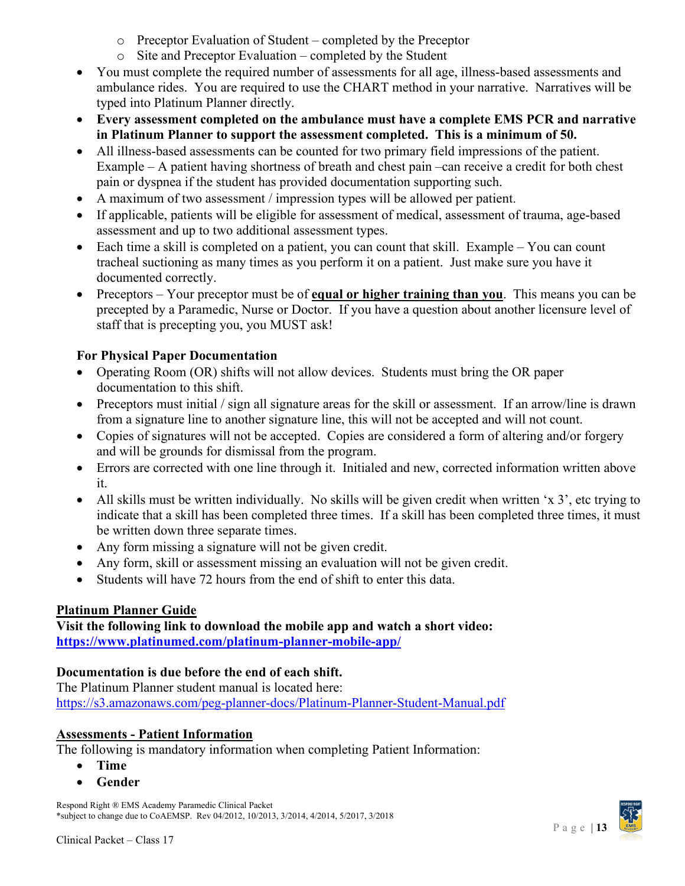- Preceptor Evaluation of Student – completed by the Preceptor
  - Site and Preceptor Evaluation – completed by the Student
- You must complete the required number of assessments for all age, illness-based assessments and ambulance rides. You are required to use the CHART method in your narrative. Narratives will be typed into Platinum Planner directly.
- **Every assessment completed on the ambulance must have a complete EMS PCR and narrative in Platinum Planner to support the assessment completed. This is a minimum of 50.**
- All illness-based assessments can be counted for two primary field impressions of the patient. Example – A patient having shortness of breath and chest pain –can receive a credit for both chest pain or dyspnea if the student has provided documentation supporting such.
- A maximum of two assessment / impression types will be allowed per patient.
- If applicable, patients will be eligible for assessment of medical, assessment of trauma, age-based assessment and up to two additional assessment types.
- Each time a skill is completed on a patient, you can count that skill. Example – You can count tracheal suctioning as many times as you perform it on a patient. Just make sure you have it documented correctly.
- Preceptors – Your preceptor must be of **equal or higher training than you**. This means you can be precepted by a Paramedic, Nurse or Doctor. If you have a question about another licensure level of staff that is precepting you, you MUST ask!

**For Physical Paper Documentation**

- Operating Room (OR) shifts will not allow devices. Students must bring the OR paper documentation to this shift.
- Preceptors must initial / sign all signature areas for the skill or assessment. If an arrow/line is drawn from a signature line to another signature line, this will not be accepted and will not count.
- Copies of signatures will not be accepted. Copies are considered a form of altering and/or forgery and will be grounds for dismissal from the program.
- Errors are corrected with one line through it. Initialed and new, corrected information written above it.
- All skills must be written individually. No skills will be given credit when written 'x 3', etc trying to indicate that a skill has been completed three times. If a skill has been completed three times, it must be written down three separate times.
- Any form missing a signature will not be given credit.
- Any form, skill or assessment missing an evaluation will not be given credit.
- Students will have 72 hours from the end of shift to enter this data.

## Platinum Planner Guide

**Visit the following link to download the mobile app and watch a short video:**
**https://www.platinumed.com/platinum-planner-mobile-app/**

**Documentation is due before the end of each shift.**
The Platinum Planner student manual is located here:
https://s3.amazonaws.com/peg-planner-docs/Platinum-Planner-Student-Manual.pdf

## Assessments - Patient Information

The following is mandatory information when completing Patient Information:

- **Time**
- **Gender**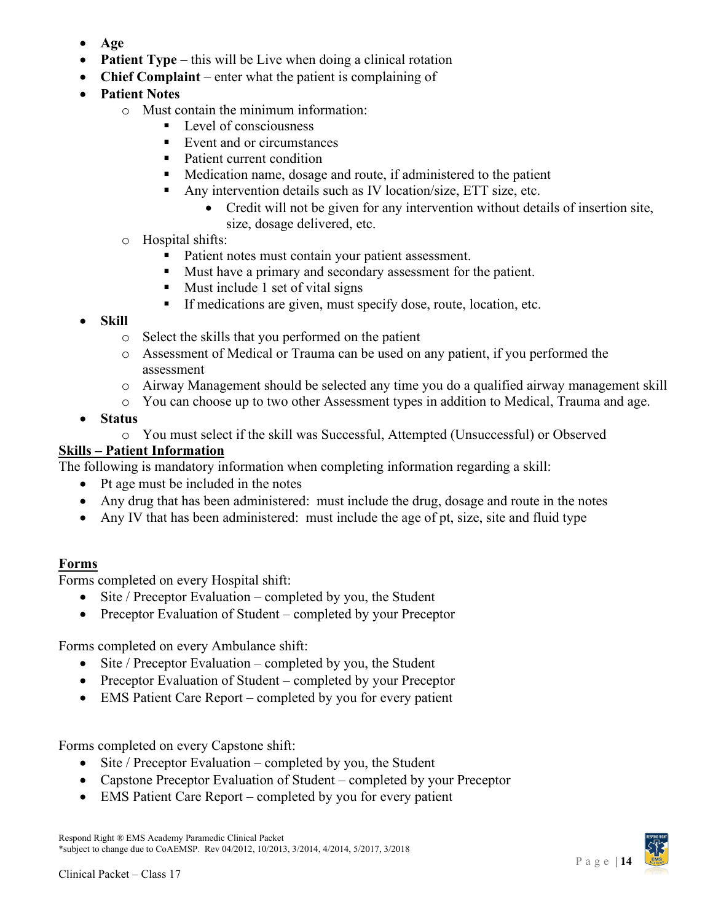- **Age**
- **Patient Type** – this will be Live when doing a clinical rotation
- **Chief Complaint** – enter what the patient is complaining of
- **Patient Notes**
    - Must contain the minimum information:
        - Level of consciousness
        - Event and or circumstances
        - Patient current condition
        - Medication name, dosage and route, if administered to the patient
        - Any intervention details such as IV location/size, ETT size, etc.
            - Credit will not be given for any intervention without details of insertion site, size, dosage delivered, etc.
    - Hospital shifts:
        - Patient notes must contain your patient assessment.
        - Must have a primary and secondary assessment for the patient.
        - Must include 1 set of vital signs
        - If medications are given, must specify dose, route, location, etc.
- **Skill**
    - Select the skills that you performed on the patient
    - Assessment of Medical or Trauma can be used on any patient, if you performed the assessment
    - Airway Management should be selected any time you do a qualified airway management skill
    - You can choose up to two other Assessment types in addition to Medical, Trauma and age.
- **Status**
    - You must select if the skill was Successful, Attempted (Unsuccessful) or Observed

**Skills – Patient Information**

The following is mandatory information when completing information regarding a skill:

- Pt age must be included in the notes
- Any drug that has been administered: must include the drug, dosage and route in the notes
- Any IV that has been administered: must include the age of pt, size, site and fluid type

**Forms**

Forms completed on every Hospital shift:

- Site / Preceptor Evaluation – completed by you, the Student
- Preceptor Evaluation of Student – completed by your Preceptor

Forms completed on every Ambulance shift:

- Site / Preceptor Evaluation – completed by you, the Student
- Preceptor Evaluation of Student – completed by your Preceptor
- EMS Patient Care Report – completed by you for every patient

Forms completed on every Capstone shift:

- Site / Preceptor Evaluation – completed by you, the Student
- Capstone Preceptor Evaluation of Student – completed by your Preceptor
- EMS Patient Care Report – completed by you for every patient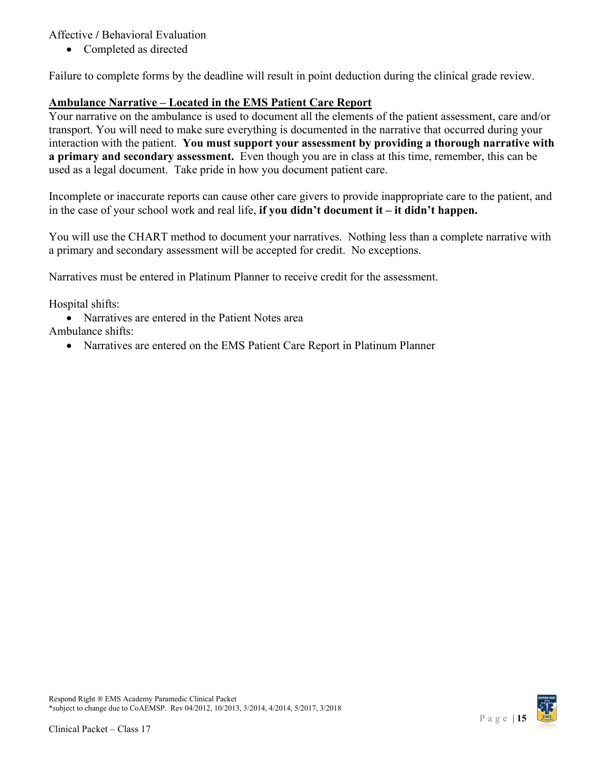Affective / Behavioral Evaluation

- Completed as directed

Failure to complete forms by the deadline will result in point deduction during the clinical grade review.

## Ambulance Narrative – Located in the EMS Patient Care Report

Your narrative on the ambulance is used to document all the elements of the patient assessment, care and/or transport. You will need to make sure everything is documented in the narrative that occurred during your interaction with the patient. **You must support your assessment by providing a thorough narrative with a primary and secondary assessment.** Even though you are in class at this time, remember, this can be used as a legal document. Take pride in how you document patient care.

Incomplete or inaccurate reports can cause other care givers to provide inappropriate care to the patient, and in the case of your school work and real life, **if you didn't document it – it didn't happen.**

You will use the CHART method to document your narratives. Nothing less than a complete narrative with a primary and secondary assessment will be accepted for credit. No exceptions.

Narratives must be entered in Platinum Planner to receive credit for the assessment.

Hospital shifts:

- Narratives are entered in the Patient Notes area

Ambulance shifts:

- Narratives are entered on the EMS Patient Care Report in Platinum Planner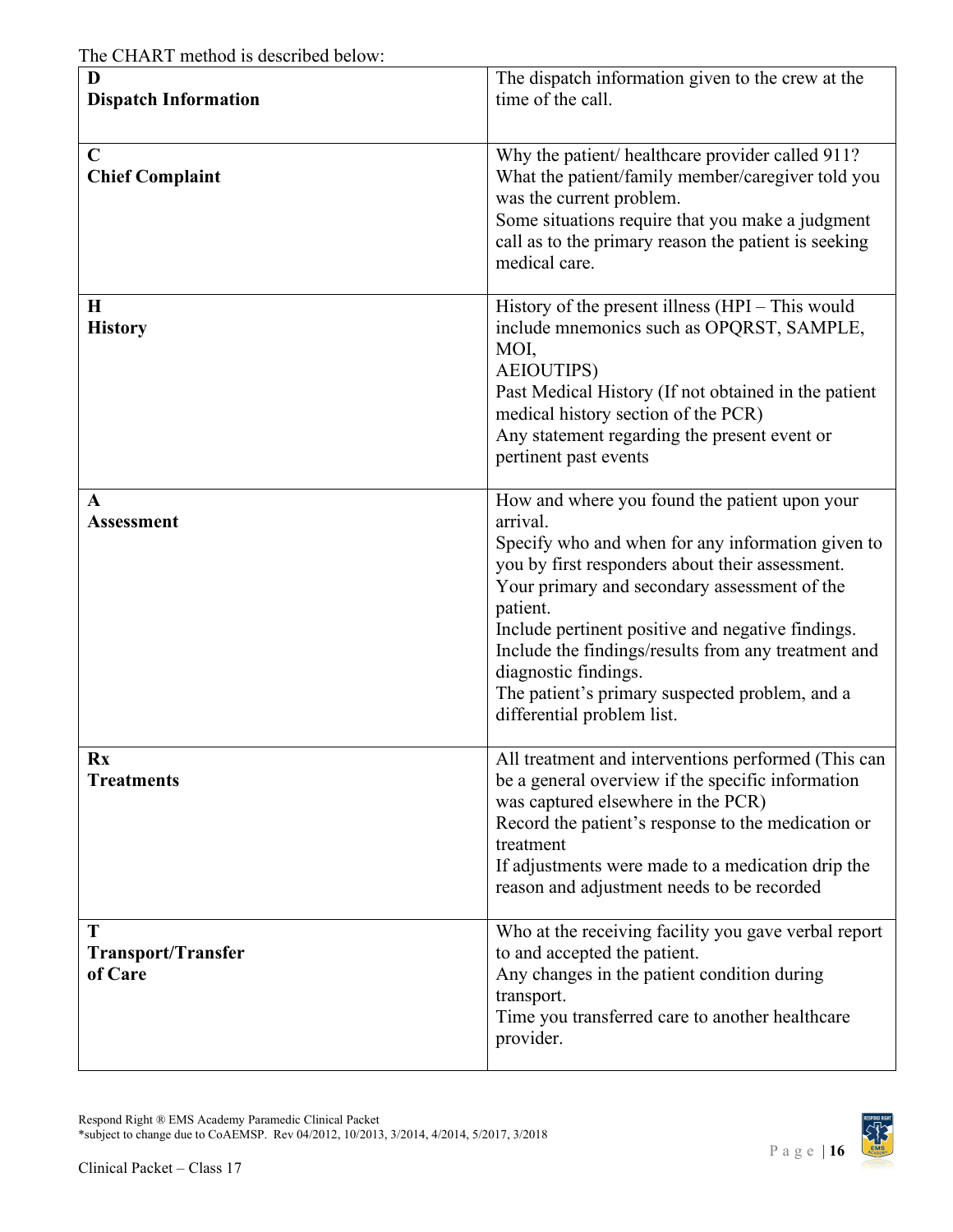The CHART method is described below:

| | |
|---|---|
| **D**<br>**Dispatch Information** | The dispatch information given to the crew at the time of the call. |
| **C**<br>**Chief Complaint** | Why the patient/ healthcare provider called 911?<br>What the patient/family member/caregiver told you was the current problem.<br>Some situations require that you make a judgment call as to the primary reason the patient is seeking medical care. |
| **H**<br>**History** | History of the present illness (HPI – This would include mnemonics such as OPQRST, SAMPLE, MOI,<br>AEIOUTIPS)<br>Past Medical History (If not obtained in the patient medical history section of the PCR)<br>Any statement regarding the present event or pertinent past events |
| **A**<br>**Assessment** | How and where you found the patient upon your arrival.<br>Specify who and when for any information given to you by first responders about their assessment.<br>Your primary and secondary assessment of the patient.<br>Include pertinent positive and negative findings.<br>Include the findings/results from any treatment and diagnostic findings.<br>The patient's primary suspected problem, and a differential problem list. |
| **Rx**<br>**Treatments** | All treatment and interventions performed (This can be a general overview if the specific information was captured elsewhere in the PCR)<br>Record the patient's response to the medication or treatment<br>If adjustments were made to a medication drip the reason and adjustment needs to be recorded |
| **T**<br>**Transport/Transfer of Care** | Who at the receiving facility you gave verbal report to and accepted the patient.<br>Any changes in the patient condition during transport.<br>Time you transferred care to another healthcare provider. |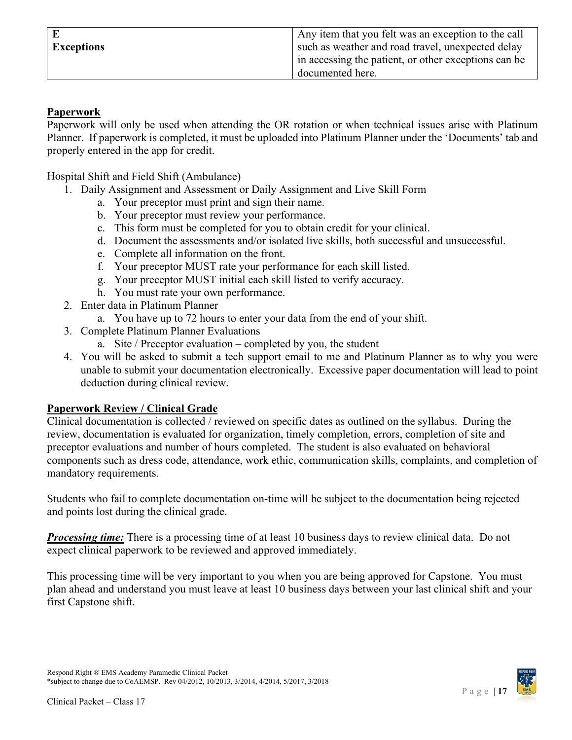| E<br>**Exceptions** | Any item that you felt was an exception to the call such as weather and road travel, unexpected delay in accessing the patient, or other exceptions can be documented here. |
|---|---|

## Paperwork

Paperwork will only be used when attending the OR rotation or when technical issues arise with Platinum Planner. If paperwork is completed, it must be uploaded into Platinum Planner under the 'Documents' tab and properly entered in the app for credit.

Hospital Shift and Field Shift (Ambulance)

1. Daily Assignment and Assessment or Daily Assignment and Live Skill Form
   a. Your preceptor must print and sign their name.
   b. Your preceptor must review your performance.
   c. This form must be completed for you to obtain credit for your clinical.
   d. Document the assessments and/or isolated live skills, both successful and unsuccessful.
   e. Complete all information on the front.
   f. Your preceptor MUST rate your performance for each skill listed.
   g. Your preceptor MUST initial each skill listed to verify accuracy.
   h. You must rate your own performance.
2. Enter data in Platinum Planner
   a. You have up to 72 hours to enter your data from the end of your shift.
3. Complete Platinum Planner Evaluations
   a. Site / Preceptor evaluation – completed by you, the student
4. You will be asked to submit a tech support email to me and Platinum Planner as to why you were unable to submit your documentation electronically. Excessive paper documentation will lead to point deduction during clinical review.

## Paperwork Review / Clinical Grade

Clinical documentation is collected / reviewed on specific dates as outlined on the syllabus. During the review, documentation is evaluated for organization, timely completion, errors, completion of site and preceptor evaluations and number of hours completed. The student is also evaluated on behavioral components such as dress code, attendance, work ethic, communication skills, complaints, and completion of mandatory requirements.

Students who fail to complete documentation on-time will be subject to the documentation being rejected and points lost during the clinical grade.

***Processing time:*** There is a processing time of at least 10 business days to review clinical data. Do not expect clinical paperwork to be reviewed and approved immediately.

This processing time will be very important to you when you are being approved for Capstone. You must plan ahead and understand you must leave at least 10 business days between your last clinical shift and your first Capstone shift.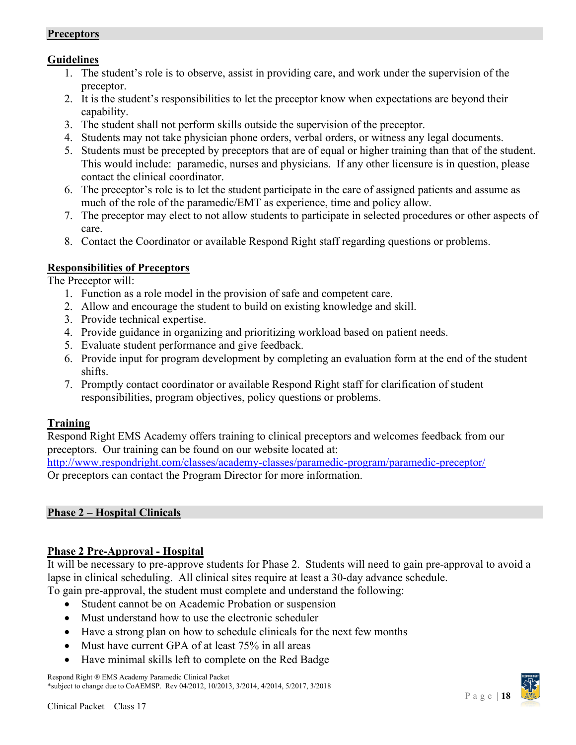## Preceptors

### Guidelines

1. The student's role is to observe, assist in providing care, and work under the supervision of the preceptor.
2. It is the student's responsibilities to let the preceptor know when expectations are beyond their capability.
3. The student shall not perform skills outside the supervision of the preceptor.
4. Students may not take physician phone orders, verbal orders, or witness any legal documents.
5. Students must be precepted by preceptors that are of equal or higher training than that of the student. This would include: paramedic, nurses and physicians. If any other licensure is in question, please contact the clinical coordinator.
6. The preceptor's role is to let the student participate in the care of assigned patients and assume as much of the role of the paramedic/EMT as experience, time and policy allow.
7. The preceptor may elect to not allow students to participate in selected procedures or other aspects of care.
8. Contact the Coordinator or available Respond Right staff regarding questions or problems.

### Responsibilities of Preceptors

The Preceptor will:

1. Function as a role model in the provision of safe and competent care.
2. Allow and encourage the student to build on existing knowledge and skill.
3. Provide technical expertise.
4. Provide guidance in organizing and prioritizing workload based on patient needs.
5. Evaluate student performance and give feedback.
6. Provide input for program development by completing an evaluation form at the end of the student shifts.
7. Promptly contact coordinator or available Respond Right staff for clarification of student responsibilities, program objectives, policy questions or problems.

### Training

Respond Right EMS Academy offers training to clinical preceptors and welcomes feedback from our preceptors. Our training can be found on our website located at:
http://www.respondright.com/classes/academy-classes/paramedic-program/paramedic-preceptor/
Or preceptors can contact the Program Director for more information.

## Phase 2 – Hospital Clinicals

### Phase 2 Pre-Approval - Hospital

It will be necessary to pre-approve students for Phase 2. Students will need to gain pre-approval to avoid a lapse in clinical scheduling. All clinical sites require at least a 30-day advance schedule.
To gain pre-approval, the student must complete and understand the following:

- Student cannot be on Academic Probation or suspension
- Must understand how to use the electronic scheduler
- Have a strong plan on how to schedule clinicals for the next few months
- Must have current GPA of at least 75% in all areas
- Have minimal skills left to complete on the Red Badge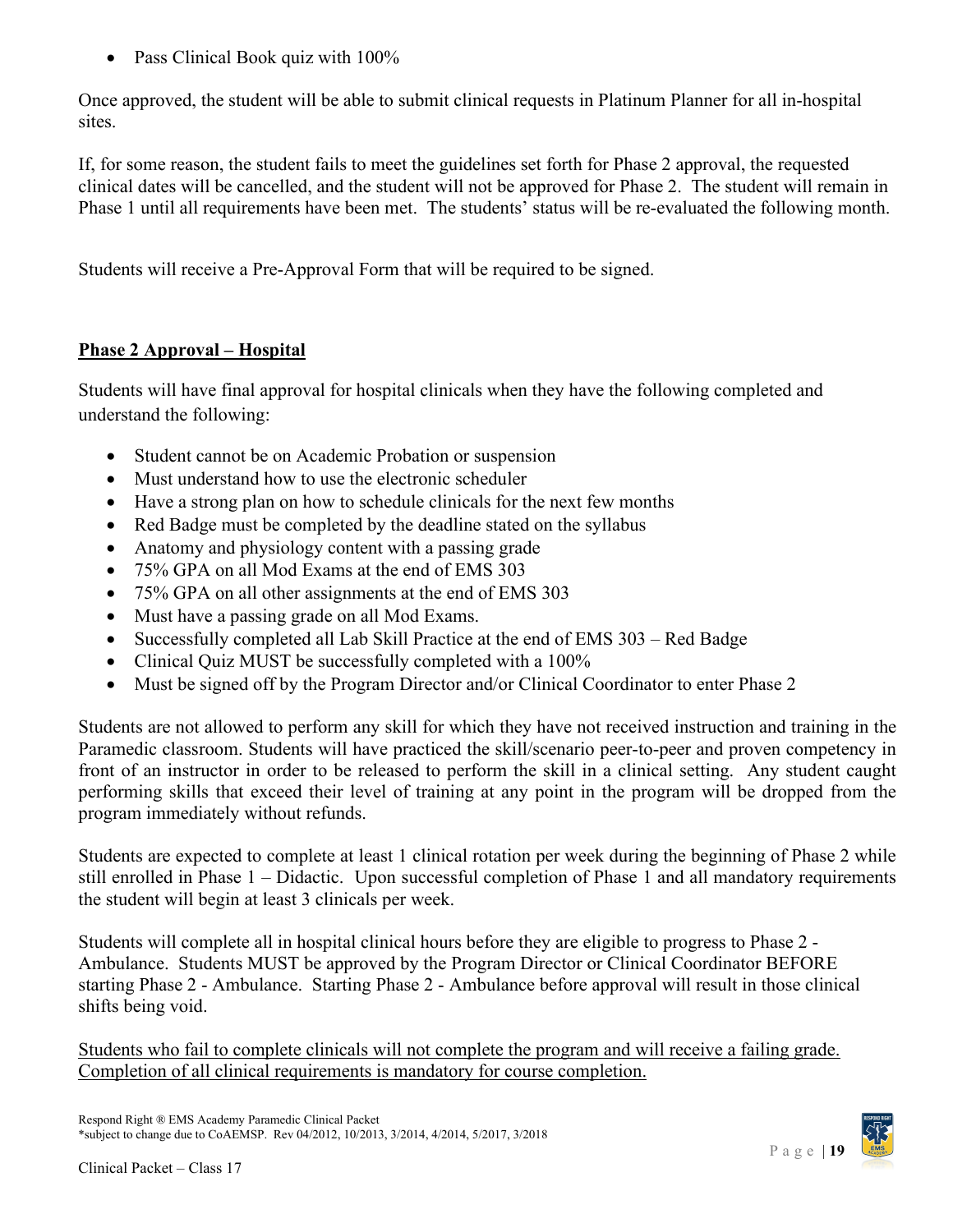- Pass Clinical Book quiz with 100%

Once approved, the student will be able to submit clinical requests in Platinum Planner for all in-hospital sites.

If, for some reason, the student fails to meet the guidelines set forth for Phase 2 approval, the requested clinical dates will be cancelled, and the student will not be approved for Phase 2. The student will remain in Phase 1 until all requirements have been met. The students' status will be re-evaluated the following month.

Students will receive a Pre-Approval Form that will be required to be signed.

## Phase 2 Approval – Hospital

Students will have final approval for hospital clinicals when they have the following completed and understand the following:

- Student cannot be on Academic Probation or suspension
- Must understand how to use the electronic scheduler
- Have a strong plan on how to schedule clinicals for the next few months
- Red Badge must be completed by the deadline stated on the syllabus
- Anatomy and physiology content with a passing grade
- 75% GPA on all Mod Exams at the end of EMS 303
- 75% GPA on all other assignments at the end of EMS 303
- Must have a passing grade on all Mod Exams.
- Successfully completed all Lab Skill Practice at the end of EMS 303 – Red Badge
- Clinical Quiz MUST be successfully completed with a 100%
- Must be signed off by the Program Director and/or Clinical Coordinator to enter Phase 2

Students are not allowed to perform any skill for which they have not received instruction and training in the Paramedic classroom. Students will have practiced the skill/scenario peer-to-peer and proven competency in front of an instructor in order to be released to perform the skill in a clinical setting. Any student caught performing skills that exceed their level of training at any point in the program will be dropped from the program immediately without refunds.

Students are expected to complete at least 1 clinical rotation per week during the beginning of Phase 2 while still enrolled in Phase 1 – Didactic. Upon successful completion of Phase 1 and all mandatory requirements the student will begin at least 3 clinicals per week.

Students will complete all in hospital clinical hours before they are eligible to progress to Phase 2 - Ambulance. Students MUST be approved by the Program Director or Clinical Coordinator BEFORE starting Phase 2 - Ambulance. Starting Phase 2 - Ambulance before approval will result in those clinical shifts being void.

<u>Students who fail to complete clinicals will not complete the program and will receive a failing grade. Completion of all clinical requirements is mandatory for course completion.</u>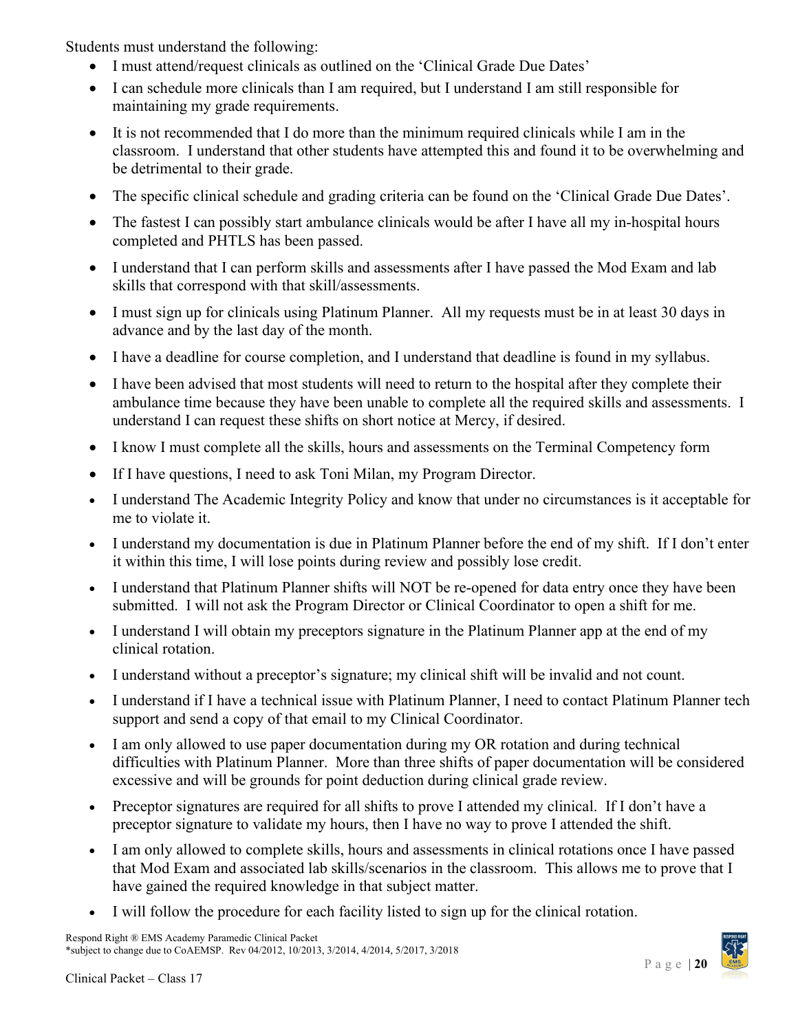Students must understand the following:

- I must attend/request clinicals as outlined on the 'Clinical Grade Due Dates'
- I can schedule more clinicals than I am required, but I understand I am still responsible for maintaining my grade requirements.
- It is not recommended that I do more than the minimum required clinicals while I am in the classroom. I understand that other students have attempted this and found it to be overwhelming and be detrimental to their grade.
- The specific clinical schedule and grading criteria can be found on the 'Clinical Grade Due Dates'.
- The fastest I can possibly start ambulance clinicals would be after I have all my in-hospital hours completed and PHTLS has been passed.
- I understand that I can perform skills and assessments after I have passed the Mod Exam and lab skills that correspond with that skill/assessments.
- I must sign up for clinicals using Platinum Planner. All my requests must be in at least 30 days in advance and by the last day of the month.
- I have a deadline for course completion, and I understand that deadline is found in my syllabus.
- I have been advised that most students will need to return to the hospital after they complete their ambulance time because they have been unable to complete all the required skills and assessments. I understand I can request these shifts on short notice at Mercy, if desired.
- I know I must complete all the skills, hours and assessments on the Terminal Competency form
- If I have questions, I need to ask Toni Milan, my Program Director.
- I understand The Academic Integrity Policy and know that under no circumstances is it acceptable for me to violate it.
- I understand my documentation is due in Platinum Planner before the end of my shift. If I don't enter it within this time, I will lose points during review and possibly lose credit.
- I understand that Platinum Planner shifts will NOT be re-opened for data entry once they have been submitted. I will not ask the Program Director or Clinical Coordinator to open a shift for me.
- I understand I will obtain my preceptors signature in the Platinum Planner app at the end of my clinical rotation.
- I understand without a preceptor's signature; my clinical shift will be invalid and not count.
- I understand if I have a technical issue with Platinum Planner, I need to contact Platinum Planner tech support and send a copy of that email to my Clinical Coordinator.
- I am only allowed to use paper documentation during my OR rotation and during technical difficulties with Platinum Planner. More than three shifts of paper documentation will be considered excessive and will be grounds for point deduction during clinical grade review.
- Preceptor signatures are required for all shifts to prove I attended my clinical. If I don't have a preceptor signature to validate my hours, then I have no way to prove I attended the shift.
- I am only allowed to complete skills, hours and assessments in clinical rotations once I have passed that Mod Exam and associated lab skills/scenarios in the classroom. This allows me to prove that I have gained the required knowledge in that subject matter.
- I will follow the procedure for each facility listed to sign up for the clinical rotation.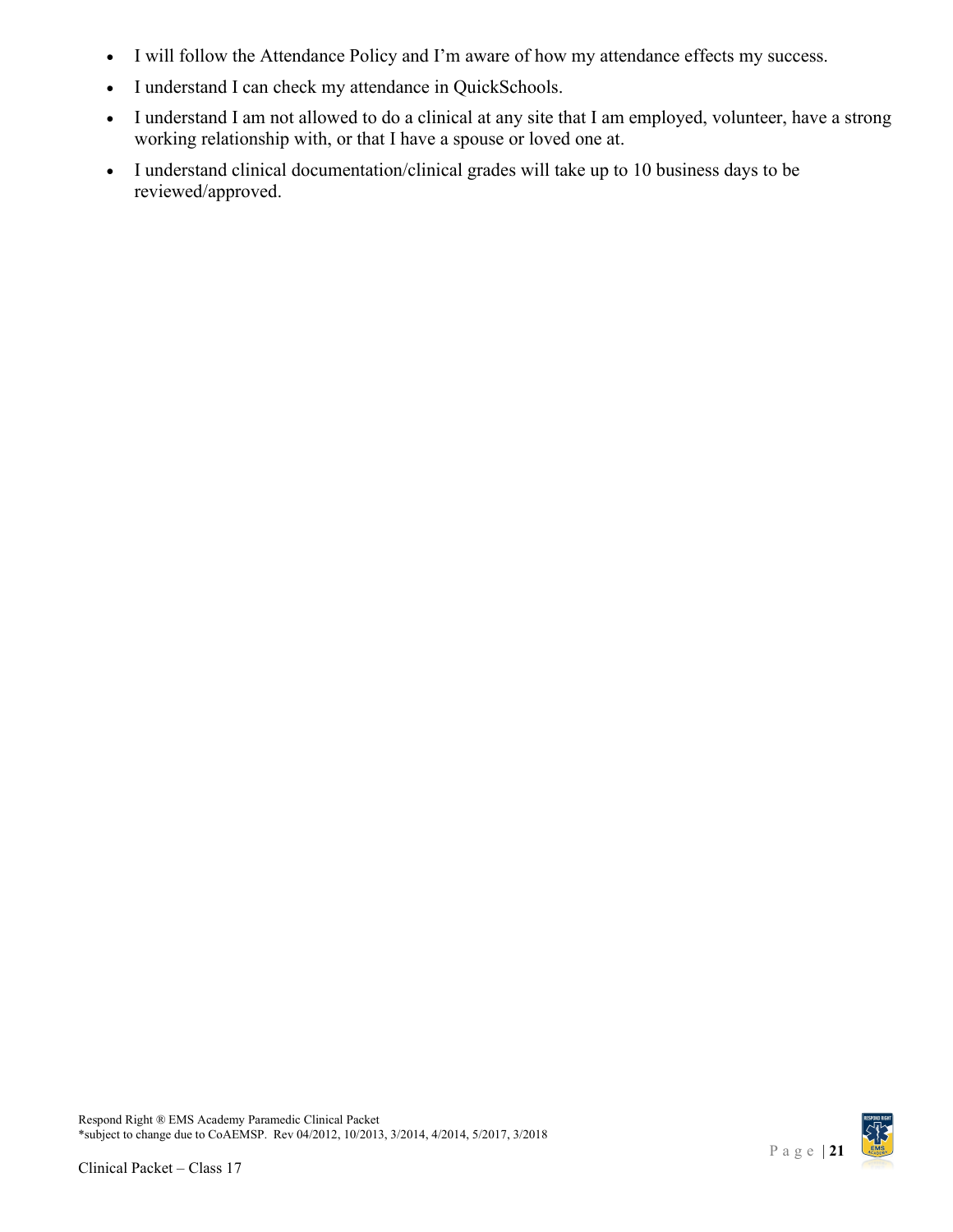- I will follow the Attendance Policy and I'm aware of how my attendance effects my success.
- I understand I can check my attendance in QuickSchools.
- I understand I am not allowed to do a clinical at any site that I am employed, volunteer, have a strong working relationship with, or that I have a spouse or loved one at.
- I understand clinical documentation/clinical grades will take up to 10 business days to be reviewed/approved.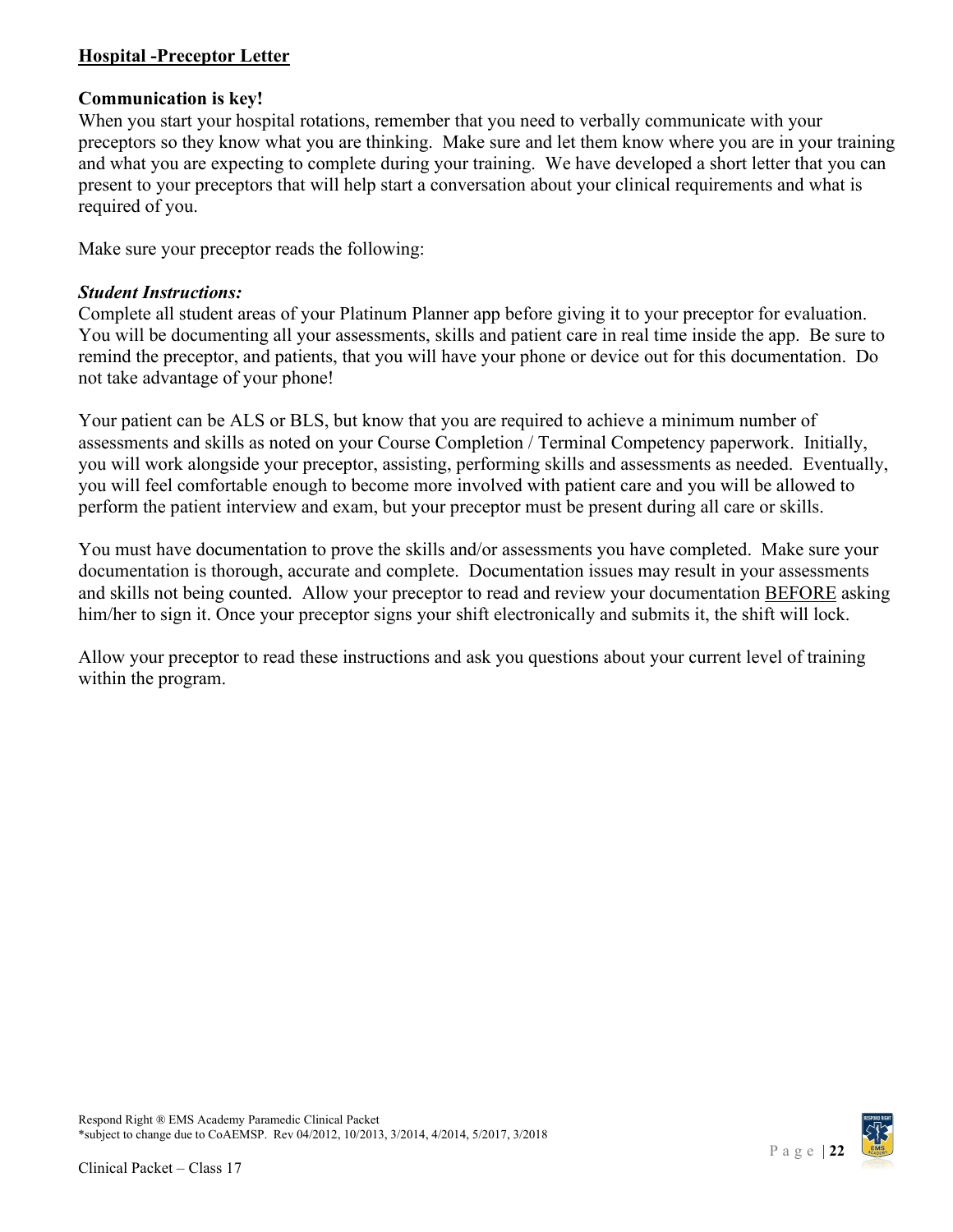## Hospital -Preceptor Letter

**Communication is key!**

When you start your hospital rotations, remember that you need to verbally communicate with your preceptors so they know what you are thinking. Make sure and let them know where you are in your training and what you are expecting to complete during your training. We have developed a short letter that you can present to your preceptors that will help start a conversation about your clinical requirements and what is required of you.

Make sure your preceptor reads the following:

***Student Instructions:***

Complete all student areas of your Platinum Planner app before giving it to your preceptor for evaluation. You will be documenting all your assessments, skills and patient care in real time inside the app. Be sure to remind the preceptor, and patients, that you will have your phone or device out for this documentation. Do not take advantage of your phone!

Your patient can be ALS or BLS, but know that you are required to achieve a minimum number of assessments and skills as noted on your Course Completion / Terminal Competency paperwork. Initially, you will work alongside your preceptor, assisting, performing skills and assessments as needed. Eventually, you will feel comfortable enough to become more involved with patient care and you will be allowed to perform the patient interview and exam, but your preceptor must be present during all care or skills.

You must have documentation to prove the skills and/or assessments you have completed. Make sure your documentation is thorough, accurate and complete. Documentation issues may result in your assessments and skills not being counted. Allow your preceptor to read and review your documentation <u>BEFORE</u> asking him/her to sign it. Once your preceptor signs your shift electronically and submits it, the shift will lock.

Allow your preceptor to read these instructions and ask you questions about your current level of training within the program.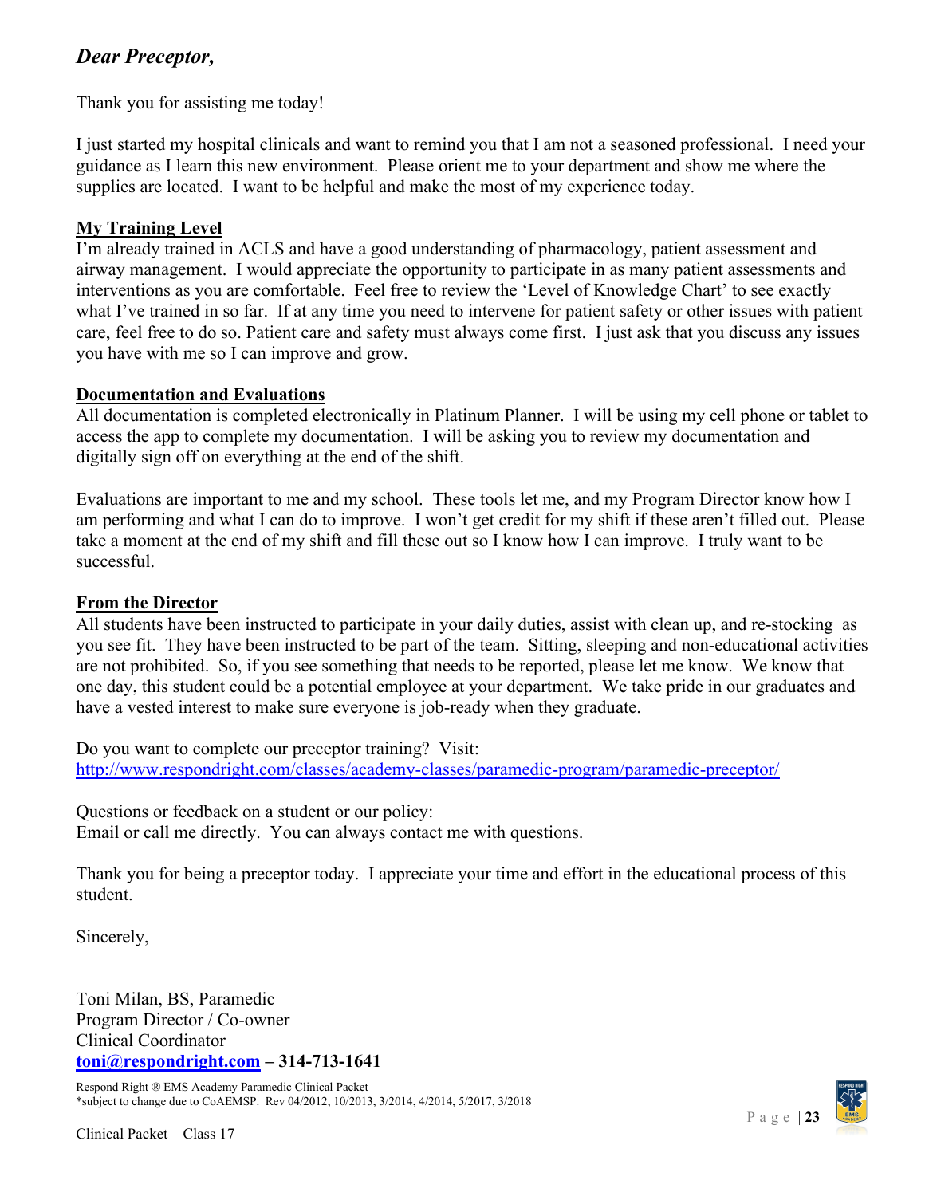## *Dear Preceptor,*

Thank you for assisting me today!

I just started my hospital clinicals and want to remind you that I am not a seasoned professional. I need your guidance as I learn this new environment. Please orient me to your department and show me where the supplies are located. I want to be helpful and make the most of my experience today.

### My Training Level

I'm already trained in ACLS and have a good understanding of pharmacology, patient assessment and airway management. I would appreciate the opportunity to participate in as many patient assessments and interventions as you are comfortable. Feel free to review the 'Level of Knowledge Chart' to see exactly what I've trained in so far. If at any time you need to intervene for patient safety or other issues with patient care, feel free to do so. Patient care and safety must always come first. I just ask that you discuss any issues you have with me so I can improve and grow.

### Documentation and Evaluations

All documentation is completed electronically in Platinum Planner. I will be using my cell phone or tablet to access the app to complete my documentation. I will be asking you to review my documentation and digitally sign off on everything at the end of the shift.

Evaluations are important to me and my school. These tools let me, and my Program Director know how I am performing and what I can do to improve. I won't get credit for my shift if these aren't filled out. Please take a moment at the end of my shift and fill these out so I know how I can improve. I truly want to be successful.

### From the Director

All students have been instructed to participate in your daily duties, assist with clean up, and re-stocking as you see fit. They have been instructed to be part of the team. Sitting, sleeping and non-educational activities are not prohibited. So, if you see something that needs to be reported, please let me know. We know that one day, this student could be a potential employee at your department. We take pride in our graduates and have a vested interest to make sure everyone is job-ready when they graduate.

Do you want to complete our preceptor training? Visit:
http://www.respondright.com/classes/academy-classes/paramedic-program/paramedic-preceptor/

Questions or feedback on a student or our policy:
Email or call me directly. You can always contact me with questions.

Thank you for being a preceptor today. I appreciate your time and effort in the educational process of this student.

Sincerely,

Toni Milan, BS, Paramedic
Program Director / Co-owner
Clinical Coordinator
**toni@respondright.com – 314-713-1641**

Respond Right ® EMS Academy Paramedic Clinical Packet
*subject to change due to CoAEMSP. Rev 04/2012, 10/2013, 3/2014, 4/2014, 5/2017, 3/2018

Clinical Packet – Class 17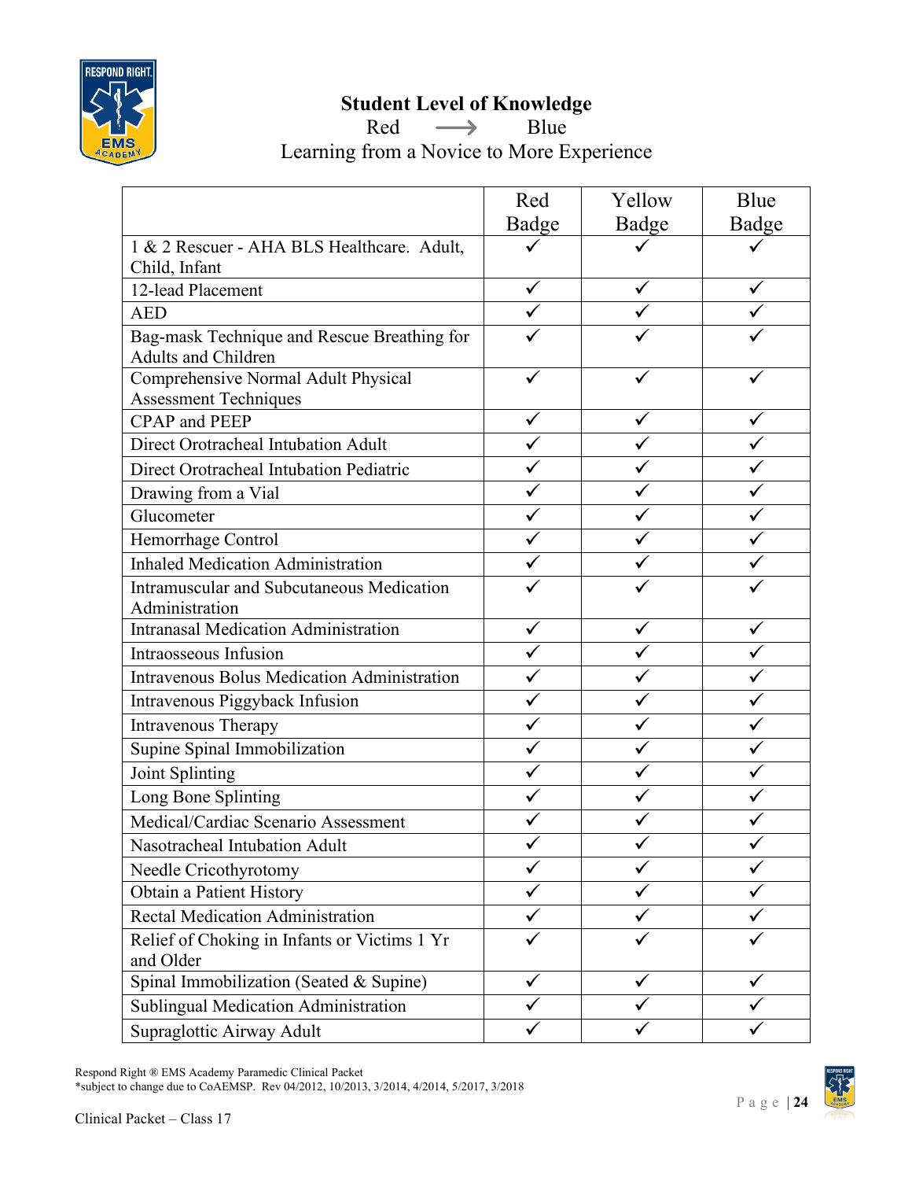## Student Level of Knowledge

Red ⟶ Blue

Learning from a Novice to More Experience

| | Red Badge | Yellow Badge | Blue Badge |
|---|---|---|---|
| 1 & 2 Rescuer - AHA BLS Healthcare. Adult, Child, Infant | ✓ | ✓ | ✓ |
| 12-lead Placement | ✓ | ✓ | ✓ |
| AED | ✓ | ✓ | ✓ |
| Bag-mask Technique and Rescue Breathing for Adults and Children | ✓ | ✓ | ✓ |
| Comprehensive Normal Adult Physical Assessment Techniques | ✓ | ✓ | ✓ |
| CPAP and PEEP | ✓ | ✓ | ✓ |
| Direct Orotracheal Intubation Adult | ✓ | ✓ | ✓ |
| Direct Orotracheal Intubation Pediatric | ✓ | ✓ | ✓ |
| Drawing from a Vial | ✓ | ✓ | ✓ |
| Glucometer | ✓ | ✓ | ✓ |
| Hemorrhage Control | ✓ | ✓ | ✓ |
| Inhaled Medication Administration | ✓ | ✓ | ✓ |
| Intramuscular and Subcutaneous Medication Administration | ✓ | ✓ | ✓ |
| Intranasal Medication Administration | ✓ | ✓ | ✓ |
| Intraosseous Infusion | ✓ | ✓ | ✓ |
| Intravenous Bolus Medication Administration | ✓ | ✓ | ✓ |
| Intravenous Piggyback Infusion | ✓ | ✓ | ✓ |
| Intravenous Therapy | ✓ | ✓ | ✓ |
| Supine Spinal Immobilization | ✓ | ✓ | ✓ |
| Joint Splinting | ✓ | ✓ | ✓ |
| Long Bone Splinting | ✓ | ✓ | ✓ |
| Medical/Cardiac Scenario Assessment | ✓ | ✓ | ✓ |
| Nasotracheal Intubation Adult | ✓ | ✓ | ✓ |
| Needle Cricothyrotomy | ✓ | ✓ | ✓ |
| Obtain a Patient History | ✓ | ✓ | ✓ |
| Rectal Medication Administration | ✓ | ✓ | ✓ |
| Relief of Choking in Infants or Victims 1 Yr and Older | ✓ | ✓ | ✓ |
| Spinal Immobilization (Seated & Supine) | ✓ | ✓ | ✓ |
| Sublingual Medication Administration | ✓ | ✓ | ✓ |
| Supraglottic Airway Adult | ✓ | ✓ | ✓ |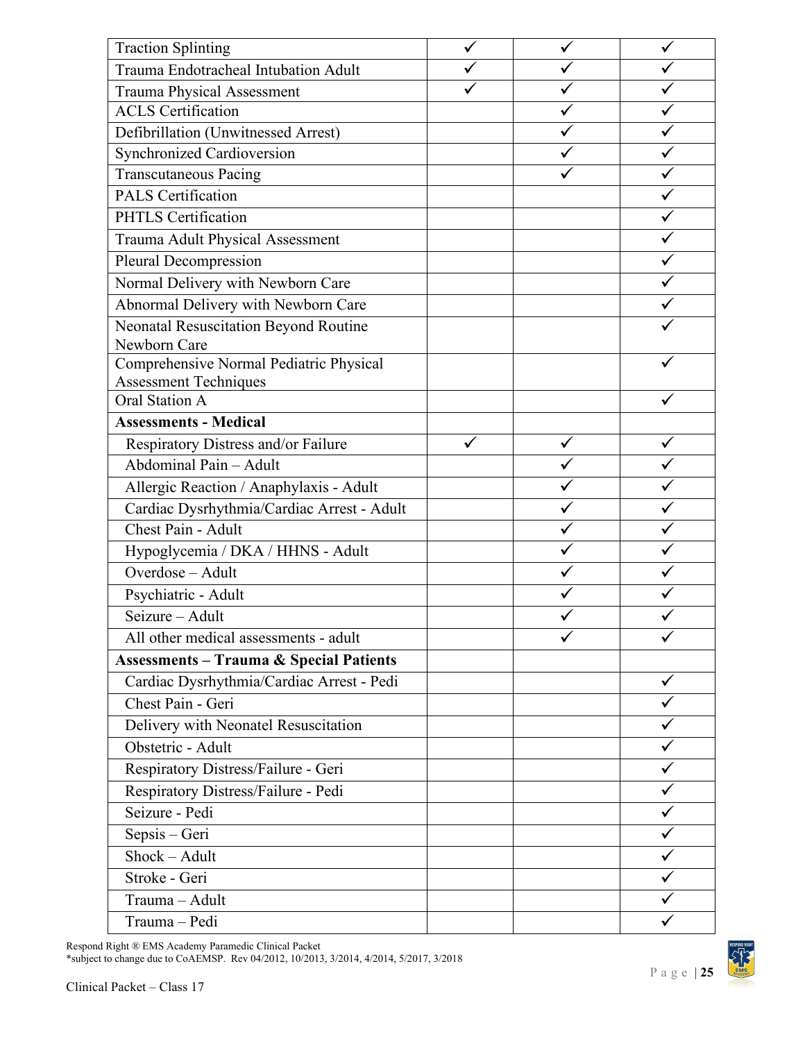| | | | |
|---|---|---|---|
| Traction Splinting | ✓ | ✓ | ✓ |
| Trauma Endotracheal Intubation Adult | ✓ | ✓ | ✓ |
| Trauma Physical Assessment | ✓ | ✓ | ✓ |
| ACLS Certification | | ✓ | ✓ |
| Defibrillation (Unwitnessed Arrest) | | ✓ | ✓ |
| Synchronized Cardioversion | | ✓ | ✓ |
| Transcutaneous Pacing | | ✓ | ✓ |
| PALS Certification | | | ✓ |
| PHTLS Certification | | | ✓ |
| Trauma Adult Physical Assessment | | | ✓ |
| Pleural Decompression | | | ✓ |
| Normal Delivery with Newborn Care | | | ✓ |
| Abnormal Delivery with Newborn Care | | | ✓ |
| Neonatal Resuscitation Beyond Routine Newborn Care | | | ✓ |
| Comprehensive Normal Pediatric Physical Assessment Techniques | | | ✓ |
| Oral Station A | | | ✓ |
| **Assessments - Medical** | | | |
| Respiratory Distress and/or Failure | ✓ | ✓ | ✓ |
| Abdominal Pain – Adult | | ✓ | ✓ |
| Allergic Reaction / Anaphylaxis - Adult | | ✓ | ✓ |
| Cardiac Dysrhythmia/Cardiac Arrest - Adult | | ✓ | ✓ |
| Chest Pain - Adult | | ✓ | ✓ |
| Hypoglycemia / DKA / HHNS - Adult | | ✓ | ✓ |
| Overdose – Adult | | ✓ | ✓ |
| Psychiatric - Adult | | ✓ | ✓ |
| Seizure – Adult | | ✓ | ✓ |
| All other medical assessments - adult | | ✓ | ✓ |
| **Assessments – Trauma & Special Patients** | | | |
| Cardiac Dysrhythmia/Cardiac Arrest - Pedi | | | ✓ |
| Chest Pain - Geri | | | ✓ |
| Delivery with Neonatel Resuscitation | | | ✓ |
| Obstetric - Adult | | | ✓ |
| Respiratory Distress/Failure - Geri | | | ✓ |
| Respiratory Distress/Failure - Pedi | | | ✓ |
| Seizure - Pedi | | | ✓ |
| Sepsis – Geri | | | ✓ |
| Shock – Adult | | | ✓ |
| Stroke - Geri | | | ✓ |
| Trauma – Adult | | | ✓ |
| Trauma – Pedi | | | ✓ |

Respond Right ® EMS Academy Paramedic Clinical Packet
*subject to change due to CoAEMSP. Rev 04/2012, 10/2013, 3/2014, 4/2014, 5/2017, 3/2018

Clinical Packet – Class 17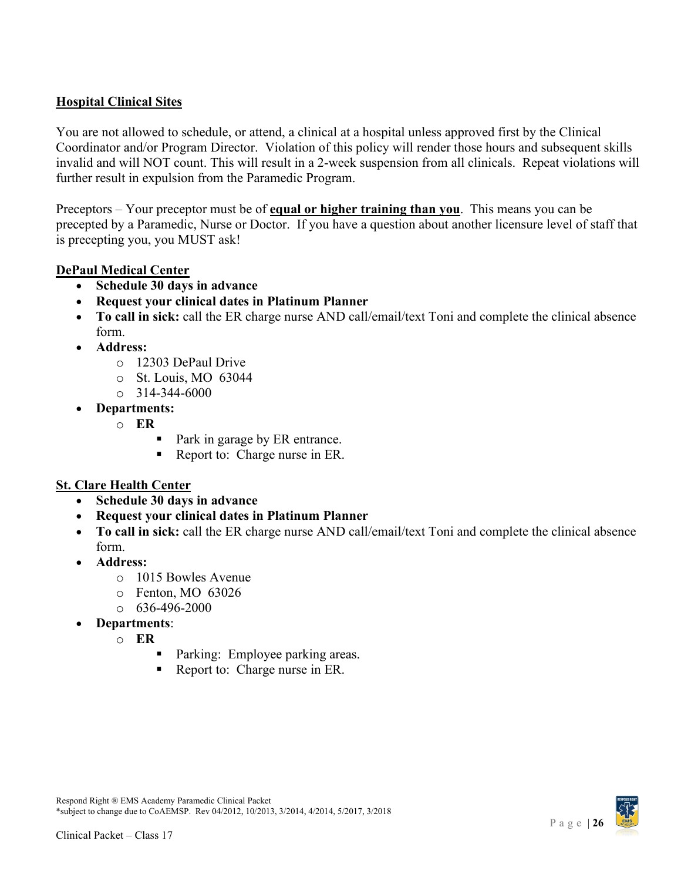## Hospital Clinical Sites

You are not allowed to schedule, or attend, a clinical at a hospital unless approved first by the Clinical Coordinator and/or Program Director. Violation of this policy will render those hours and subsequent skills invalid and will NOT count. This will result in a 2-week suspension from all clinicals. Repeat violations will further result in expulsion from the Paramedic Program.

Preceptors – Your preceptor must be of **equal or higher training than you**. This means you can be precepted by a Paramedic, Nurse or Doctor. If you have a question about another licensure level of staff that is precepting you, you MUST ask!

### DePaul Medical Center

- **Schedule 30 days in advance**
- **Request your clinical dates in Platinum Planner**
- **To call in sick:** call the ER charge nurse AND call/email/text Toni and complete the clinical absence form.
- **Address:**
  - 12303 DePaul Drive
  - St. Louis, MO 63044
  - 314-344-6000
- **Departments:**
  - **ER**
    - Park in garage by ER entrance.
    - Report to: Charge nurse in ER.

### St. Clare Health Center

- **Schedule 30 days in advance**
- **Request your clinical dates in Platinum Planner**
- **To call in sick:** call the ER charge nurse AND call/email/text Toni and complete the clinical absence form.
- **Address:**
  - 1015 Bowles Avenue
  - Fenton, MO 63026
  - 636-496-2000
- **Departments**:
  - **ER**
    - Parking: Employee parking areas.
    - Report to: Charge nurse in ER.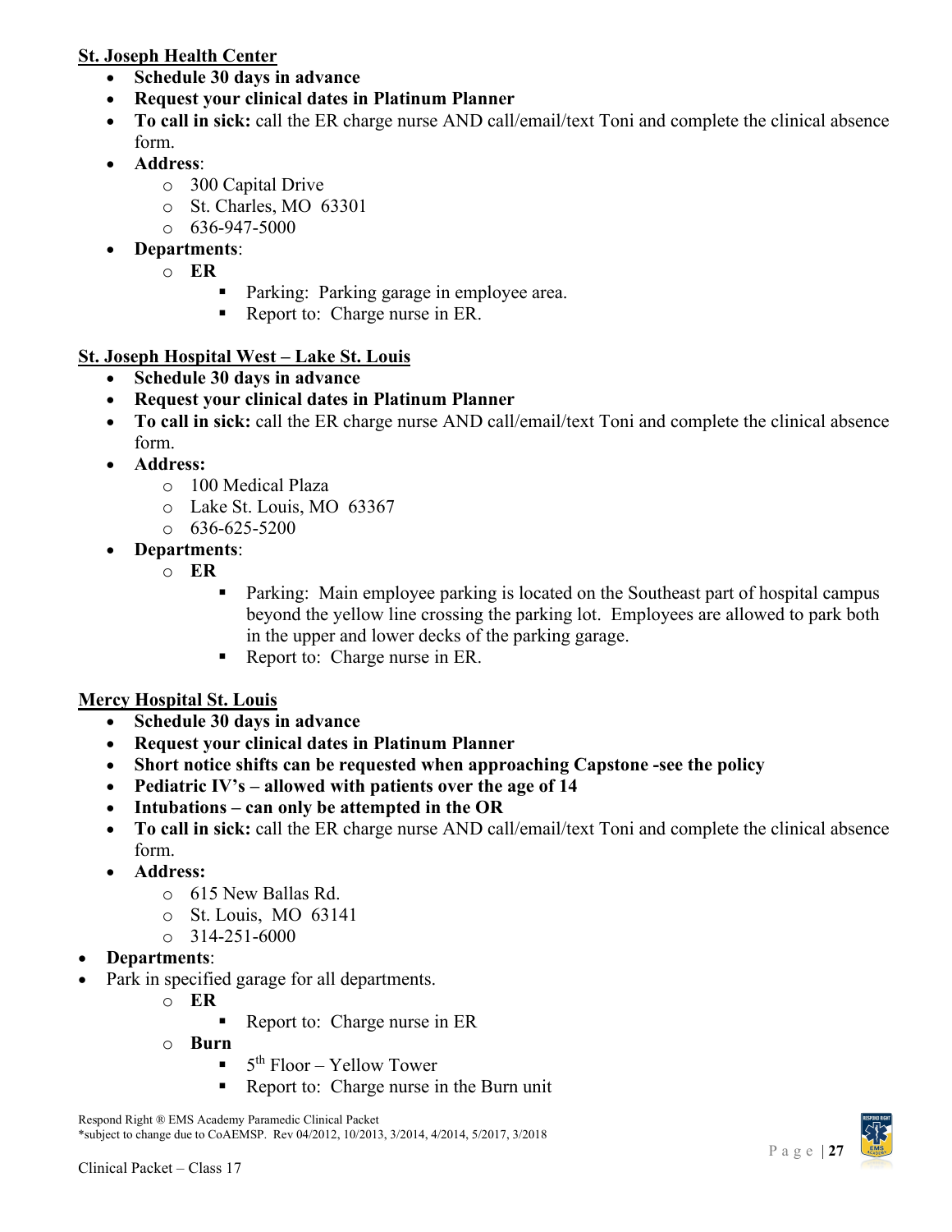**<u>St. Joseph Health Center</u>**

- **Schedule 30 days in advance**
- **Request your clinical dates in Platinum Planner**
- **To call in sick:** call the ER charge nurse AND call/email/text Toni and complete the clinical absence form.
- **Address**:
  - 300 Capital Drive
  - St. Charles, MO 63301
  - 636-947-5000
- **Departments**:
  - **ER**
    - Parking: Parking garage in employee area.
    - Report to: Charge nurse in ER.

**<u>St. Joseph Hospital West – Lake St. Louis</u>**

- **Schedule 30 days in advance**
- **Request your clinical dates in Platinum Planner**
- **To call in sick:** call the ER charge nurse AND call/email/text Toni and complete the clinical absence form.
- **Address:**
  - 100 Medical Plaza
  - Lake St. Louis, MO 63367
  - 636-625-5200
- **Departments**:
  - **ER**
    - Parking: Main employee parking is located on the Southeast part of hospital campus beyond the yellow line crossing the parking lot. Employees are allowed to park both in the upper and lower decks of the parking garage.
    - Report to: Charge nurse in ER.

**<u>Mercy Hospital St. Louis</u>**

- **Schedule 30 days in advance**
- **Request your clinical dates in Platinum Planner**
- **Short notice shifts can be requested when approaching Capstone -see the policy**
- **Pediatric IV's – allowed with patients over the age of 14**
- **Intubations – can only be attempted in the OR**
- **To call in sick:** call the ER charge nurse AND call/email/text Toni and complete the clinical absence form.
- **Address:**
  - 615 New Ballas Rd.
  - St. Louis, MO 63141
  - 314-251-6000
- **Departments**:
- Park in specified garage for all departments.
  - **ER**
    - Report to: Charge nurse in ER
  - **Burn**
    - 5th Floor – Yellow Tower
    - Report to: Charge nurse in the Burn unit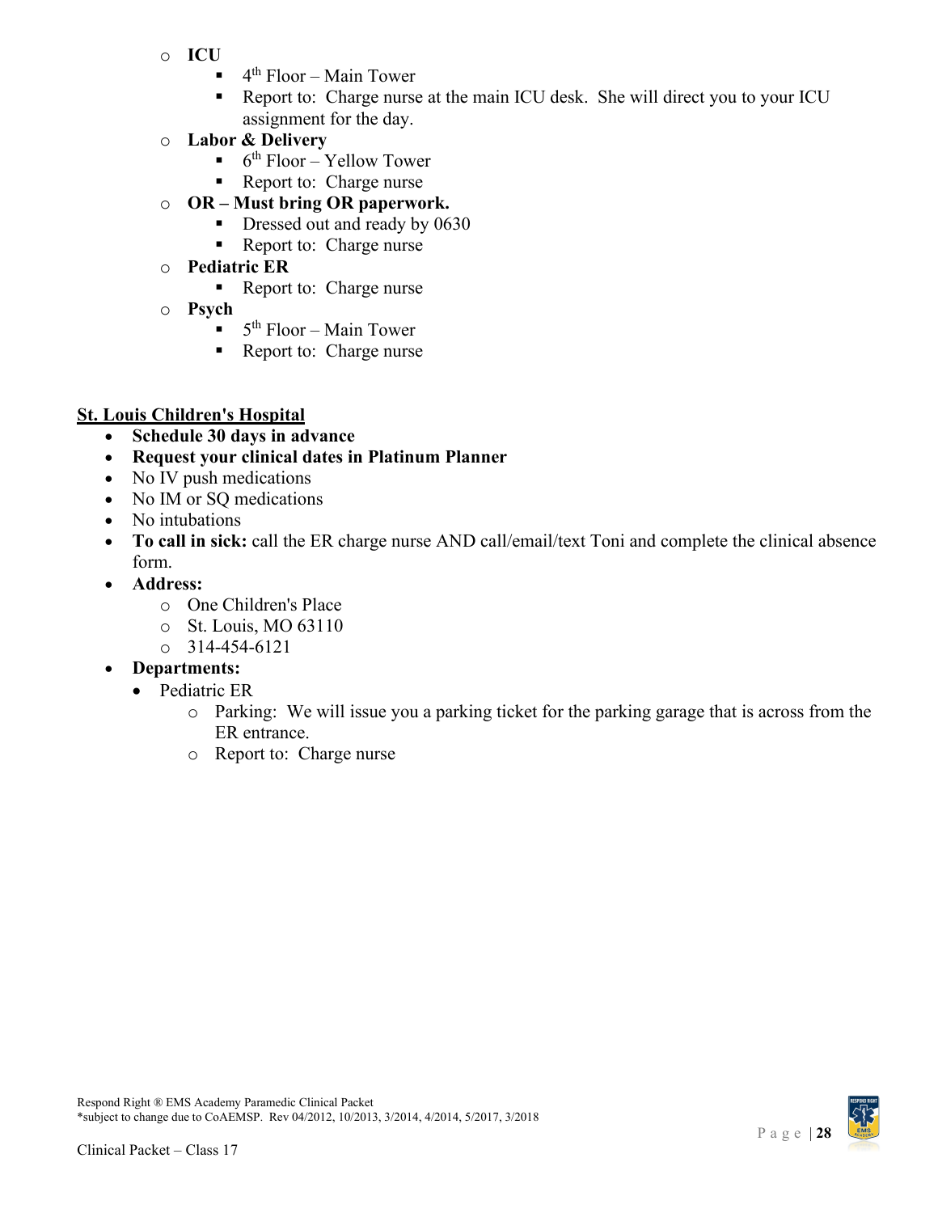- **ICU**
    - 4th Floor – Main Tower
    - Report to: Charge nurse at the main ICU desk. She will direct you to your ICU assignment for the day.
- **Labor & Delivery**
    - 6th Floor – Yellow Tower
    - Report to: Charge nurse
- **OR – Must bring OR paperwork.**
    - Dressed out and ready by 0630
    - Report to: Charge nurse
- **Pediatric ER**
    - Report to: Charge nurse
- **Psych**
    - 5th Floor – Main Tower
    - Report to: Charge nurse

**<u>St. Louis Children's Hospital</u>**

- **Schedule 30 days in advance**
- **Request your clinical dates in Platinum Planner**
- No IV push medications
- No IM or SQ medications
- No intubations
- **To call in sick:** call the ER charge nurse AND call/email/text Toni and complete the clinical absence form.
- **Address:**
    - One Children's Place
    - St. Louis, MO 63110
    - 314-454-6121
- **Departments:**
    - Pediatric ER
        - Parking: We will issue you a parking ticket for the parking garage that is across from the ER entrance.
        - Report to: Charge nurse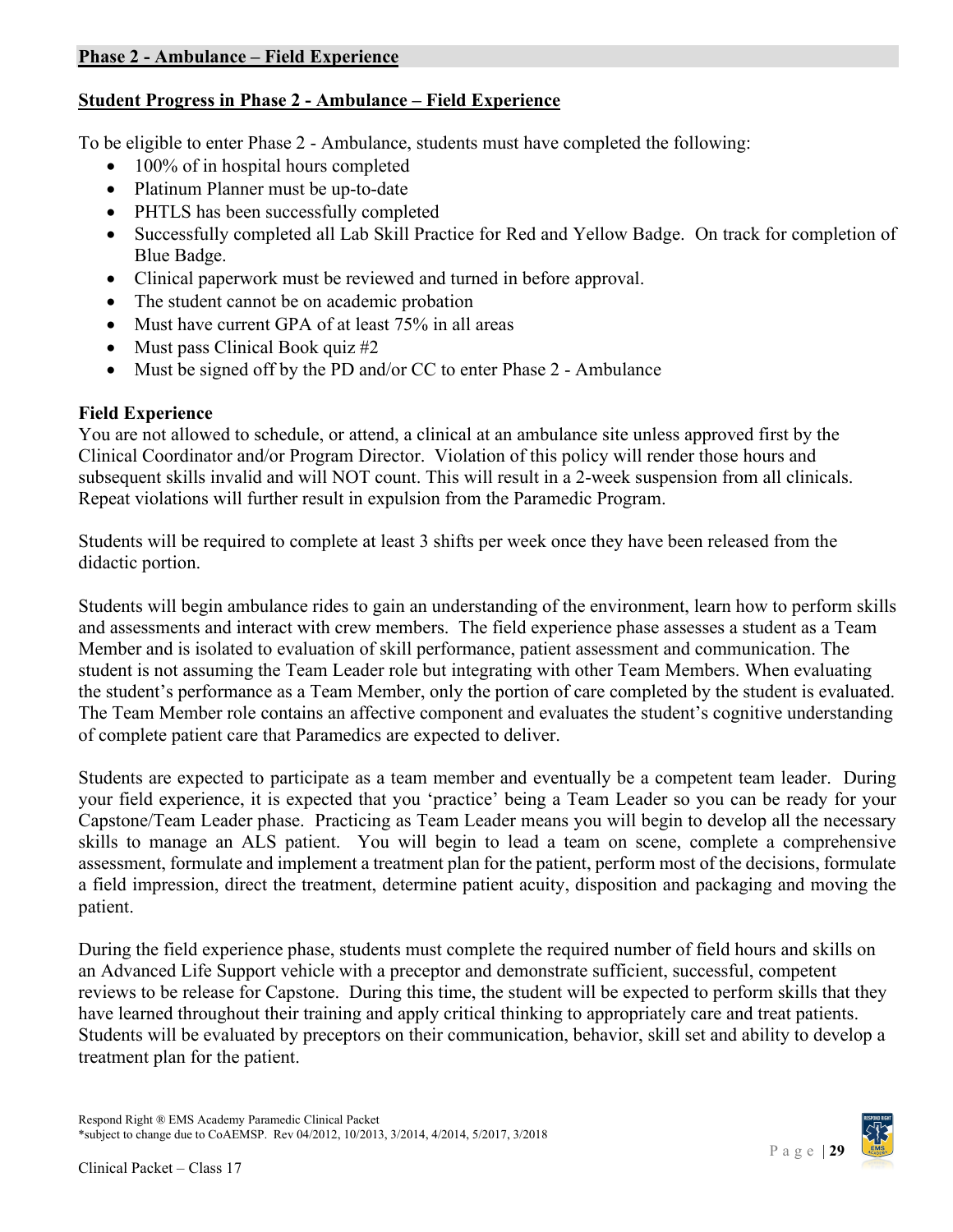## Phase 2 - Ambulance – Field Experience

### Student Progress in Phase 2 - Ambulance – Field Experience

To be eligible to enter Phase 2 - Ambulance, students must have completed the following:

- 100% of in hospital hours completed
- Platinum Planner must be up-to-date
- PHTLS has been successfully completed
- Successfully completed all Lab Skill Practice for Red and Yellow Badge. On track for completion of Blue Badge.
- Clinical paperwork must be reviewed and turned in before approval.
- The student cannot be on academic probation
- Must have current GPA of at least 75% in all areas
- Must pass Clinical Book quiz #2
- Must be signed off by the PD and/or CC to enter Phase 2 - Ambulance

### Field Experience

You are not allowed to schedule, or attend, a clinical at an ambulance site unless approved first by the Clinical Coordinator and/or Program Director. Violation of this policy will render those hours and subsequent skills invalid and will NOT count. This will result in a 2-week suspension from all clinicals. Repeat violations will further result in expulsion from the Paramedic Program.

Students will be required to complete at least 3 shifts per week once they have been released from the didactic portion.

Students will begin ambulance rides to gain an understanding of the environment, learn how to perform skills and assessments and interact with crew members. The field experience phase assesses a student as a Team Member and is isolated to evaluation of skill performance, patient assessment and communication. The student is not assuming the Team Leader role but integrating with other Team Members. When evaluating the student's performance as a Team Member, only the portion of care completed by the student is evaluated. The Team Member role contains an affective component and evaluates the student's cognitive understanding of complete patient care that Paramedics are expected to deliver.

Students are expected to participate as a team member and eventually be a competent team leader. During your field experience, it is expected that you 'practice' being a Team Leader so you can be ready for your Capstone/Team Leader phase. Practicing as Team Leader means you will begin to develop all the necessary skills to manage an ALS patient. You will begin to lead a team on scene, complete a comprehensive assessment, formulate and implement a treatment plan for the patient, perform most of the decisions, formulate a field impression, direct the treatment, determine patient acuity, disposition and packaging and moving the patient.

During the field experience phase, students must complete the required number of field hours and skills on an Advanced Life Support vehicle with a preceptor and demonstrate sufficient, successful, competent reviews to be release for Capstone. During this time, the student will be expected to perform skills that they have learned throughout their training and apply critical thinking to appropriately care and treat patients. Students will be evaluated by preceptors on their communication, behavior, skill set and ability to develop a treatment plan for the patient.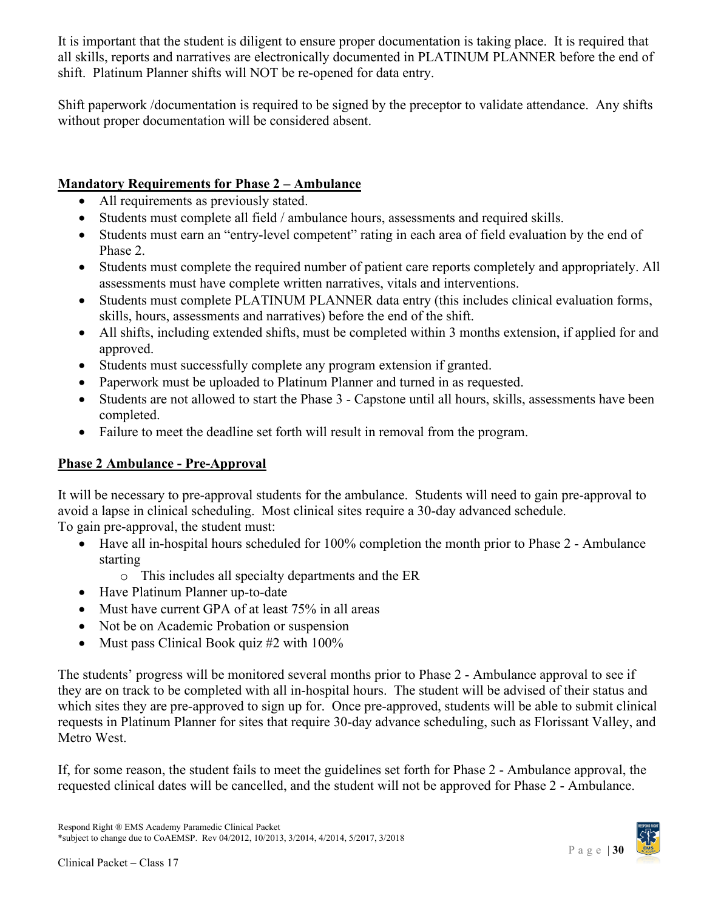It is important that the student is diligent to ensure proper documentation is taking place. It is required that all skills, reports and narratives are electronically documented in PLATINUM PLANNER before the end of shift. Platinum Planner shifts will NOT be re-opened for data entry.

Shift paperwork /documentation is required to be signed by the preceptor to validate attendance. Any shifts without proper documentation will be considered absent.

## Mandatory Requirements for Phase 2 – Ambulance

- All requirements as previously stated.
- Students must complete all field / ambulance hours, assessments and required skills.
- Students must earn an "entry-level competent" rating in each area of field evaluation by the end of Phase 2.
- Students must complete the required number of patient care reports completely and appropriately. All assessments must have complete written narratives, vitals and interventions.
- Students must complete PLATINUM PLANNER data entry (this includes clinical evaluation forms, skills, hours, assessments and narratives) before the end of the shift.
- All shifts, including extended shifts, must be completed within 3 months extension, if applied for and approved.
- Students must successfully complete any program extension if granted.
- Paperwork must be uploaded to Platinum Planner and turned in as requested.
- Students are not allowed to start the Phase 3 - Capstone until all hours, skills, assessments have been completed.
- Failure to meet the deadline set forth will result in removal from the program.

## Phase 2 Ambulance - Pre-Approval

It will be necessary to pre-approval students for the ambulance. Students will need to gain pre-approval to avoid a lapse in clinical scheduling. Most clinical sites require a 30-day advanced schedule.
To gain pre-approval, the student must:

- Have all in-hospital hours scheduled for 100% completion the month prior to Phase 2 - Ambulance starting
  - This includes all specialty departments and the ER
- Have Platinum Planner up-to-date
- Must have current GPA of at least 75% in all areas
- Not be on Academic Probation or suspension
- Must pass Clinical Book quiz #2 with 100%

The students' progress will be monitored several months prior to Phase 2 - Ambulance approval to see if they are on track to be completed with all in-hospital hours. The student will be advised of their status and which sites they are pre-approved to sign up for. Once pre-approved, students will be able to submit clinical requests in Platinum Planner for sites that require 30-day advance scheduling, such as Florissant Valley, and Metro West.

If, for some reason, the student fails to meet the guidelines set forth for Phase 2 - Ambulance approval, the requested clinical dates will be cancelled, and the student will not be approved for Phase 2 - Ambulance.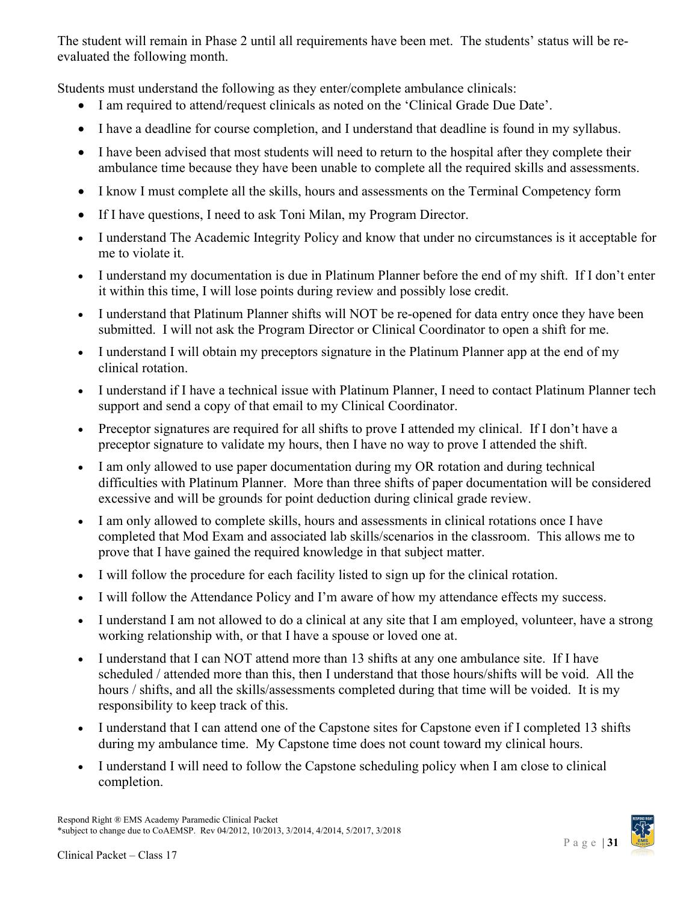The student will remain in Phase 2 until all requirements have been met. The students' status will be re-evaluated the following month.

Students must understand the following as they enter/complete ambulance clinicals:

- I am required to attend/request clinicals as noted on the 'Clinical Grade Due Date'.
- I have a deadline for course completion, and I understand that deadline is found in my syllabus.
- I have been advised that most students will need to return to the hospital after they complete their ambulance time because they have been unable to complete all the required skills and assessments.
- I know I must complete all the skills, hours and assessments on the Terminal Competency form
- If I have questions, I need to ask Toni Milan, my Program Director.
- I understand The Academic Integrity Policy and know that under no circumstances is it acceptable for me to violate it.
- I understand my documentation is due in Platinum Planner before the end of my shift. If I don't enter it within this time, I will lose points during review and possibly lose credit.
- I understand that Platinum Planner shifts will NOT be re-opened for data entry once they have been submitted. I will not ask the Program Director or Clinical Coordinator to open a shift for me.
- I understand I will obtain my preceptors signature in the Platinum Planner app at the end of my clinical rotation.
- I understand if I have a technical issue with Platinum Planner, I need to contact Platinum Planner tech support and send a copy of that email to my Clinical Coordinator.
- Preceptor signatures are required for all shifts to prove I attended my clinical. If I don't have a preceptor signature to validate my hours, then I have no way to prove I attended the shift.
- I am only allowed to use paper documentation during my OR rotation and during technical difficulties with Platinum Planner. More than three shifts of paper documentation will be considered excessive and will be grounds for point deduction during clinical grade review.
- I am only allowed to complete skills, hours and assessments in clinical rotations once I have completed that Mod Exam and associated lab skills/scenarios in the classroom. This allows me to prove that I have gained the required knowledge in that subject matter.
- I will follow the procedure for each facility listed to sign up for the clinical rotation.
- I will follow the Attendance Policy and I'm aware of how my attendance effects my success.
- I understand I am not allowed to do a clinical at any site that I am employed, volunteer, have a strong working relationship with, or that I have a spouse or loved one at.
- I understand that I can NOT attend more than 13 shifts at any one ambulance site. If I have scheduled / attended more than this, then I understand that those hours/shifts will be void. All the hours / shifts, and all the skills/assessments completed during that time will be voided. It is my responsibility to keep track of this.
- I understand that I can attend one of the Capstone sites for Capstone even if I completed 13 shifts during my ambulance time. My Capstone time does not count toward my clinical hours.
- I understand I will need to follow the Capstone scheduling policy when I am close to clinical completion.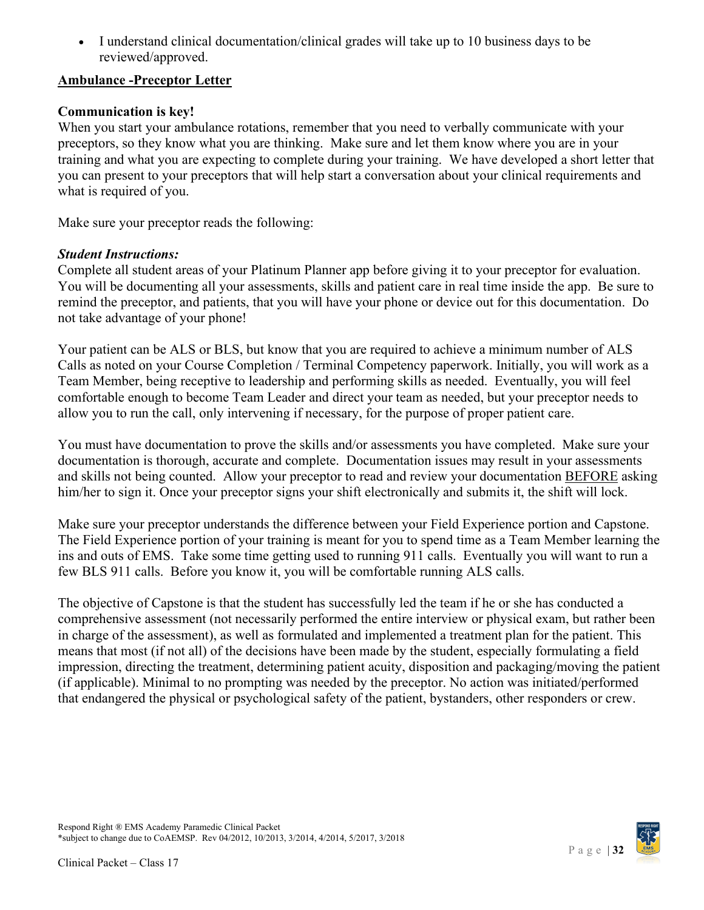- I understand clinical documentation/clinical grades will take up to 10 business days to be reviewed/approved.

<u>**Ambulance -Preceptor Letter**</u>

**Communication is key!**

When you start your ambulance rotations, remember that you need to verbally communicate with your preceptors, so they know what you are thinking. Make sure and let them know where you are in your training and what you are expecting to complete during your training. We have developed a short letter that you can present to your preceptors that will help start a conversation about your clinical requirements and what is required of you.

Make sure your preceptor reads the following:

***Student Instructions:***

Complete all student areas of your Platinum Planner app before giving it to your preceptor for evaluation. You will be documenting all your assessments, skills and patient care in real time inside the app. Be sure to remind the preceptor, and patients, that you will have your phone or device out for this documentation. Do not take advantage of your phone!

Your patient can be ALS or BLS, but know that you are required to achieve a minimum number of ALS Calls as noted on your Course Completion / Terminal Competency paperwork. Initially, you will work as a Team Member, being receptive to leadership and performing skills as needed. Eventually, you will feel comfortable enough to become Team Leader and direct your team as needed, but your preceptor needs to allow you to run the call, only intervening if necessary, for the purpose of proper patient care.

You must have documentation to prove the skills and/or assessments you have completed. Make sure your documentation is thorough, accurate and complete. Documentation issues may result in your assessments and skills not being counted. Allow your preceptor to read and review your documentation <u>BEFORE</u> asking him/her to sign it. Once your preceptor signs your shift electronically and submits it, the shift will lock.

Make sure your preceptor understands the difference between your Field Experience portion and Capstone. The Field Experience portion of your training is meant for you to spend time as a Team Member learning the ins and outs of EMS. Take some time getting used to running 911 calls. Eventually you will want to run a few BLS 911 calls. Before you know it, you will be comfortable running ALS calls.

The objective of Capstone is that the student has successfully led the team if he or she has conducted a comprehensive assessment (not necessarily performed the entire interview or physical exam, but rather been in charge of the assessment), as well as formulated and implemented a treatment plan for the patient. This means that most (if not all) of the decisions have been made by the student, especially formulating a field impression, directing the treatment, determining patient acuity, disposition and packaging/moving the patient (if applicable). Minimal to no prompting was needed by the preceptor. No action was initiated/performed that endangered the physical or psychological safety of the patient, bystanders, other responders or crew.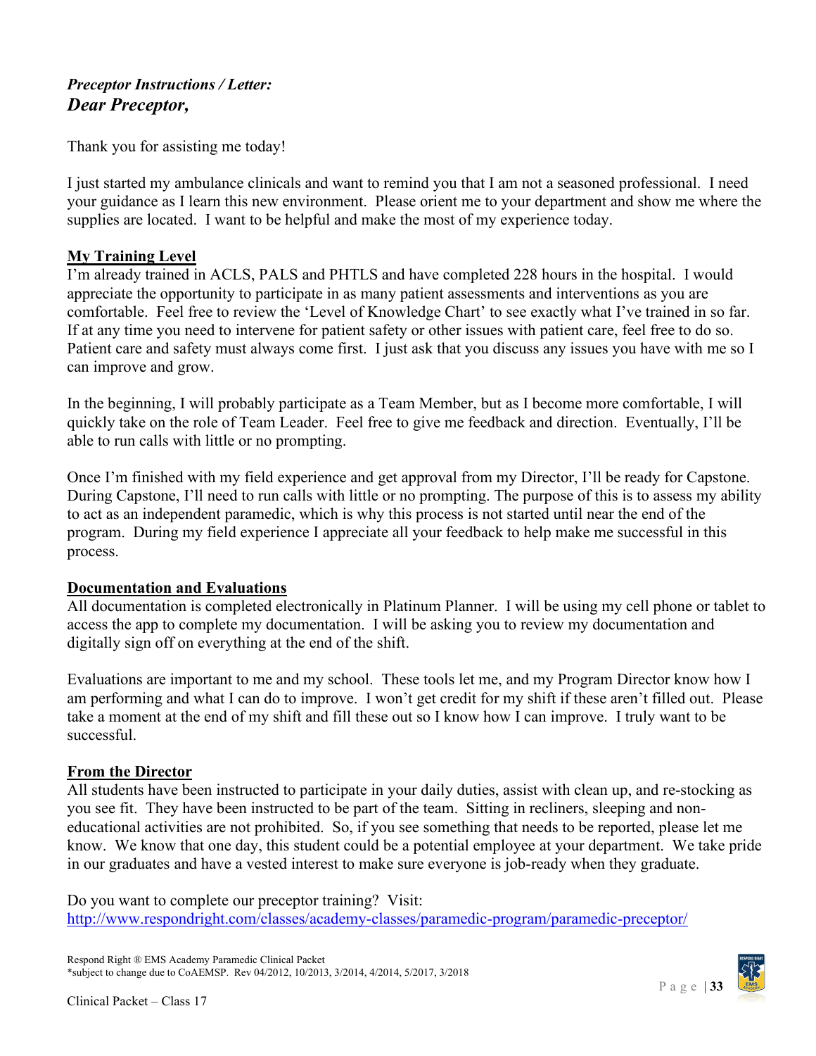***Preceptor Instructions / Letter:***
***Dear Preceptor,***

Thank you for assisting me today!

I just started my ambulance clinicals and want to remind you that I am not a seasoned professional. I need your guidance as I learn this new environment. Please orient me to your department and show me where the supplies are located. I want to be helpful and make the most of my experience today.

**My Training Level**

I'm already trained in ACLS, PALS and PHTLS and have completed 228 hours in the hospital. I would appreciate the opportunity to participate in as many patient assessments and interventions as you are comfortable. Feel free to review the 'Level of Knowledge Chart' to see exactly what I've trained in so far. If at any time you need to intervene for patient safety or other issues with patient care, feel free to do so. Patient care and safety must always come first. I just ask that you discuss any issues you have with me so I can improve and grow.

In the beginning, I will probably participate as a Team Member, but as I become more comfortable, I will quickly take on the role of Team Leader. Feel free to give me feedback and direction. Eventually, I'll be able to run calls with little or no prompting.

Once I'm finished with my field experience and get approval from my Director, I'll be ready for Capstone. During Capstone, I'll need to run calls with little or no prompting. The purpose of this is to assess my ability to act as an independent paramedic, which is why this process is not started until near the end of the program. During my field experience I appreciate all your feedback to help make me successful in this process.

**Documentation and Evaluations**

All documentation is completed electronically in Platinum Planner. I will be using my cell phone or tablet to access the app to complete my documentation. I will be asking you to review my documentation and digitally sign off on everything at the end of the shift.

Evaluations are important to me and my school. These tools let me, and my Program Director know how I am performing and what I can do to improve. I won't get credit for my shift if these aren't filled out. Please take a moment at the end of my shift and fill these out so I know how I can improve. I truly want to be successful.

**From the Director**

All students have been instructed to participate in your daily duties, assist with clean up, and re-stocking as you see fit. They have been instructed to be part of the team. Sitting in recliners, sleeping and non-educational activities are not prohibited. So, if you see something that needs to be reported, please let me know. We know that one day, this student could be a potential employee at your department. We take pride in our graduates and have a vested interest to make sure everyone is job-ready when they graduate.

Do you want to complete our preceptor training? Visit:
http://www.respondright.com/classes/academy-classes/paramedic-program/paramedic-preceptor/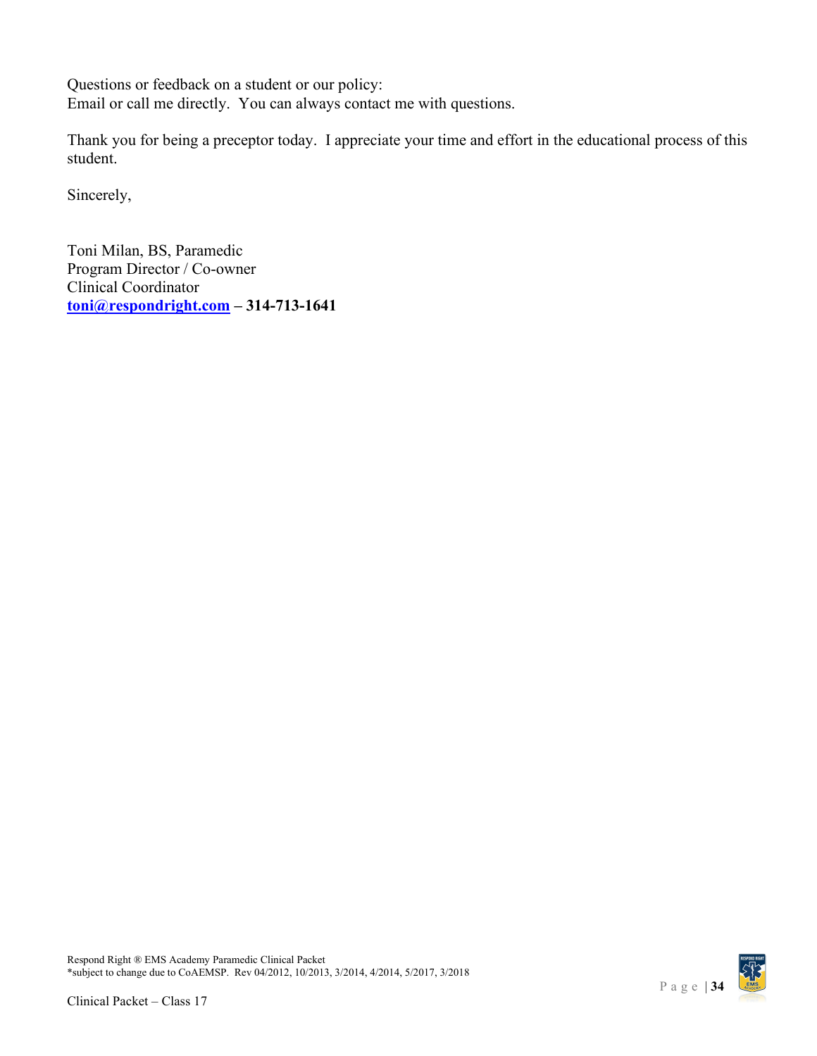Questions or feedback on a student or our policy:
Email or call me directly. You can always contact me with questions.

Thank you for being a preceptor today. I appreciate your time and effort in the educational process of this student.

Sincerely,

Toni Milan, BS, Paramedic
Program Director / Co-owner
Clinical Coordinator
**toni@respondright.com – 314-713-1641**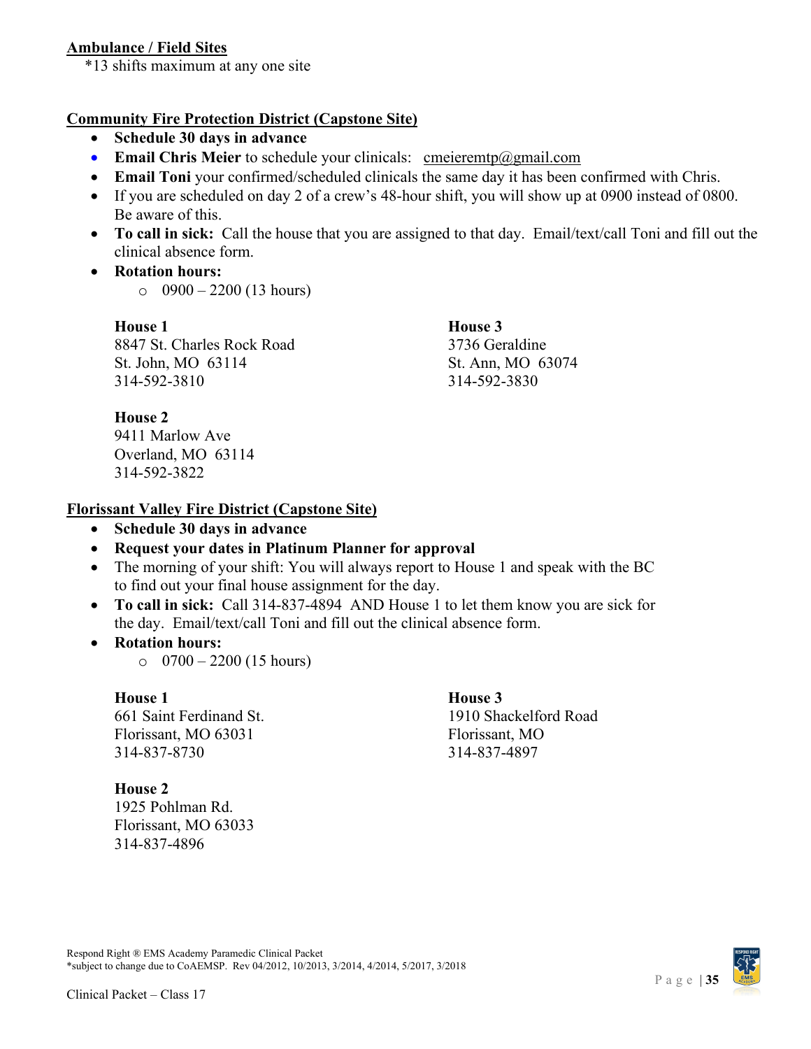**<u>Ambulance / Field Sites</u>**

*13 shifts maximum at any one site

**<u>Community Fire Protection District (Capstone Site)</u>**

- **Schedule 30 days in advance**
- **Email Chris Meier** to schedule your clinicals: cmeieremtp@gmail.com
- **Email Toni** your confirmed/scheduled clinicals the same day it has been confirmed with Chris.
- If you are scheduled on day 2 of a crew's 48-hour shift, you will show up at 0900 instead of 0800. Be aware of this.
- **To call in sick:** Call the house that you are assigned to that day. Email/text/call Toni and fill out the clinical absence form.
- **Rotation hours:**
  - 0900 – 2200 (13 hours)

**House 1**
8847 St. Charles Rock Road
St. John, MO 63114
314-592-3810

**House 2**
9411 Marlow Ave
Overland, MO 63114
314-592-3822

**House 3**
3736 Geraldine
St. Ann, MO 63074
314-592-3830

**<u>Florissant Valley Fire District (Capstone Site)</u>**

- **Schedule 30 days in advance**
- **Request your dates in Platinum Planner for approval**
- The morning of your shift: You will always report to House 1 and speak with the BC to find out your final house assignment for the day.
- **To call in sick:** Call 314-837-4894 AND House 1 to let them know you are sick for the day. Email/text/call Toni and fill out the clinical absence form.
- **Rotation hours:**
  - 0700 – 2200 (15 hours)

**House 1**
661 Saint Ferdinand St.
Florissant, MO 63031
314-837-8730

**House 2**
1925 Pohlman Rd.
Florissant, MO 63033
314-837-4896

**House 3**
1910 Shackelford Road
Florissant, MO
314-837-4897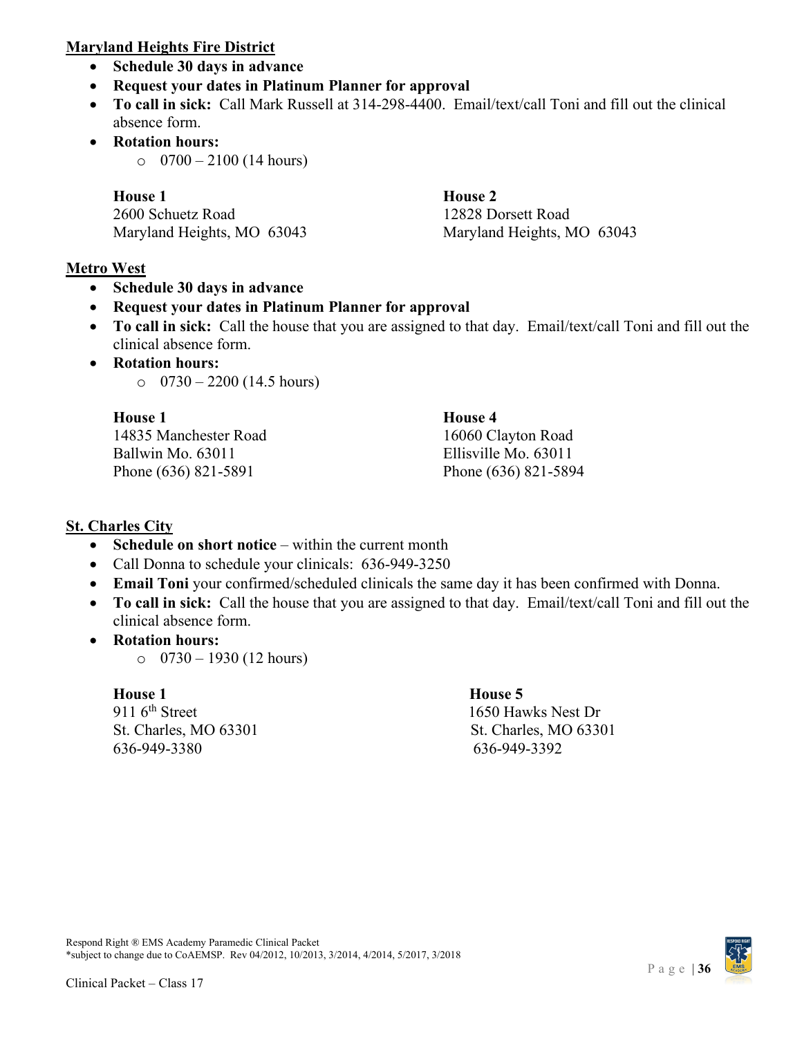## Maryland Heights Fire District

- **Schedule 30 days in advance**
- **Request your dates in Platinum Planner for approval**
- **To call in sick:** Call Mark Russell at 314-298-4400. Email/text/call Toni and fill out the clinical absence form.
- **Rotation hours:**
  - 0700 – 2100 (14 hours)

**House 1**
2600 Schuetz Road
Maryland Heights, MO 63043

**House 2**
12828 Dorsett Road
Maryland Heights, MO 63043

## Metro West

- **Schedule 30 days in advance**
- **Request your dates in Platinum Planner for approval**
- **To call in sick:** Call the house that you are assigned to that day. Email/text/call Toni and fill out the clinical absence form.
- **Rotation hours:**
  - 0730 – 2200 (14.5 hours)

**House 1**
14835 Manchester Road
Ballwin Mo. 63011
Phone (636) 821-5891

**House 4**
16060 Clayton Road
Ellisville Mo. 63011
Phone (636) 821-5894

## St. Charles City

- **Schedule on short notice** – within the current month
- Call Donna to schedule your clinicals: 636-949-3250
- **Email Toni** your confirmed/scheduled clinicals the same day it has been confirmed with Donna.
- **To call in sick:** Call the house that you are assigned to that day. Email/text/call Toni and fill out the clinical absence form.
- **Rotation hours:**
  - 0730 – 1930 (12 hours)

**House 1**
911 6th Street
St. Charles, MO 63301
636-949-3380

**House 5**
1650 Hawks Nest Dr
St. Charles, MO 63301
636-949-3392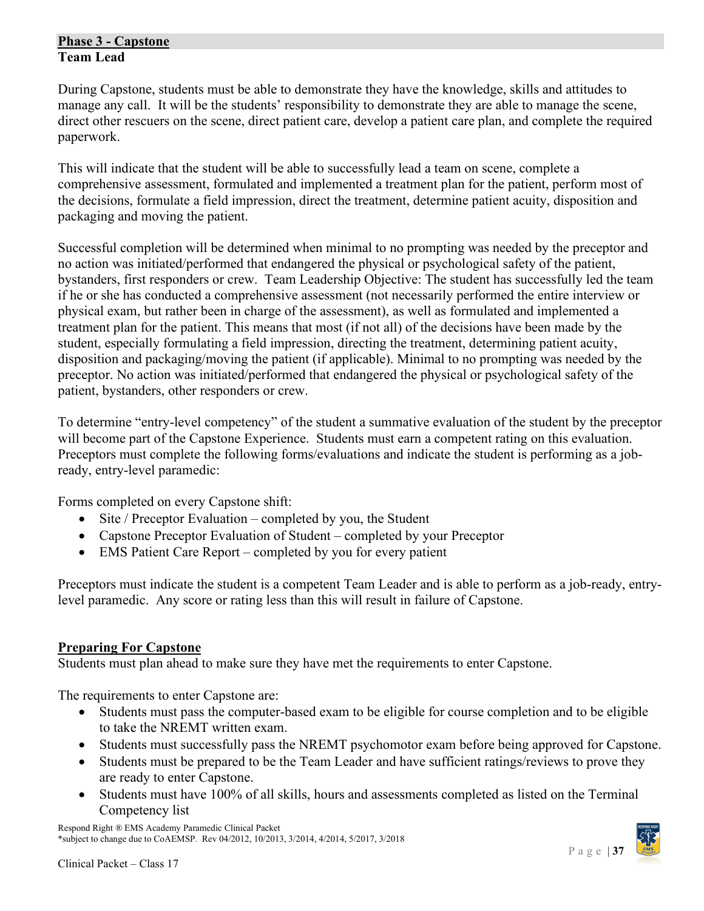## Phase 3 - Capstone

**Team Lead**

During Capstone, students must be able to demonstrate they have the knowledge, skills and attitudes to manage any call. It will be the students' responsibility to demonstrate they are able to manage the scene, direct other rescuers on the scene, direct patient care, develop a patient care plan, and complete the required paperwork.

This will indicate that the student will be able to successfully lead a team on scene, complete a comprehensive assessment, formulated and implemented a treatment plan for the patient, perform most of the decisions, formulate a field impression, direct the treatment, determine patient acuity, disposition and packaging and moving the patient.

Successful completion will be determined when minimal to no prompting was needed by the preceptor and no action was initiated/performed that endangered the physical or psychological safety of the patient, bystanders, first responders or crew. Team Leadership Objective: The student has successfully led the team if he or she has conducted a comprehensive assessment (not necessarily performed the entire interview or physical exam, but rather been in charge of the assessment), as well as formulated and implemented a treatment plan for the patient. This means that most (if not all) of the decisions have been made by the student, especially formulating a field impression, directing the treatment, determining patient acuity, disposition and packaging/moving the patient (if applicable). Minimal to no prompting was needed by the preceptor. No action was initiated/performed that endangered the physical or psychological safety of the patient, bystanders, other responders or crew.

To determine "entry-level competency" of the student a summative evaluation of the student by the preceptor will become part of the Capstone Experience. Students must earn a competent rating on this evaluation. Preceptors must complete the following forms/evaluations and indicate the student is performing as a job-ready, entry-level paramedic:

Forms completed on every Capstone shift:

- Site / Preceptor Evaluation – completed by you, the Student
- Capstone Preceptor Evaluation of Student – completed by your Preceptor
- EMS Patient Care Report – completed by you for every patient

Preceptors must indicate the student is a competent Team Leader and is able to perform as a job-ready, entry-level paramedic. Any score or rating less than this will result in failure of Capstone.

## Preparing For Capstone

Students must plan ahead to make sure they have met the requirements to enter Capstone.

The requirements to enter Capstone are:

- Students must pass the computer-based exam to be eligible for course completion and to be eligible to take the NREMT written exam.
- Students must successfully pass the NREMT psychomotor exam before being approved for Capstone.
- Students must be prepared to be the Team Leader and have sufficient ratings/reviews to prove they are ready to enter Capstone.
- Students must have 100% of all skills, hours and assessments completed as listed on the Terminal Competency list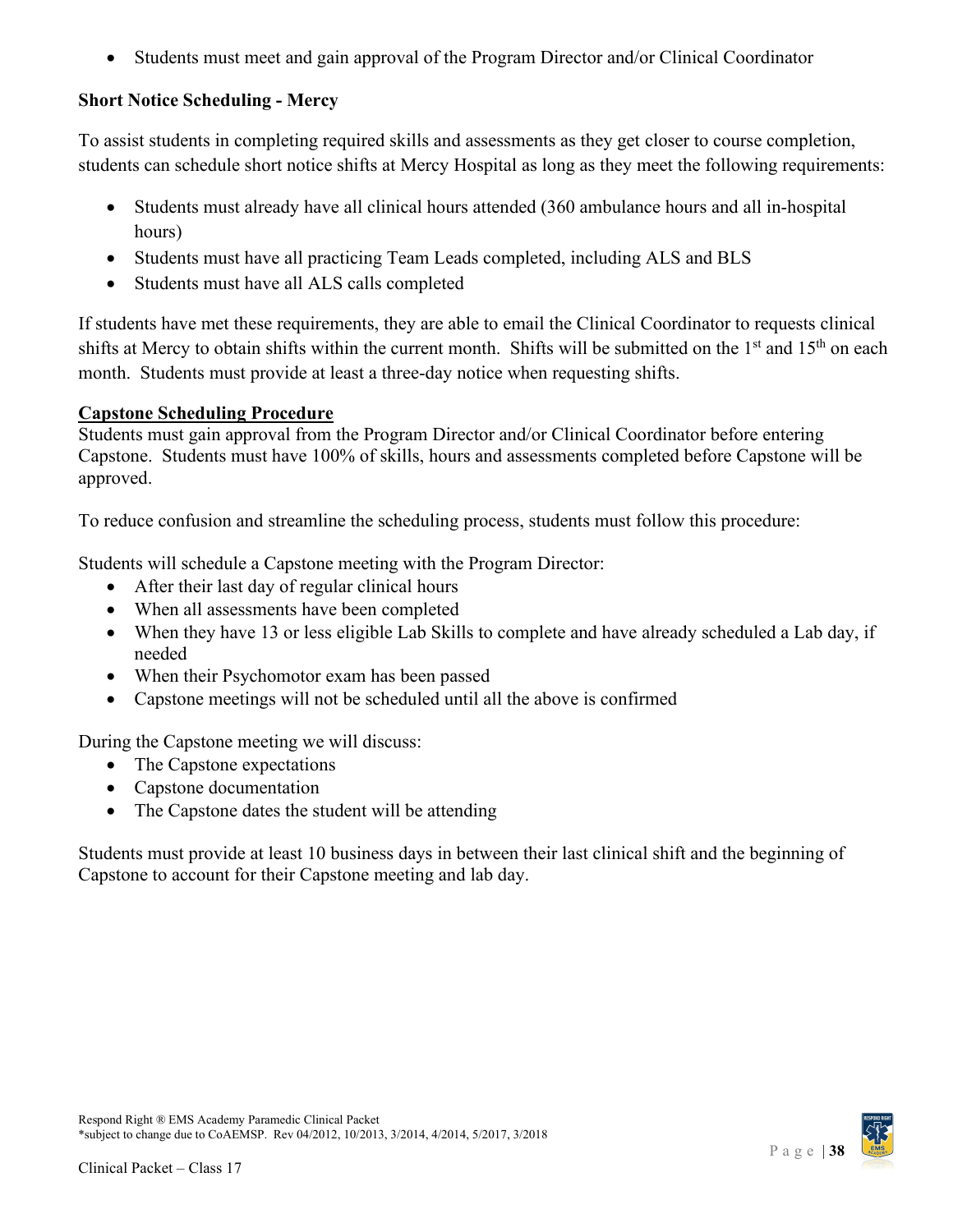- Students must meet and gain approval of the Program Director and/or Clinical Coordinator

**Short Notice Scheduling - Mercy**

To assist students in completing required skills and assessments as they get closer to course completion, students can schedule short notice shifts at Mercy Hospital as long as they meet the following requirements:

- Students must already have all clinical hours attended (360 ambulance hours and all in-hospital hours)
- Students must have all practicing Team Leads completed, including ALS and BLS
- Students must have all ALS calls completed

If students have met these requirements, they are able to email the Clinical Coordinator to requests clinical shifts at Mercy to obtain shifts within the current month. Shifts will be submitted on the 1st and 15th on each month. Students must provide at least a three-day notice when requesting shifts.

**Capstone Scheduling Procedure**

Students must gain approval from the Program Director and/or Clinical Coordinator before entering Capstone. Students must have 100% of skills, hours and assessments completed before Capstone will be approved.

To reduce confusion and streamline the scheduling process, students must follow this procedure:

Students will schedule a Capstone meeting with the Program Director:

- After their last day of regular clinical hours
- When all assessments have been completed
- When they have 13 or less eligible Lab Skills to complete and have already scheduled a Lab day, if needed
- When their Psychomotor exam has been passed
- Capstone meetings will not be scheduled until all the above is confirmed

During the Capstone meeting we will discuss:

- The Capstone expectations
- Capstone documentation
- The Capstone dates the student will be attending

Students must provide at least 10 business days in between their last clinical shift and the beginning of Capstone to account for their Capstone meeting and lab day.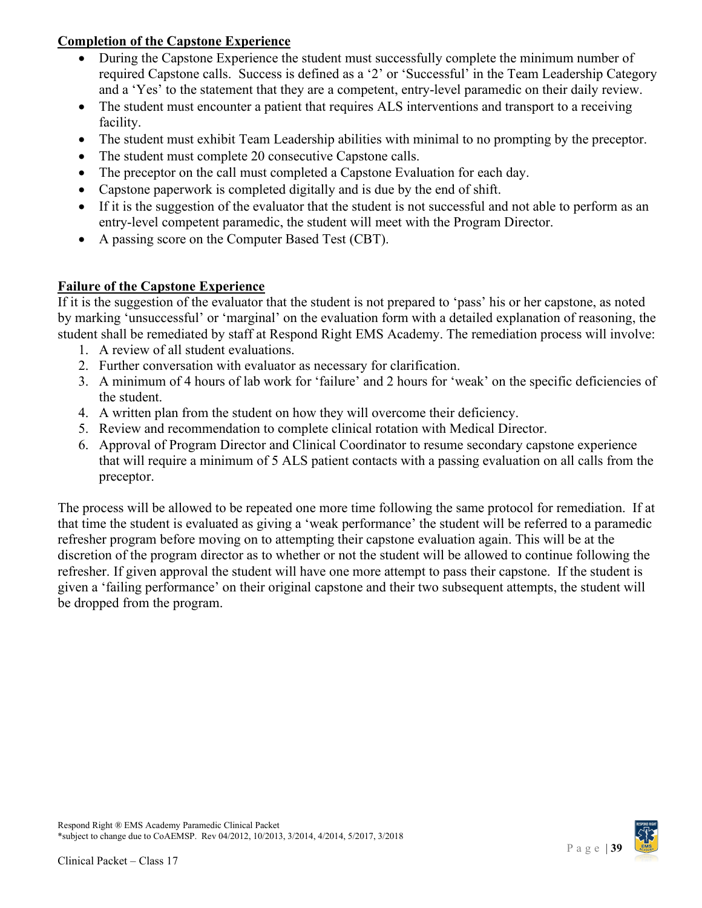**Completion of the Capstone Experience**

- During the Capstone Experience the student must successfully complete the minimum number of required Capstone calls. Success is defined as a '2' or 'Successful' in the Team Leadership Category and a 'Yes' to the statement that they are a competent, entry-level paramedic on their daily review.
- The student must encounter a patient that requires ALS interventions and transport to a receiving facility.
- The student must exhibit Team Leadership abilities with minimal to no prompting by the preceptor.
- The student must complete 20 consecutive Capstone calls.
- The preceptor on the call must completed a Capstone Evaluation for each day.
- Capstone paperwork is completed digitally and is due by the end of shift.
- If it is the suggestion of the evaluator that the student is not successful and not able to perform as an entry-level competent paramedic, the student will meet with the Program Director.
- A passing score on the Computer Based Test (CBT).

**Failure of the Capstone Experience**

If it is the suggestion of the evaluator that the student is not prepared to 'pass' his or her capstone, as noted by marking 'unsuccessful' or 'marginal' on the evaluation form with a detailed explanation of reasoning, the student shall be remediated by staff at Respond Right EMS Academy. The remediation process will involve:

1. A review of all student evaluations.
2. Further conversation with evaluator as necessary for clarification.
3. A minimum of 4 hours of lab work for 'failure' and 2 hours for 'weak' on the specific deficiencies of the student.
4. A written plan from the student on how they will overcome their deficiency.
5. Review and recommendation to complete clinical rotation with Medical Director.
6. Approval of Program Director and Clinical Coordinator to resume secondary capstone experience that will require a minimum of 5 ALS patient contacts with a passing evaluation on all calls from the preceptor.

The process will be allowed to be repeated one more time following the same protocol for remediation. If at that time the student is evaluated as giving a 'weak performance' the student will be referred to a paramedic refresher program before moving on to attempting their capstone evaluation again. This will be at the discretion of the program director as to whether or not the student will be allowed to continue following the refresher. If given approval the student will have one more attempt to pass their capstone. If the student is given a 'failing performance' on their original capstone and their two subsequent attempts, the student will be dropped from the program.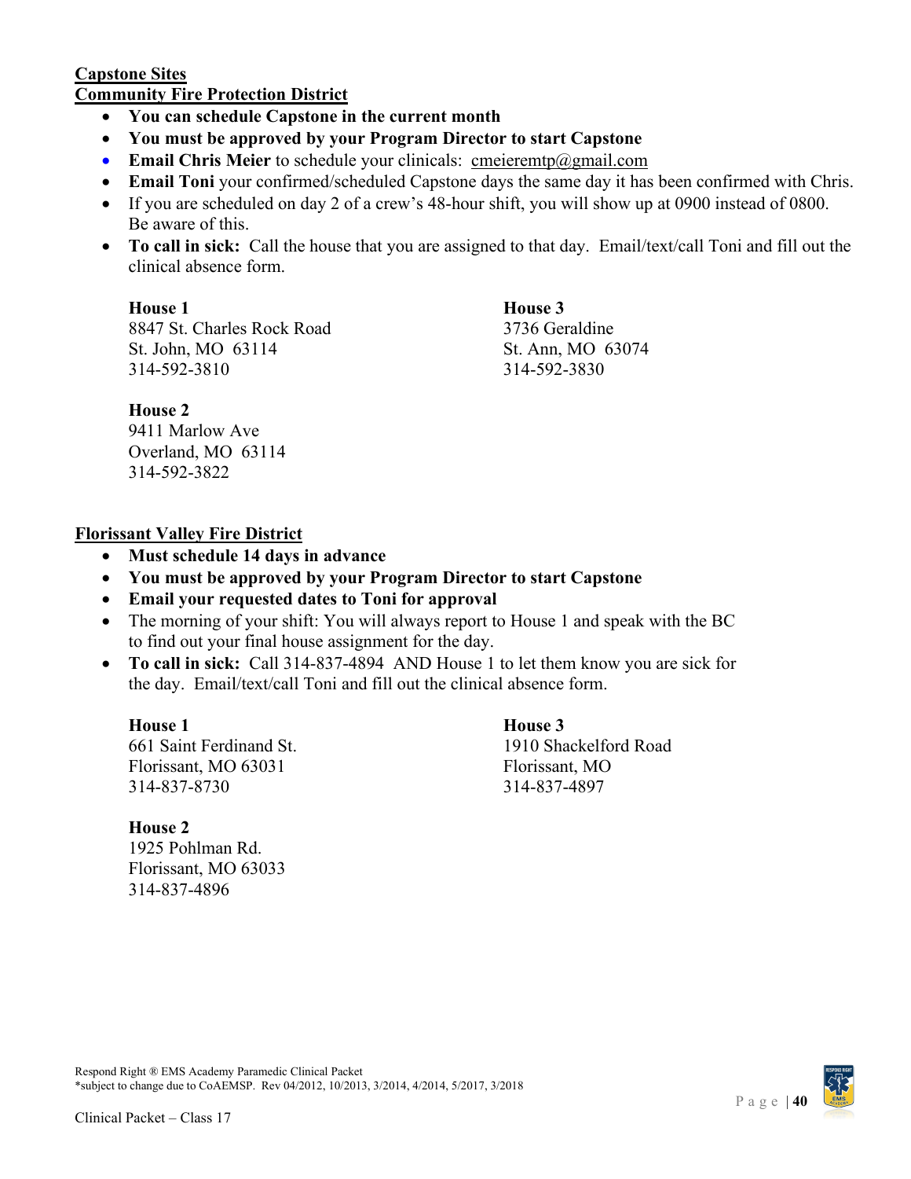**Capstone Sites**

**Community Fire Protection District**

- **You can schedule Capstone in the current month**
- **You must be approved by your Program Director to start Capstone**
- **Email Chris Meier** to schedule your clinicals: cmeieremtp@gmail.com
- **Email Toni** your confirmed/scheduled Capstone days the same day it has been confirmed with Chris.
- If you are scheduled on day 2 of a crew's 48-hour shift, you will show up at 0900 instead of 0800. Be aware of this.
- **To call in sick:** Call the house that you are assigned to that day. Email/text/call Toni and fill out the clinical absence form.

**House 1**
8847 St. Charles Rock Road
St. John, MO 63114
314-592-3810

**House 2**
9411 Marlow Ave
Overland, MO 63114
314-592-3822

**House 3**
3736 Geraldine
St. Ann, MO 63074
314-592-3830

**Florissant Valley Fire District**

- **Must schedule 14 days in advance**
- **You must be approved by your Program Director to start Capstone**
- **Email your requested dates to Toni for approval**
- The morning of your shift: You will always report to House 1 and speak with the BC to find out your final house assignment for the day.
- **To call in sick:** Call 314-837-4894 AND House 1 to let them know you are sick for the day. Email/text/call Toni and fill out the clinical absence form.

**House 1**
661 Saint Ferdinand St.
Florissant, MO 63031
314-837-8730

**House 2**
1925 Pohlman Rd.
Florissant, MO 63033
314-837-4896

**House 3**
1910 Shackelford Road
Florissant, MO
314-837-4897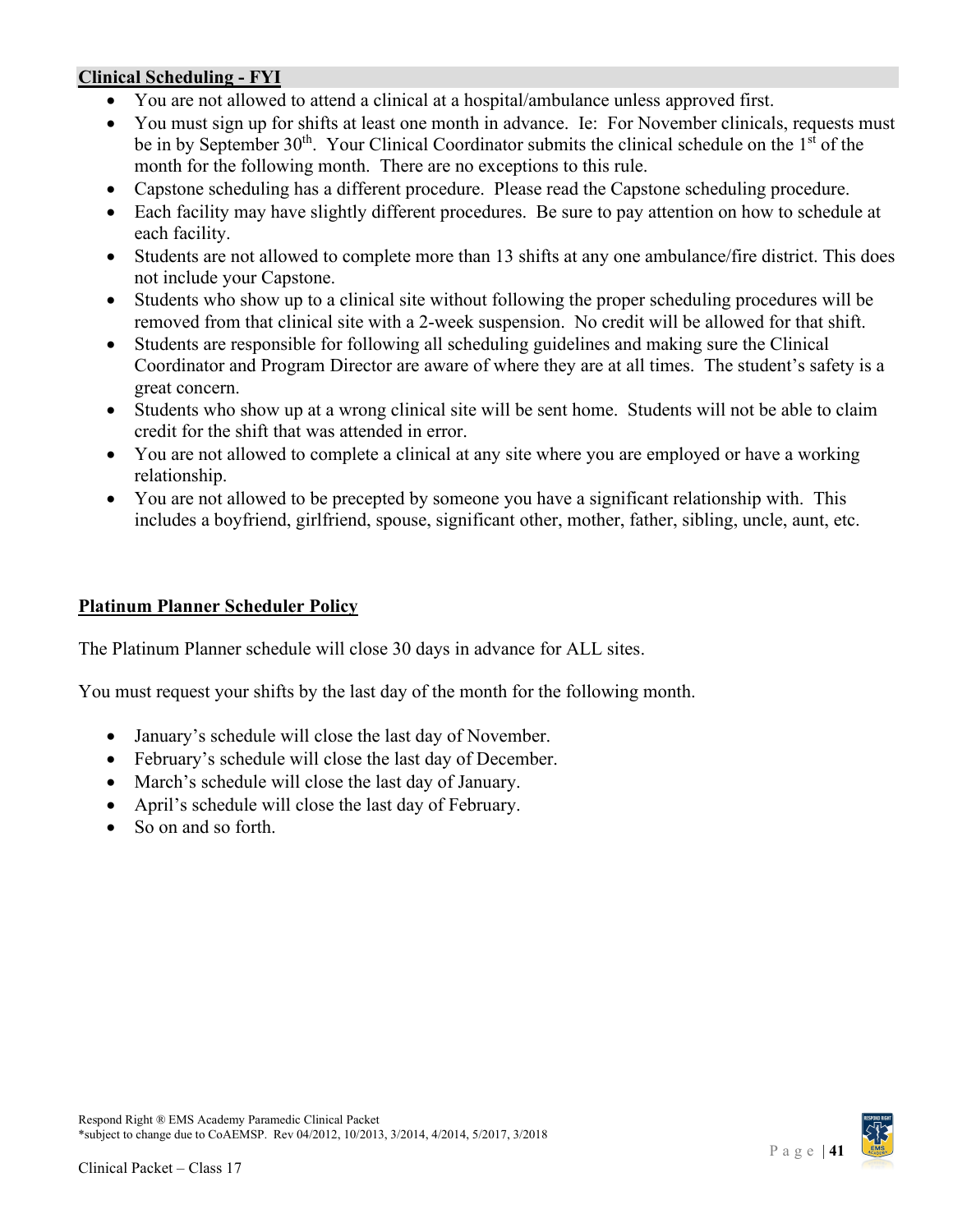## Clinical Scheduling - FYI

- You are not allowed to attend a clinical at a hospital/ambulance unless approved first.
- You must sign up for shifts at least one month in advance. Ie: For November clinicals, requests must be in by September 30th. Your Clinical Coordinator submits the clinical schedule on the 1st of the month for the following month. There are no exceptions to this rule.
- Capstone scheduling has a different procedure. Please read the Capstone scheduling procedure.
- Each facility may have slightly different procedures. Be sure to pay attention on how to schedule at each facility.
- Students are not allowed to complete more than 13 shifts at any one ambulance/fire district. This does not include your Capstone.
- Students who show up to a clinical site without following the proper scheduling procedures will be removed from that clinical site with a 2-week suspension. No credit will be allowed for that shift.
- Students are responsible for following all scheduling guidelines and making sure the Clinical Coordinator and Program Director are aware of where they are at all times. The student's safety is a great concern.
- Students who show up at a wrong clinical site will be sent home. Students will not be able to claim credit for the shift that was attended in error.
- You are not allowed to complete a clinical at any site where you are employed or have a working relationship.
- You are not allowed to be precepted by someone you have a significant relationship with. This includes a boyfriend, girlfriend, spouse, significant other, mother, father, sibling, uncle, aunt, etc.

## Platinum Planner Scheduler Policy

The Platinum Planner schedule will close 30 days in advance for ALL sites.

You must request your shifts by the last day of the month for the following month.

- January's schedule will close the last day of November.
- February's schedule will close the last day of December.
- March's schedule will close the last day of January.
- April's schedule will close the last day of February.
- So on and so forth.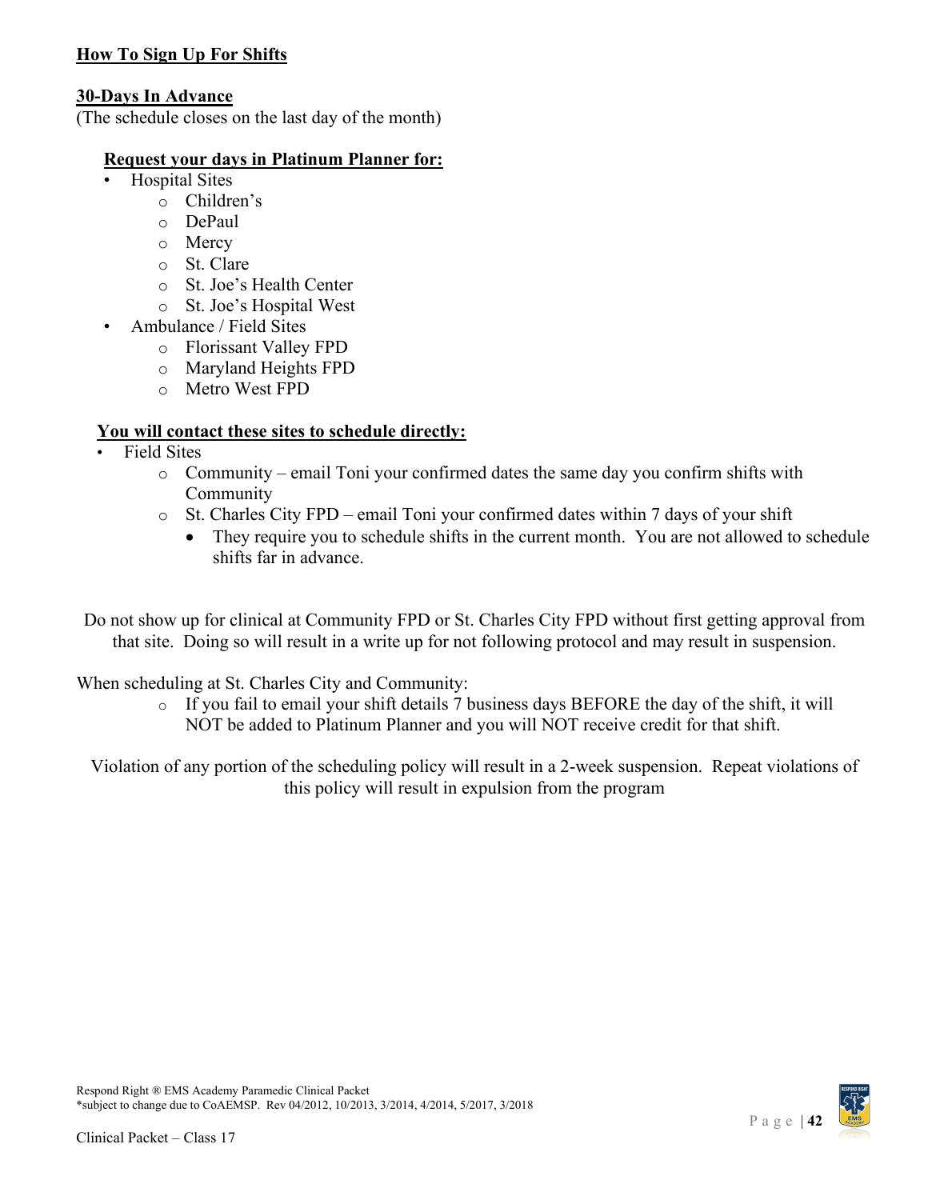**How To Sign Up For Shifts**

**30-Days In Advance**
(The schedule closes on the last day of the month)

**Request your days in Platinum Planner for:**

- Hospital Sites
    - Children's
    - DePaul
    - Mercy
    - St. Clare
    - St. Joe's Health Center
    - St. Joe's Hospital West
- Ambulance / Field Sites
    - Florissant Valley FPD
    - Maryland Heights FPD
    - Metro West FPD

**You will contact these sites to schedule directly:**

- Field Sites
    - Community – email Toni your confirmed dates the same day you confirm shifts with Community
    - St. Charles City FPD – email Toni your confirmed dates within 7 days of your shift
        - They require you to schedule shifts in the current month. You are not allowed to schedule shifts far in advance.

Do not show up for clinical at Community FPD or St. Charles City FPD without first getting approval from that site. Doing so will result in a write up for not following protocol and may result in suspension.

When scheduling at St. Charles City and Community:

- If you fail to email your shift details 7 business days BEFORE the day of the shift, it will NOT be added to Platinum Planner and you will NOT receive credit for that shift.

Violation of any portion of the scheduling policy will result in a 2-week suspension. Repeat violations of this policy will result in expulsion from the program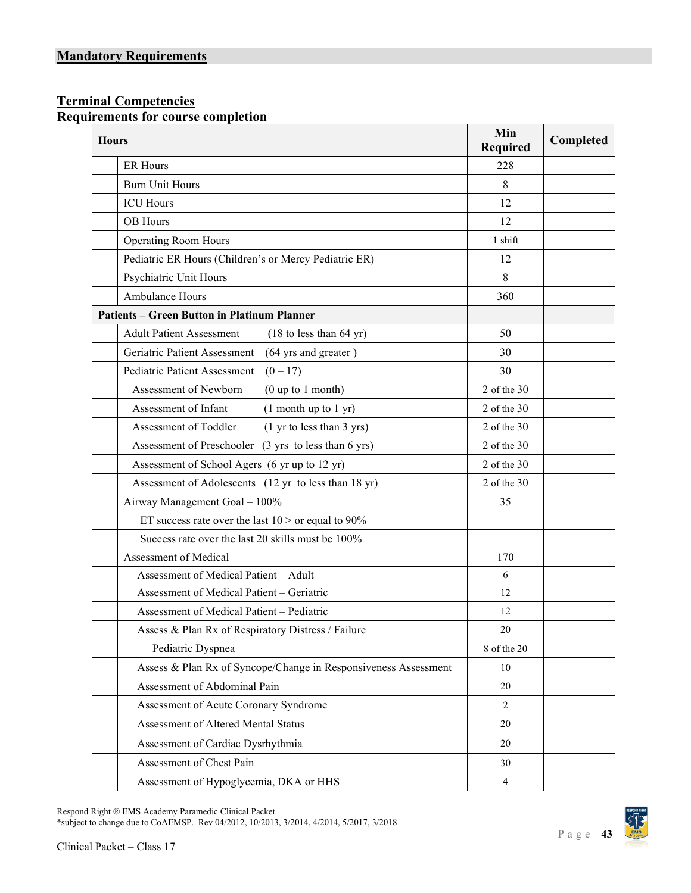## Mandatory Requirements

### Terminal Competencies

### Requirements for course completion

| | Hours | Min Required | Completed |
|---|---|---|---|
| | ER Hours | 228 | |
| | Burn Unit Hours | 8 | |
| | ICU Hours | 12 | |
| | OB Hours | 12 | |
| | Operating Room Hours | 1 shift | |
| | Pediatric ER Hours (Children's or Mercy Pediatric ER) | 12 | |
| | Psychiatric Unit Hours | 8 | |
| | Ambulance Hours | 360 | |
| **Patients – Green Button in Platinum Planner** | | | |
| | Adult Patient Assessment (18 to less than 64 yr) | 50 | |
| | Geriatric Patient Assessment (64 yrs and greater ) | 30 | |
| | Pediatric Patient Assessment (0 – 17) | 30 | |
| | Assessment of Newborn (0 up to 1 month) | 2 of the 30 | |
| | Assessment of Infant (1 month up to 1 yr) | 2 of the 30 | |
| | Assessment of Toddler (1 yr to less than 3 yrs) | 2 of the 30 | |
| | Assessment of Preschooler (3 yrs to less than 6 yrs) | 2 of the 30 | |
| | Assessment of School Agers (6 yr up to 12 yr) | 2 of the 30 | |
| | Assessment of Adolescents (12 yr to less than 18 yr) | 2 of the 30 | |
| | Airway Management Goal – 100% | 35 | |
| | ET success rate over the last 10 > or equal to 90% | | |
| | Success rate over the last 20 skills must be 100% | | |
| | Assessment of Medical | 170 | |
| | Assessment of Medical Patient – Adult | 6 | |
| | Assessment of Medical Patient – Geriatric | 12 | |
| | Assessment of Medical Patient – Pediatric | 12 | |
| | Assess & Plan Rx of Respiratory Distress / Failure | 20 | |
| | Pediatric Dyspnea | 8 of the 20 | |
| | Assess & Plan Rx of Syncope/Change in Responsiveness Assessment | 10 | |
| | Assessment of Abdominal Pain | 20 | |
| | Assessment of Acute Coronary Syndrome | 2 | |
| | Assessment of Altered Mental Status | 20 | |
| | Assessment of Cardiac Dysrhythmia | 20 | |
| | Assessment of Chest Pain | 30 | |
| | Assessment of Hypoglycemia, DKA or HHS | 4 | |

Respond Right ® EMS Academy Paramedic Clinical Packet
*subject to change due to CoAEMSP. Rev 04/2012, 10/2013, 3/2014, 4/2014, 5/2017, 3/2018

Clinical Packet – Class 17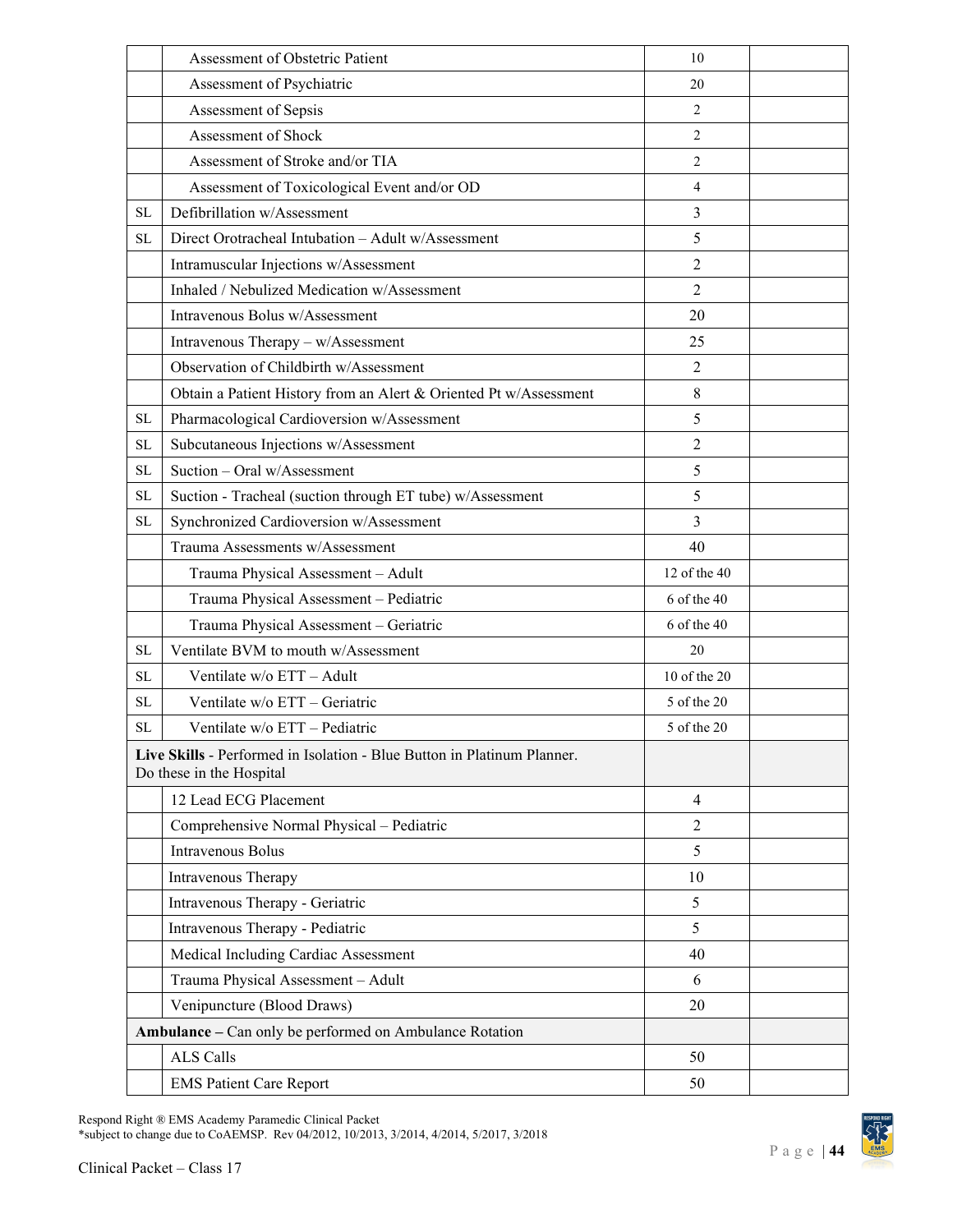| | | | |
|---|---|---|---|
| | Assessment of Obstetric Patient | 10 | |
| | Assessment of Psychiatric | 20 | |
| | Assessment of Sepsis | 2 | |
| | Assessment of Shock | 2 | |
| | Assessment of Stroke and/or TIA | 2 | |
| | Assessment of Toxicological Event and/or OD | 4 | |
| SL | Defibrillation w/Assessment | 3 | |
| SL | Direct Orotracheal Intubation – Adult w/Assessment | 5 | |
| | Intramuscular Injections w/Assessment | 2 | |
| | Inhaled / Nebulized Medication w/Assessment | 2 | |
| | Intravenous Bolus w/Assessment | 20 | |
| | Intravenous Therapy – w/Assessment | 25 | |
| | Observation of Childbirth w/Assessment | 2 | |
| | Obtain a Patient History from an Alert & Oriented Pt w/Assessment | 8 | |
| SL | Pharmacological Cardioversion w/Assessment | 5 | |
| SL | Subcutaneous Injections w/Assessment | 2 | |
| SL | Suction – Oral w/Assessment | 5 | |
| SL | Suction - Tracheal (suction through ET tube) w/Assessment | 5 | |
| SL | Synchronized Cardioversion w/Assessment | 3 | |
| | Trauma Assessments w/Assessment | 40 | |
| | Trauma Physical Assessment – Adult | 12 of the 40 | |
| | Trauma Physical Assessment – Pediatric | 6 of the 40 | |
| | Trauma Physical Assessment – Geriatric | 6 of the 40 | |
| SL | Ventilate BVM to mouth w/Assessment | 20 | |
| SL | Ventilate w/o ETT – Adult | 10 of the 20 | |
| SL | Ventilate w/o ETT – Geriatric | 5 of the 20 | |
| SL | Ventilate w/o ETT – Pediatric | 5 of the 20 | |
| **Live Skills** - Performed in Isolation - Blue Button in Platinum Planner. Do these in the Hospital | | | |
| | 12 Lead ECG Placement | 4 | |
| | Comprehensive Normal Physical – Pediatric | 2 | |
| | Intravenous Bolus | 5 | |
| | Intravenous Therapy | 10 | |
| | Intravenous Therapy - Geriatric | 5 | |
| | Intravenous Therapy - Pediatric | 5 | |
| | Medical Including Cardiac Assessment | 40 | |
| | Trauma Physical Assessment – Adult | 6 | |
| | Venipuncture (Blood Draws) | 20 | |
| **Ambulance** – Can only be performed on Ambulance Rotation | | | |
| | ALS Calls | 50 | |
| | EMS Patient Care Report | 50 | |

Respond Right ® EMS Academy Paramedic Clinical Packet
*subject to change due to CoAEMSP. Rev 04/2012, 10/2013, 3/2014, 4/2014, 5/2017, 3/2018

Clinical Packet – Class 17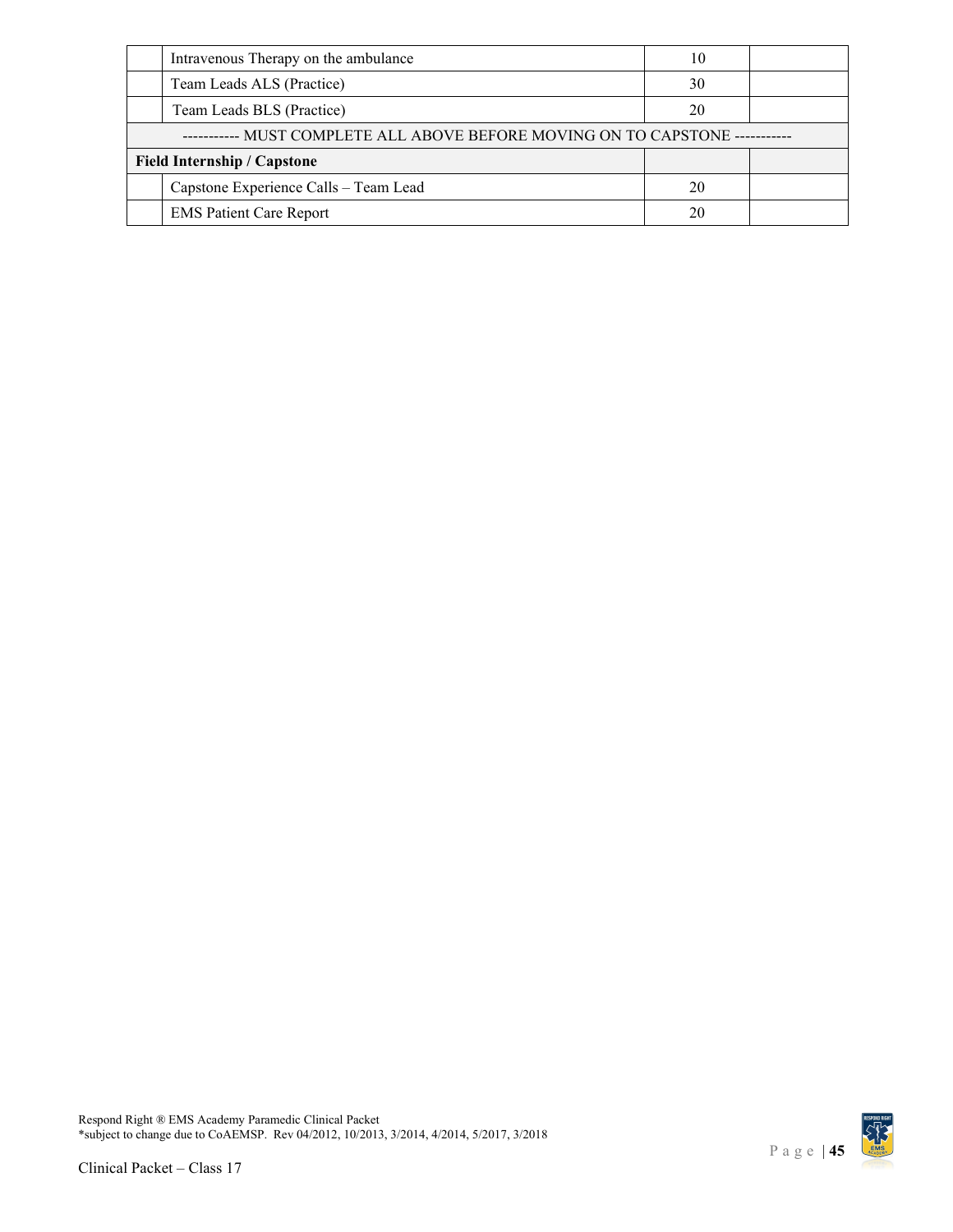| | | | |
|---|---|---|---|
| | Intravenous Therapy on the ambulance | 10 | |
| | Team Leads ALS (Practice) | 30 | |
| | Team Leads BLS (Practice) | 20 | |
| ----------- MUST COMPLETE ALL ABOVE BEFORE MOVING ON TO CAPSTONE ----------- | | | |
| **Field Internship / Capstone** | | | |
| | Capstone Experience Calls – Team Lead | 20 | |
| | EMS Patient Care Report | 20 | |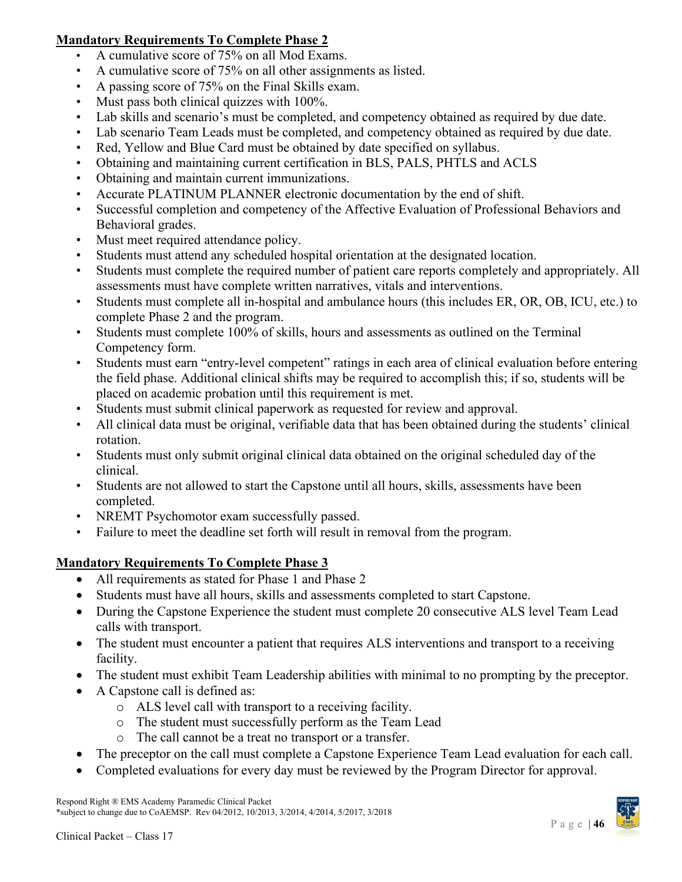**Mandatory Requirements To Complete Phase 2**

- A cumulative score of 75% on all Mod Exams.
- A cumulative score of 75% on all other assignments as listed.
- A passing score of 75% on the Final Skills exam.
- Must pass both clinical quizzes with 100%.
- Lab skills and scenario's must be completed, and competency obtained as required by due date.
- Lab scenario Team Leads must be completed, and competency obtained as required by due date.
- Red, Yellow and Blue Card must be obtained by date specified on syllabus.
- Obtaining and maintaining current certification in BLS, PALS, PHTLS and ACLS
- Obtaining and maintain current immunizations.
- Accurate PLATINUM PLANNER electronic documentation by the end of shift.
- Successful completion and competency of the Affective Evaluation of Professional Behaviors and Behavioral grades.
- Must meet required attendance policy.
- Students must attend any scheduled hospital orientation at the designated location.
- Students must complete the required number of patient care reports completely and appropriately. All assessments must have complete written narratives, vitals and interventions.
- Students must complete all in-hospital and ambulance hours (this includes ER, OR, OB, ICU, etc.) to complete Phase 2 and the program.
- Students must complete 100% of skills, hours and assessments as outlined on the Terminal Competency form.
- Students must earn "entry-level competent" ratings in each area of clinical evaluation before entering the field phase. Additional clinical shifts may be required to accomplish this; if so, students will be placed on academic probation until this requirement is met.
- Students must submit clinical paperwork as requested for review and approval.
- All clinical data must be original, verifiable data that has been obtained during the students' clinical rotation.
- Students must only submit original clinical data obtained on the original scheduled day of the clinical.
- Students are not allowed to start the Capstone until all hours, skills, assessments have been completed.
- NREMT Psychomotor exam successfully passed.
- Failure to meet the deadline set forth will result in removal from the program.

**Mandatory Requirements To Complete Phase 3**

- All requirements as stated for Phase 1 and Phase 2
- Students must have all hours, skills and assessments completed to start Capstone.
- During the Capstone Experience the student must complete 20 consecutive ALS level Team Lead calls with transport.
- The student must encounter a patient that requires ALS interventions and transport to a receiving facility.
- The student must exhibit Team Leadership abilities with minimal to no prompting by the preceptor.
- A Capstone call is defined as:
  - ALS level call with transport to a receiving facility.
  - The student must successfully perform as the Team Lead
  - The call cannot be a treat no transport or a transfer.
- The preceptor on the call must complete a Capstone Experience Team Lead evaluation for each call.
- Completed evaluations for every day must be reviewed by the Program Director for approval.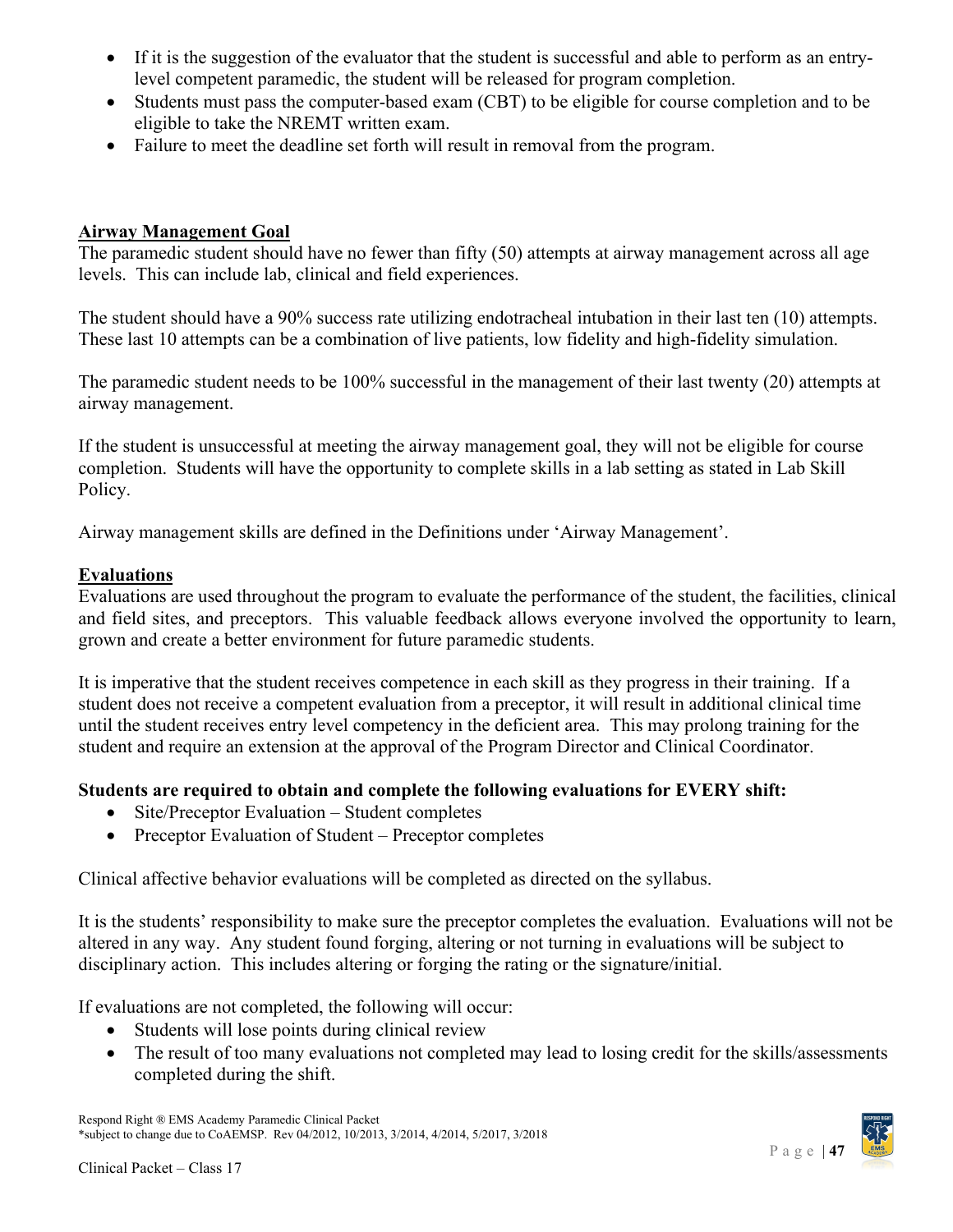- If it is the suggestion of the evaluator that the student is successful and able to perform as an entry-level competent paramedic, the student will be released for program completion.
- Students must pass the computer-based exam (CBT) to be eligible for course completion and to be eligible to take the NREMT written exam.
- Failure to meet the deadline set forth will result in removal from the program.

## Airway Management Goal

The paramedic student should have no fewer than fifty (50) attempts at airway management across all age levels. This can include lab, clinical and field experiences.

The student should have a 90% success rate utilizing endotracheal intubation in their last ten (10) attempts. These last 10 attempts can be a combination of live patients, low fidelity and high-fidelity simulation.

The paramedic student needs to be 100% successful in the management of their last twenty (20) attempts at airway management.

If the student is unsuccessful at meeting the airway management goal, they will not be eligible for course completion. Students will have the opportunity to complete skills in a lab setting as stated in Lab Skill Policy.

Airway management skills are defined in the Definitions under 'Airway Management'.

## Evaluations

Evaluations are used throughout the program to evaluate the performance of the student, the facilities, clinical and field sites, and preceptors. This valuable feedback allows everyone involved the opportunity to learn, grown and create a better environment for future paramedic students.

It is imperative that the student receives competence in each skill as they progress in their training. If a student does not receive a competent evaluation from a preceptor, it will result in additional clinical time until the student receives entry level competency in the deficient area. This may prolong training for the student and require an extension at the approval of the Program Director and Clinical Coordinator.

**Students are required to obtain and complete the following evaluations for EVERY shift:**

- Site/Preceptor Evaluation – Student completes
- Preceptor Evaluation of Student – Preceptor completes

Clinical affective behavior evaluations will be completed as directed on the syllabus.

It is the students' responsibility to make sure the preceptor completes the evaluation. Evaluations will not be altered in any way. Any student found forging, altering or not turning in evaluations will be subject to disciplinary action. This includes altering or forging the rating or the signature/initial.

If evaluations are not completed, the following will occur:

- Students will lose points during clinical review
- The result of too many evaluations not completed may lead to losing credit for the skills/assessments completed during the shift.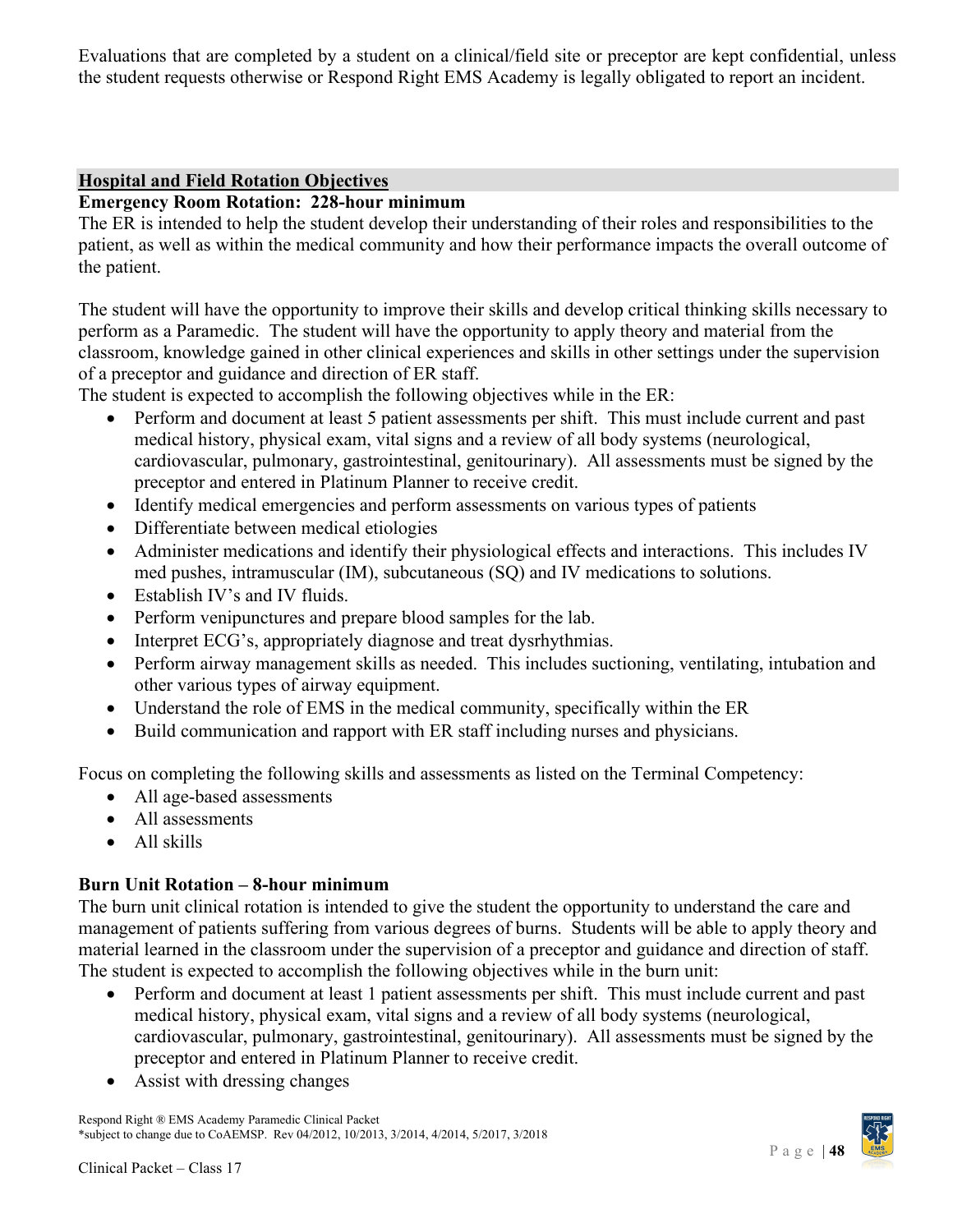Evaluations that are completed by a student on a clinical/field site or preceptor are kept confidential, unless the student requests otherwise or Respond Right EMS Academy is legally obligated to report an incident.

## Hospital and Field Rotation Objectives

**Emergency Room Rotation: 228-hour minimum**

The ER is intended to help the student develop their understanding of their roles and responsibilities to the patient, as well as within the medical community and how their performance impacts the overall outcome of the patient.

The student will have the opportunity to improve their skills and develop critical thinking skills necessary to perform as a Paramedic. The student will have the opportunity to apply theory and material from the classroom, knowledge gained in other clinical experiences and skills in other settings under the supervision of a preceptor and guidance and direction of ER staff.

The student is expected to accomplish the following objectives while in the ER:

- Perform and document at least 5 patient assessments per shift. This must include current and past medical history, physical exam, vital signs and a review of all body systems (neurological, cardiovascular, pulmonary, gastrointestinal, genitourinary). All assessments must be signed by the preceptor and entered in Platinum Planner to receive credit.
- Identify medical emergencies and perform assessments on various types of patients
- Differentiate between medical etiologies
- Administer medications and identify their physiological effects and interactions. This includes IV med pushes, intramuscular (IM), subcutaneous (SQ) and IV medications to solutions.
- Establish IV's and IV fluids.
- Perform venipunctures and prepare blood samples for the lab.
- Interpret ECG's, appropriately diagnose and treat dysrhythmias.
- Perform airway management skills as needed. This includes suctioning, ventilating, intubation and other various types of airway equipment.
- Understand the role of EMS in the medical community, specifically within the ER
- Build communication and rapport with ER staff including nurses and physicians.

Focus on completing the following skills and assessments as listed on the Terminal Competency:

- All age-based assessments
- All assessments
- All skills

**Burn Unit Rotation – 8-hour minimum**

The burn unit clinical rotation is intended to give the student the opportunity to understand the care and management of patients suffering from various degrees of burns. Students will be able to apply theory and material learned in the classroom under the supervision of a preceptor and guidance and direction of staff.

The student is expected to accomplish the following objectives while in the burn unit:

- Perform and document at least 1 patient assessments per shift. This must include current and past medical history, physical exam, vital signs and a review of all body systems (neurological, cardiovascular, pulmonary, gastrointestinal, genitourinary). All assessments must be signed by the preceptor and entered in Platinum Planner to receive credit.
- Assist with dressing changes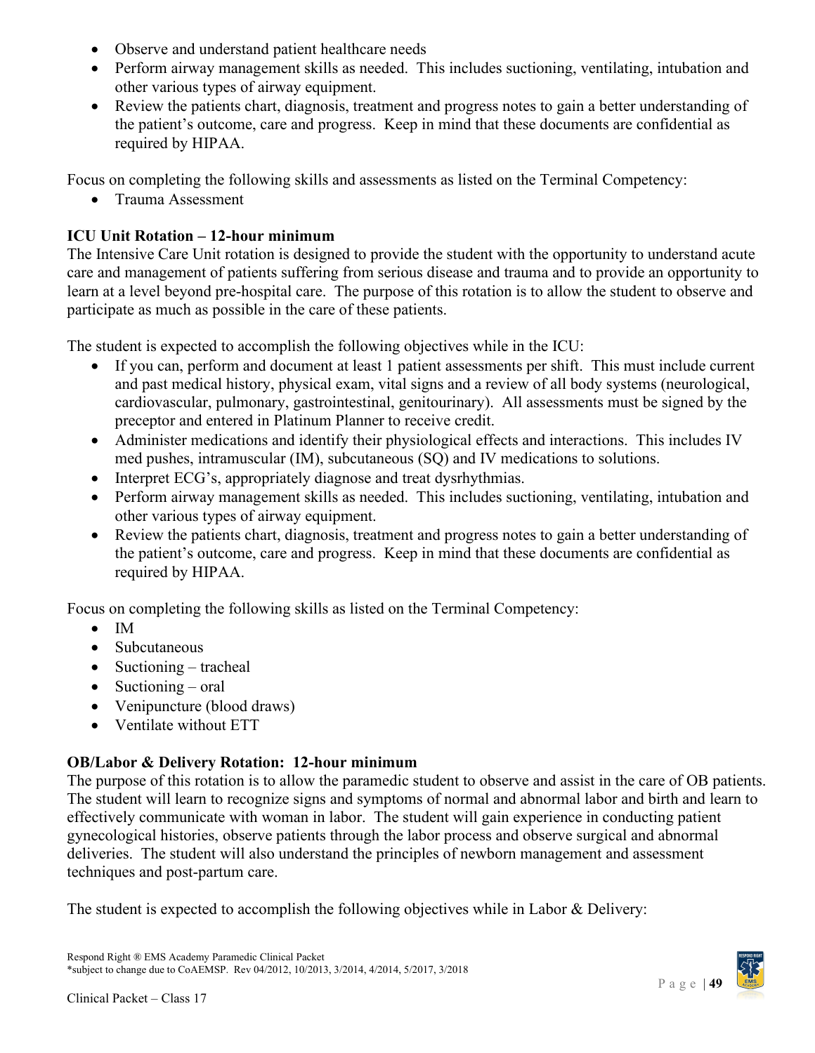- Observe and understand patient healthcare needs
- Perform airway management skills as needed. This includes suctioning, ventilating, intubation and other various types of airway equipment.
- Review the patients chart, diagnosis, treatment and progress notes to gain a better understanding of the patient's outcome, care and progress. Keep in mind that these documents are confidential as required by HIPAA.

Focus on completing the following skills and assessments as listed on the Terminal Competency:

- Trauma Assessment

**ICU Unit Rotation – 12-hour minimum**

The Intensive Care Unit rotation is designed to provide the student with the opportunity to understand acute care and management of patients suffering from serious disease and trauma and to provide an opportunity to learn at a level beyond pre-hospital care. The purpose of this rotation is to allow the student to observe and participate as much as possible in the care of these patients.

The student is expected to accomplish the following objectives while in the ICU:

- If you can, perform and document at least 1 patient assessments per shift. This must include current and past medical history, physical exam, vital signs and a review of all body systems (neurological, cardiovascular, pulmonary, gastrointestinal, genitourinary). All assessments must be signed by the preceptor and entered in Platinum Planner to receive credit.
- Administer medications and identify their physiological effects and interactions. This includes IV med pushes, intramuscular (IM), subcutaneous (SQ) and IV medications to solutions.
- Interpret ECG's, appropriately diagnose and treat dysrhythmias.
- Perform airway management skills as needed. This includes suctioning, ventilating, intubation and other various types of airway equipment.
- Review the patients chart, diagnosis, treatment and progress notes to gain a better understanding of the patient's outcome, care and progress. Keep in mind that these documents are confidential as required by HIPAA.

Focus on completing the following skills as listed on the Terminal Competency:

- IM
- Subcutaneous
- Suctioning – tracheal
- Suctioning – oral
- Venipuncture (blood draws)
- Ventilate without ETT

**OB/Labor & Delivery Rotation: 12-hour minimum**

The purpose of this rotation is to allow the paramedic student to observe and assist in the care of OB patients. The student will learn to recognize signs and symptoms of normal and abnormal labor and birth and learn to effectively communicate with woman in labor. The student will gain experience in conducting patient gynecological histories, observe patients through the labor process and observe surgical and abnormal deliveries. The student will also understand the principles of newborn management and assessment techniques and post-partum care.

The student is expected to accomplish the following objectives while in Labor & Delivery: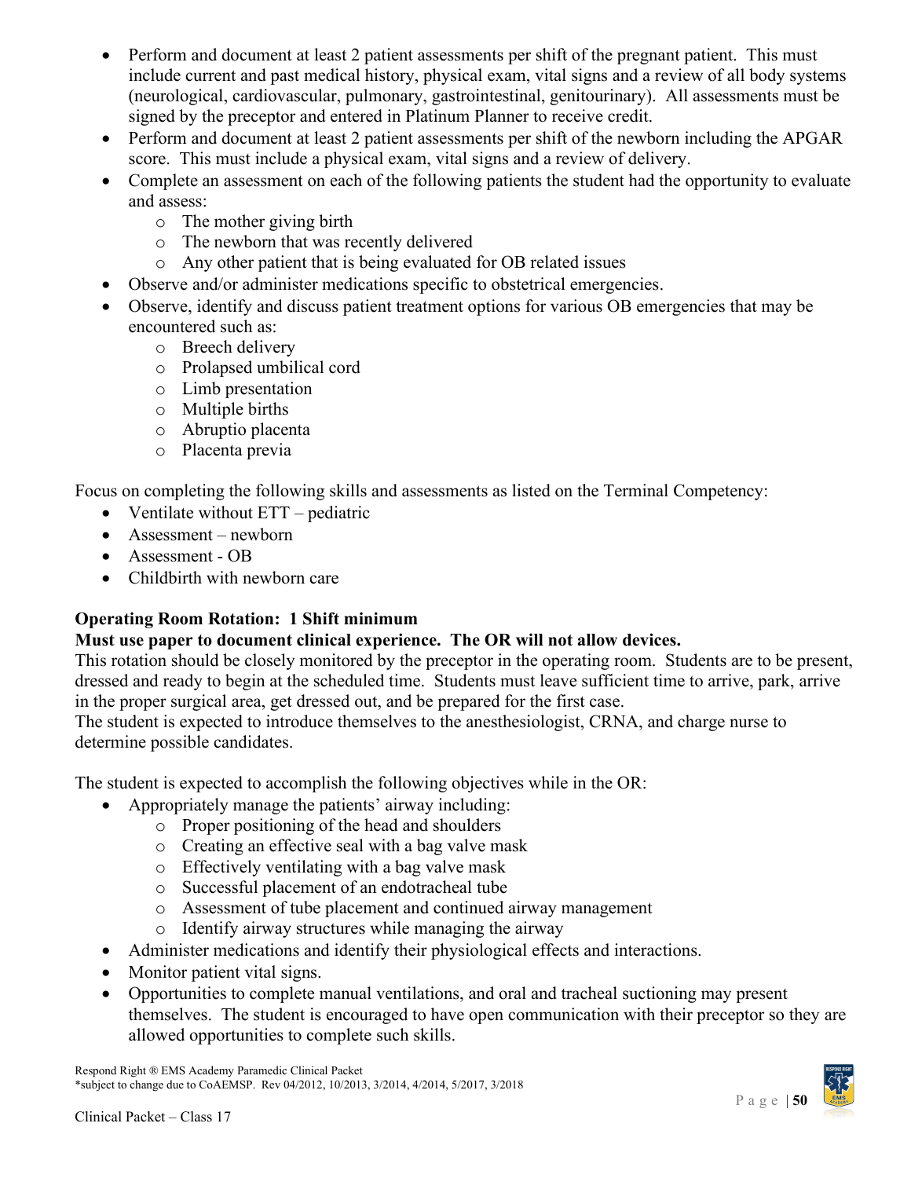- Perform and document at least 2 patient assessments per shift of the pregnant patient. This must include current and past medical history, physical exam, vital signs and a review of all body systems (neurological, cardiovascular, pulmonary, gastrointestinal, genitourinary). All assessments must be signed by the preceptor and entered in Platinum Planner to receive credit.
- Perform and document at least 2 patient assessments per shift of the newborn including the APGAR score. This must include a physical exam, vital signs and a review of delivery.
- Complete an assessment on each of the following patients the student had the opportunity to evaluate and assess:
  - The mother giving birth
  - The newborn that was recently delivered
  - Any other patient that is being evaluated for OB related issues
- Observe and/or administer medications specific to obstetrical emergencies.
- Observe, identify and discuss patient treatment options for various OB emergencies that may be encountered such as:
  - Breech delivery
  - Prolapsed umbilical cord
  - Limb presentation
  - Multiple births
  - Abruptio placenta
  - Placenta previa

Focus on completing the following skills and assessments as listed on the Terminal Competency:

- Ventilate without ETT – pediatric
- Assessment – newborn
- Assessment - OB
- Childbirth with newborn care

**Operating Room Rotation: 1 Shift minimum**

**Must use paper to document clinical experience. The OR will not allow devices.**

This rotation should be closely monitored by the preceptor in the operating room. Students are to be present, dressed and ready to begin at the scheduled time. Students must leave sufficient time to arrive, park, arrive in the proper surgical area, get dressed out, and be prepared for the first case.

The student is expected to introduce themselves to the anesthesiologist, CRNA, and charge nurse to determine possible candidates.

The student is expected to accomplish the following objectives while in the OR:

- Appropriately manage the patients' airway including:
  - Proper positioning of the head and shoulders
  - Creating an effective seal with a bag valve mask
  - Effectively ventilating with a bag valve mask
  - Successful placement of an endotracheal tube
  - Assessment of tube placement and continued airway management
  - Identify airway structures while managing the airway
- Administer medications and identify their physiological effects and interactions.
- Monitor patient vital signs.
- Opportunities to complete manual ventilations, and oral and tracheal suctioning may present themselves. The student is encouraged to have open communication with their preceptor so they are allowed opportunities to complete such skills.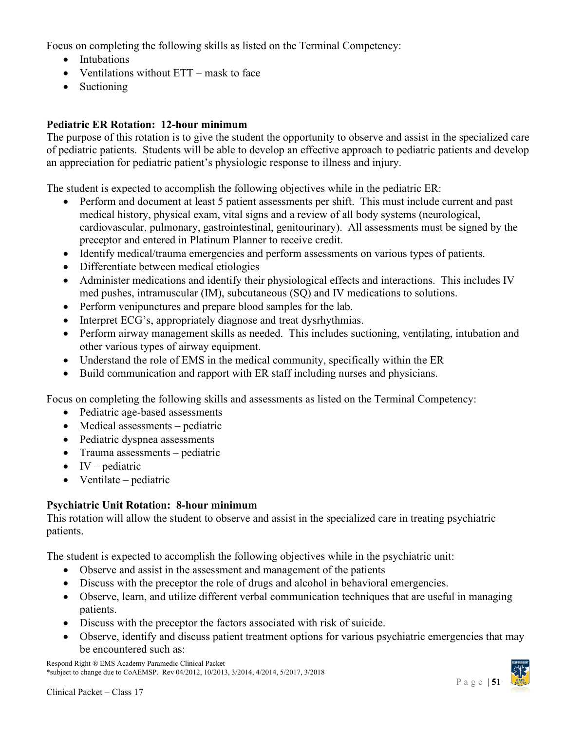Focus on completing the following skills as listed on the Terminal Competency:

- Intubations
- Ventilations without ETT – mask to face
- Suctioning

**Pediatric ER Rotation: 12-hour minimum**

The purpose of this rotation is to give the student the opportunity to observe and assist in the specialized care of pediatric patients. Students will be able to develop an effective approach to pediatric patients and develop an appreciation for pediatric patient's physiologic response to illness and injury.

The student is expected to accomplish the following objectives while in the pediatric ER:

- Perform and document at least 5 patient assessments per shift. This must include current and past medical history, physical exam, vital signs and a review of all body systems (neurological, cardiovascular, pulmonary, gastrointestinal, genitourinary). All assessments must be signed by the preceptor and entered in Platinum Planner to receive credit.
- Identify medical/trauma emergencies and perform assessments on various types of patients.
- Differentiate between medical etiologies
- Administer medications and identify their physiological effects and interactions. This includes IV med pushes, intramuscular (IM), subcutaneous (SQ) and IV medications to solutions.
- Perform venipunctures and prepare blood samples for the lab.
- Interpret ECG's, appropriately diagnose and treat dysrhythmias.
- Perform airway management skills as needed. This includes suctioning, ventilating, intubation and other various types of airway equipment.
- Understand the role of EMS in the medical community, specifically within the ER
- Build communication and rapport with ER staff including nurses and physicians.

Focus on completing the following skills and assessments as listed on the Terminal Competency:

- Pediatric age-based assessments
- Medical assessments – pediatric
- Pediatric dyspnea assessments
- Trauma assessments – pediatric
- IV – pediatric
- Ventilate – pediatric

**Psychiatric Unit Rotation: 8-hour minimum**

This rotation will allow the student to observe and assist in the specialized care in treating psychiatric patients.

The student is expected to accomplish the following objectives while in the psychiatric unit:

- Observe and assist in the assessment and management of the patients
- Discuss with the preceptor the role of drugs and alcohol in behavioral emergencies.
- Observe, learn, and utilize different verbal communication techniques that are useful in managing patients.
- Discuss with the preceptor the factors associated with risk of suicide.
- Observe, identify and discuss patient treatment options for various psychiatric emergencies that may be encountered such as: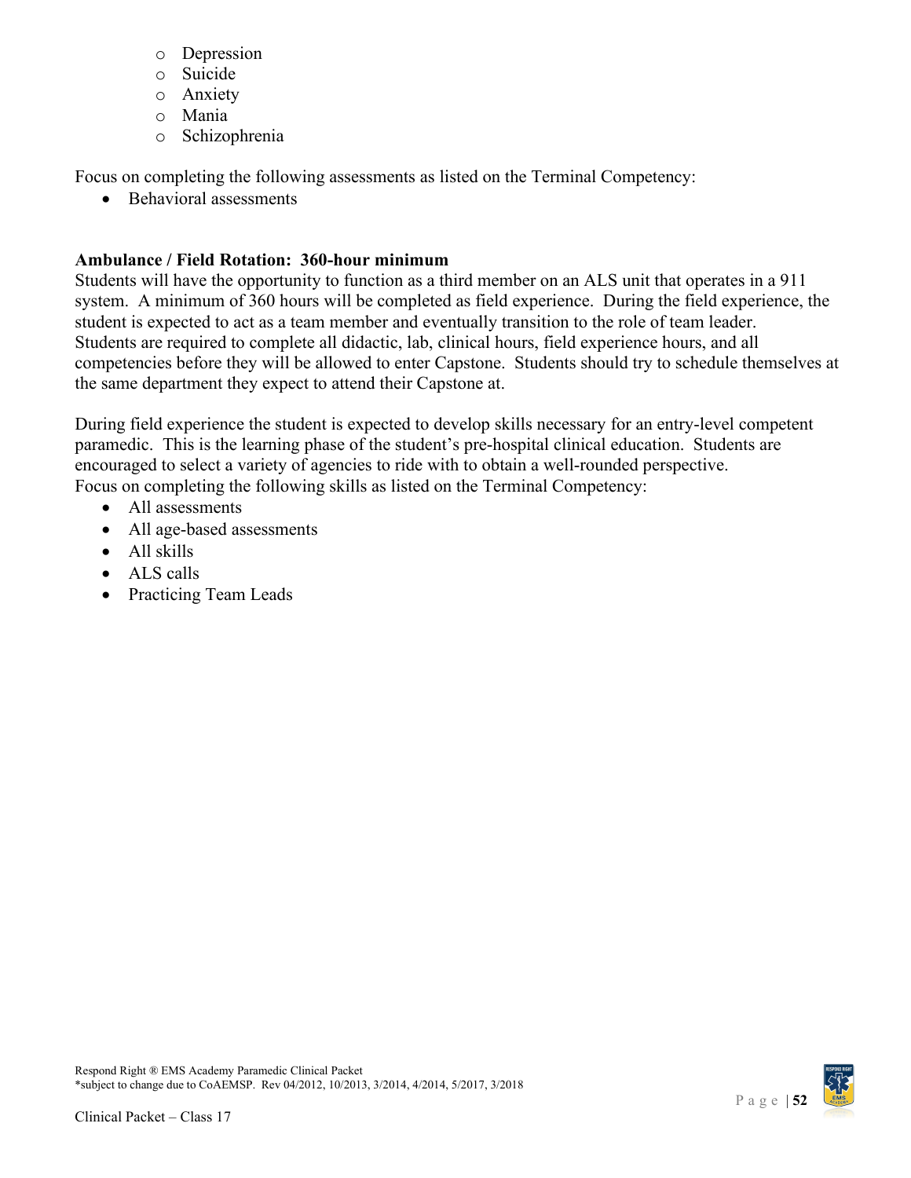- Depression
  - Suicide
  - Anxiety
  - Mania
  - Schizophrenia

Focus on completing the following assessments as listed on the Terminal Competency:

- Behavioral assessments

**Ambulance / Field Rotation: 360-hour minimum**

Students will have the opportunity to function as a third member on an ALS unit that operates in a 911 system. A minimum of 360 hours will be completed as field experience. During the field experience, the student is expected to act as a team member and eventually transition to the role of team leader. Students are required to complete all didactic, lab, clinical hours, field experience hours, and all competencies before they will be allowed to enter Capstone. Students should try to schedule themselves at the same department they expect to attend their Capstone at.

During field experience the student is expected to develop skills necessary for an entry-level competent paramedic. This is the learning phase of the student's pre-hospital clinical education. Students are encouraged to select a variety of agencies to ride with to obtain a well-rounded perspective. Focus on completing the following skills as listed on the Terminal Competency:

- All assessments
- All age-based assessments
- All skills
- ALS calls
- Practicing Team Leads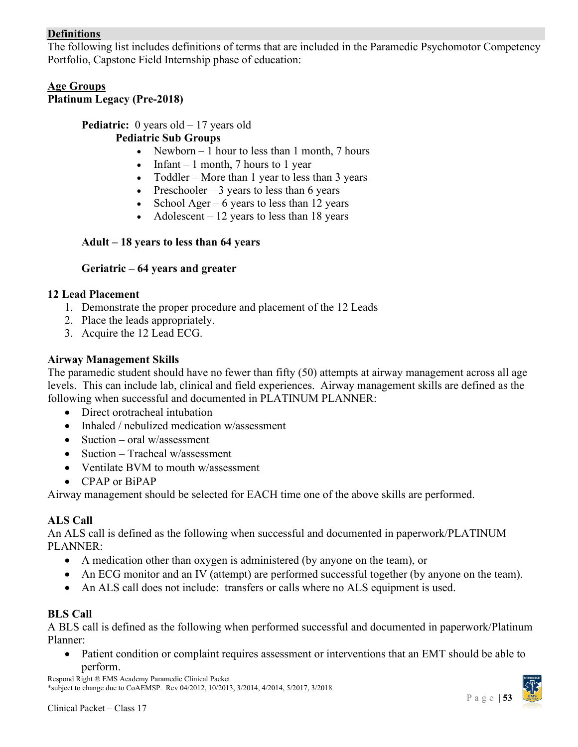## Definitions

The following list includes definitions of terms that are included in the Paramedic Psychomotor Competency Portfolio, Capstone Field Internship phase of education:

### Age Groups

**Platinum Legacy (Pre-2018)**

**Pediatric:** 0 years old – 17 years old

**Pediatric Sub Groups**

- Newborn – 1 hour to less than 1 month, 7 hours
- Infant – 1 month, 7 hours to 1 year
- Toddler – More than 1 year to less than 3 years
- Preschooler – 3 years to less than 6 years
- School Ager – 6 years to less than 12 years
- Adolescent – 12 years to less than 18 years

**Adult – 18 years to less than 64 years**

**Geriatric – 64 years and greater**

### 12 Lead Placement

1. Demonstrate the proper procedure and placement of the 12 Leads
2. Place the leads appropriately.
3. Acquire the 12 Lead ECG.

### Airway Management Skills

The paramedic student should have no fewer than fifty (50) attempts at airway management across all age levels. This can include lab, clinical and field experiences. Airway management skills are defined as the following when successful and documented in PLATINUM PLANNER:

- Direct orotracheal intubation
- Inhaled / nebulized medication w/assessment
- Suction – oral w/assessment
- Suction – Tracheal w/assessment
- Ventilate BVM to mouth w/assessment
- CPAP or BiPAP

Airway management should be selected for EACH time one of the above skills are performed.

### ALS Call

An ALS call is defined as the following when successful and documented in paperwork/PLATINUM PLANNER:

- A medication other than oxygen is administered (by anyone on the team), or
- An ECG monitor and an IV (attempt) are performed successful together (by anyone on the team).
- An ALS call does not include: transfers or calls where no ALS equipment is used.

### BLS Call

A BLS call is defined as the following when performed successful and documented in paperwork/Platinum Planner:

- Patient condition or complaint requires assessment or interventions that an EMT should be able to perform.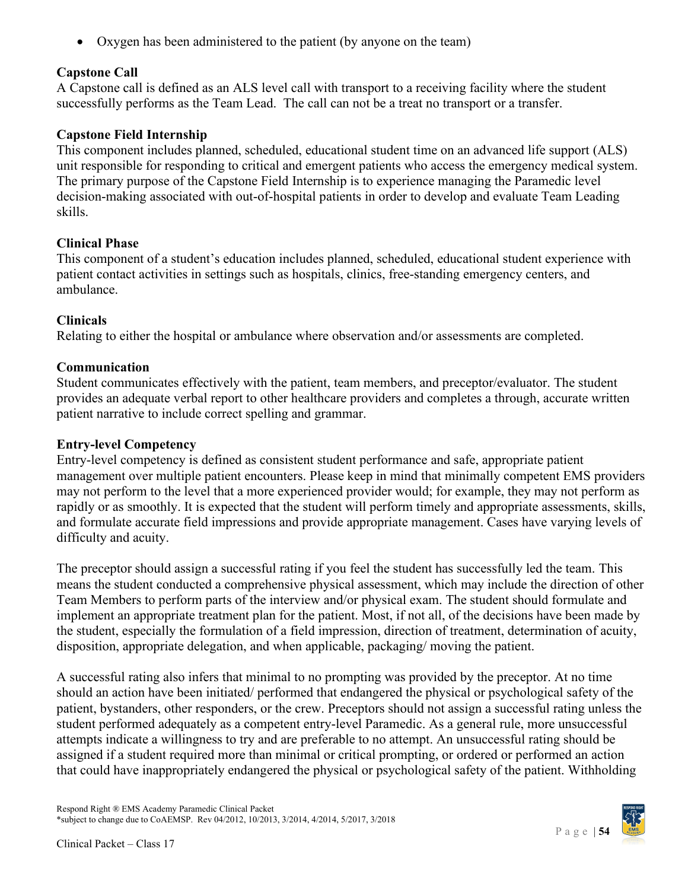- Oxygen has been administered to the patient (by anyone on the team)

**Capstone Call**
A Capstone call is defined as an ALS level call with transport to a receiving facility where the student successfully performs as the Team Lead. The call can not be a treat no transport or a transfer.

**Capstone Field Internship**
This component includes planned, scheduled, educational student time on an advanced life support (ALS) unit responsible for responding to critical and emergent patients who access the emergency medical system. The primary purpose of the Capstone Field Internship is to experience managing the Paramedic level decision-making associated with out-of-hospital patients in order to develop and evaluate Team Leading skills.

**Clinical Phase**
This component of a student's education includes planned, scheduled, educational student experience with patient contact activities in settings such as hospitals, clinics, free-standing emergency centers, and ambulance.

**Clinicals**
Relating to either the hospital or ambulance where observation and/or assessments are completed.

**Communication**
Student communicates effectively with the patient, team members, and preceptor/evaluator. The student provides an adequate verbal report to other healthcare providers and completes a through, accurate written patient narrative to include correct spelling and grammar.

**Entry-level Competency**
Entry-level competency is defined as consistent student performance and safe, appropriate patient management over multiple patient encounters. Please keep in mind that minimally competent EMS providers may not perform to the level that a more experienced provider would; for example, they may not perform as rapidly or as smoothly. It is expected that the student will perform timely and appropriate assessments, skills, and formulate accurate field impressions and provide appropriate management. Cases have varying levels of difficulty and acuity.

The preceptor should assign a successful rating if you feel the student has successfully led the team. This means the student conducted a comprehensive physical assessment, which may include the direction of other Team Members to perform parts of the interview and/or physical exam. The student should formulate and implement an appropriate treatment plan for the patient. Most, if not all, of the decisions have been made by the student, especially the formulation of a field impression, direction of treatment, determination of acuity, disposition, appropriate delegation, and when applicable, packaging/ moving the patient.

A successful rating also infers that minimal to no prompting was provided by the preceptor. At no time should an action have been initiated/ performed that endangered the physical or psychological safety of the patient, bystanders, other responders, or the crew. Preceptors should not assign a successful rating unless the student performed adequately as a competent entry-level Paramedic. As a general rule, more unsuccessful attempts indicate a willingness to try and are preferable to no attempt. An unsuccessful rating should be assigned if a student required more than minimal or critical prompting, or ordered or performed an action that could have inappropriately endangered the physical or psychological safety of the patient. Withholding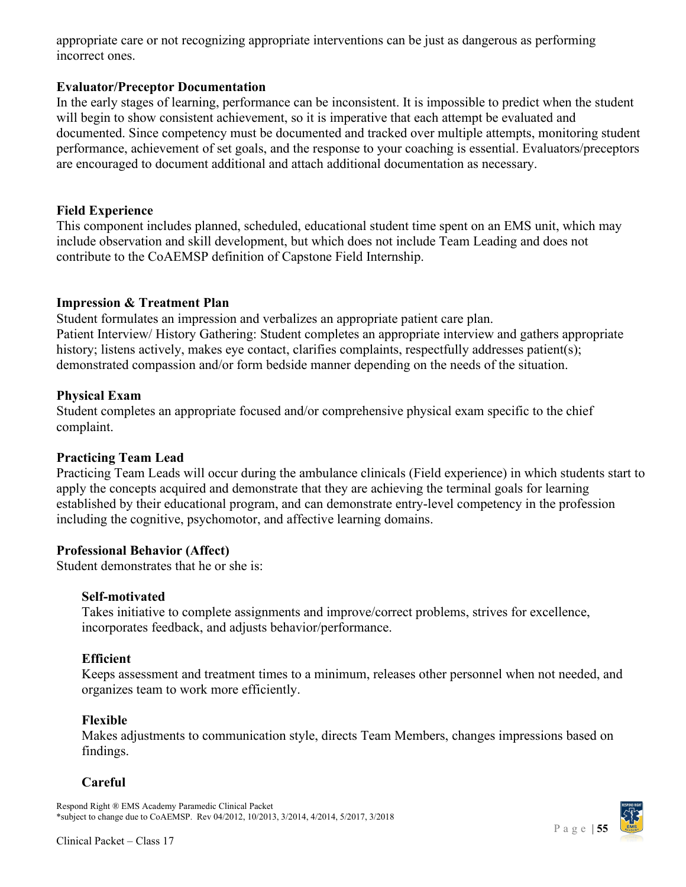appropriate care or not recognizing appropriate interventions can be just as dangerous as performing incorrect ones.

**Evaluator/Preceptor Documentation**

In the early stages of learning, performance can be inconsistent. It is impossible to predict when the student will begin to show consistent achievement, so it is imperative that each attempt be evaluated and documented. Since competency must be documented and tracked over multiple attempts, monitoring student performance, achievement of set goals, and the response to your coaching is essential. Evaluators/preceptors are encouraged to document additional and attach additional documentation as necessary.

**Field Experience**

This component includes planned, scheduled, educational student time spent on an EMS unit, which may include observation and skill development, but which does not include Team Leading and does not contribute to the CoAEMSP definition of Capstone Field Internship.

**Impression & Treatment Plan**

Student formulates an impression and verbalizes an appropriate patient care plan.
Patient Interview/ History Gathering: Student completes an appropriate interview and gathers appropriate history; listens actively, makes eye contact, clarifies complaints, respectfully addresses patient(s); demonstrated compassion and/or form bedside manner depending on the needs of the situation.

**Physical Exam**

Student completes an appropriate focused and/or comprehensive physical exam specific to the chief complaint.

**Practicing Team Lead**

Practicing Team Leads will occur during the ambulance clinicals (Field experience) in which students start to apply the concepts acquired and demonstrate that they are achieving the terminal goals for learning established by their educational program, and can demonstrate entry-level competency in the profession including the cognitive, psychomotor, and affective learning domains.

**Professional Behavior (Affect)**

Student demonstrates that he or she is:

**Self-motivated**

Takes initiative to complete assignments and improve/correct problems, strives for excellence, incorporates feedback, and adjusts behavior/performance.

**Efficient**

Keeps assessment and treatment times to a minimum, releases other personnel when not needed, and organizes team to work more efficiently.

**Flexible**

Makes adjustments to communication style, directs Team Members, changes impressions based on findings.

**Careful**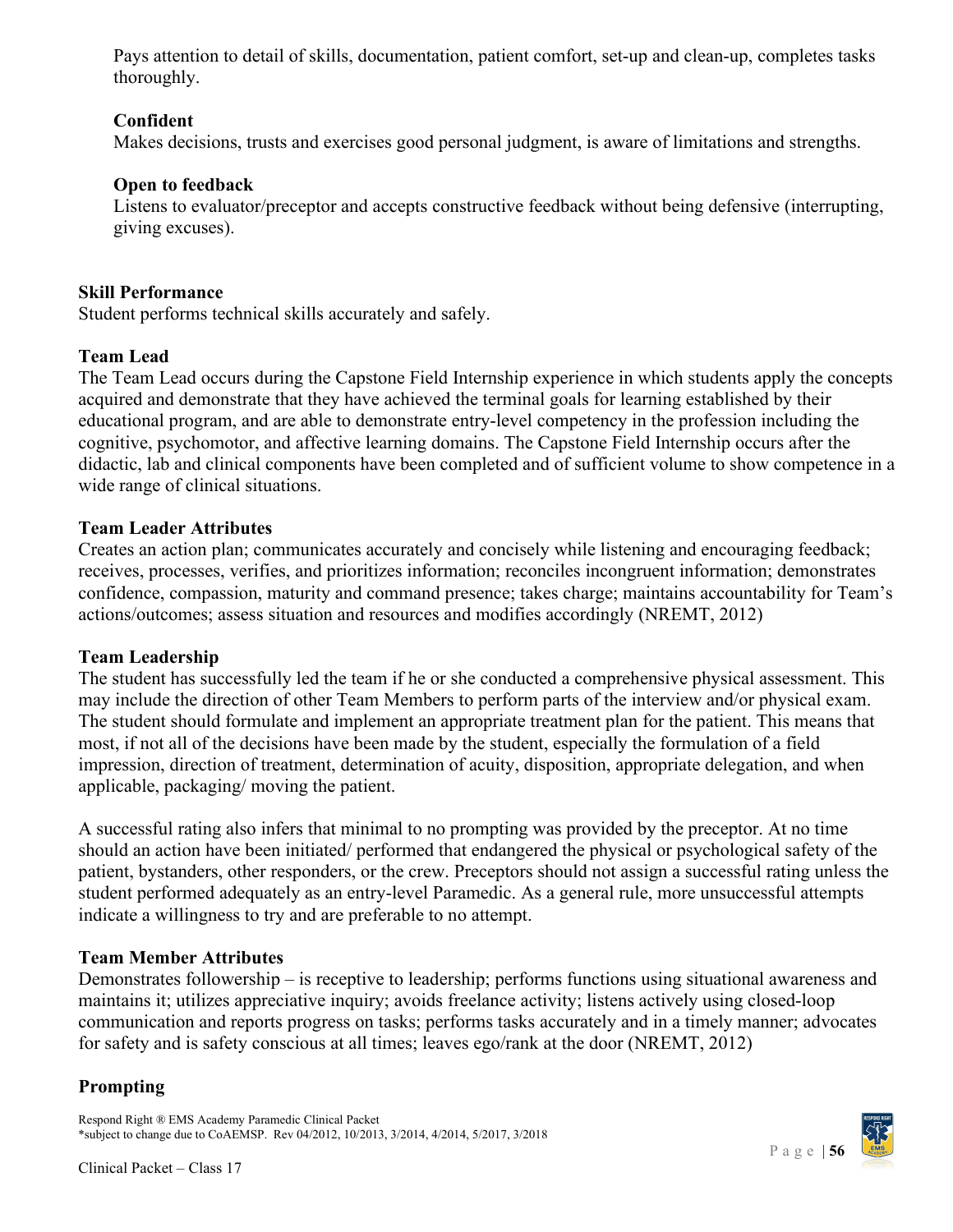Pays attention to detail of skills, documentation, patient comfort, set-up and clean-up, completes tasks thoroughly.

**Confident**
Makes decisions, trusts and exercises good personal judgment, is aware of limitations and strengths.

**Open to feedback**
Listens to evaluator/preceptor and accepts constructive feedback without being defensive (interrupting, giving excuses).

**Skill Performance**
Student performs technical skills accurately and safely.

**Team Lead**
The Team Lead occurs during the Capstone Field Internship experience in which students apply the concepts acquired and demonstrate that they have achieved the terminal goals for learning established by their educational program, and are able to demonstrate entry-level competency in the profession including the cognitive, psychomotor, and affective learning domains. The Capstone Field Internship occurs after the didactic, lab and clinical components have been completed and of sufficient volume to show competence in a wide range of clinical situations.

**Team Leader Attributes**
Creates an action plan; communicates accurately and concisely while listening and encouraging feedback; receives, processes, verifies, and prioritizes information; reconciles incongruent information; demonstrates confidence, compassion, maturity and command presence; takes charge; maintains accountability for Team's actions/outcomes; assess situation and resources and modifies accordingly (NREMT, 2012)

**Team Leadership**
The student has successfully led the team if he or she conducted a comprehensive physical assessment. This may include the direction of other Team Members to perform parts of the interview and/or physical exam. The student should formulate and implement an appropriate treatment plan for the patient. This means that most, if not all of the decisions have been made by the student, especially the formulation of a field impression, direction of treatment, determination of acuity, disposition, appropriate delegation, and when applicable, packaging/ moving the patient.

A successful rating also infers that minimal to no prompting was provided by the preceptor. At no time should an action have been initiated/ performed that endangered the physical or psychological safety of the patient, bystanders, other responders, or the crew. Preceptors should not assign a successful rating unless the student performed adequately as an entry-level Paramedic. As a general rule, more unsuccessful attempts indicate a willingness to try and are preferable to no attempt.

**Team Member Attributes**
Demonstrates followership – is receptive to leadership; performs functions using situational awareness and maintains it; utilizes appreciative inquiry; avoids freelance activity; listens actively using closed-loop communication and reports progress on tasks; performs tasks accurately and in a timely manner; advocates for safety and is safety conscious at all times; leaves ego/rank at the door (NREMT, 2012)

**Prompting**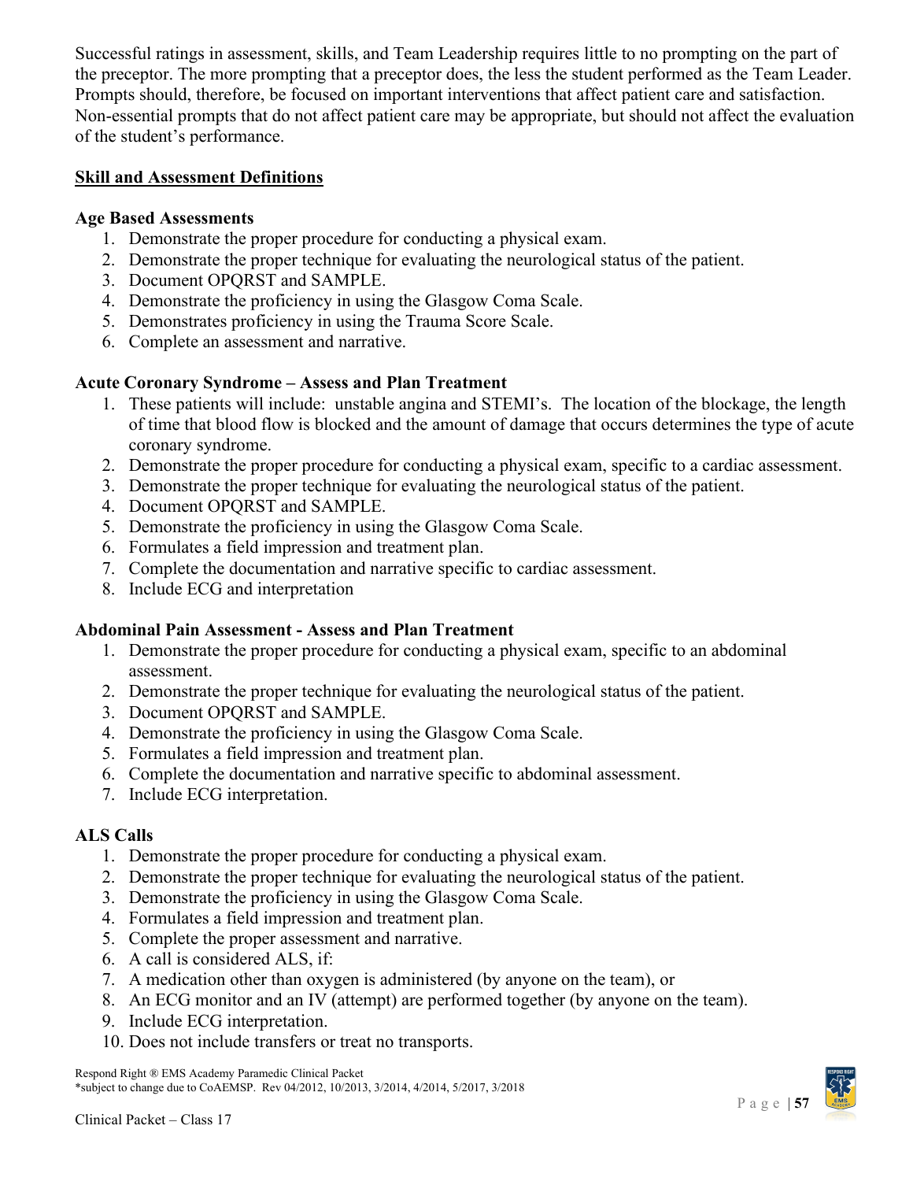Successful ratings in assessment, skills, and Team Leadership requires little to no prompting on the part of the preceptor. The more prompting that a preceptor does, the less the student performed as the Team Leader. Prompts should, therefore, be focused on important interventions that affect patient care and satisfaction. Non-essential prompts that do not affect patient care may be appropriate, but should not affect the evaluation of the student's performance.

**Skill and Assessment Definitions**

**Age Based Assessments**

1. Demonstrate the proper procedure for conducting a physical exam.
2. Demonstrate the proper technique for evaluating the neurological status of the patient.
3. Document OPQRST and SAMPLE.
4. Demonstrate the proficiency in using the Glasgow Coma Scale.
5. Demonstrates proficiency in using the Trauma Score Scale.
6. Complete an assessment and narrative.

**Acute Coronary Syndrome – Assess and Plan Treatment**

1. These patients will include: unstable angina and STEMI's. The location of the blockage, the length of time that blood flow is blocked and the amount of damage that occurs determines the type of acute coronary syndrome.
2. Demonstrate the proper procedure for conducting a physical exam, specific to a cardiac assessment.
3. Demonstrate the proper technique for evaluating the neurological status of the patient.
4. Document OPQRST and SAMPLE.
5. Demonstrate the proficiency in using the Glasgow Coma Scale.
6. Formulates a field impression and treatment plan.
7. Complete the documentation and narrative specific to cardiac assessment.
8. Include ECG and interpretation

**Abdominal Pain Assessment - Assess and Plan Treatment**

1. Demonstrate the proper procedure for conducting a physical exam, specific to an abdominal assessment.
2. Demonstrate the proper technique for evaluating the neurological status of the patient.
3. Document OPQRST and SAMPLE.
4. Demonstrate the proficiency in using the Glasgow Coma Scale.
5. Formulates a field impression and treatment plan.
6. Complete the documentation and narrative specific to abdominal assessment.
7. Include ECG interpretation.

**ALS Calls**

1. Demonstrate the proper procedure for conducting a physical exam.
2. Demonstrate the proper technique for evaluating the neurological status of the patient.
3. Demonstrate the proficiency in using the Glasgow Coma Scale.
4. Formulates a field impression and treatment plan.
5. Complete the proper assessment and narrative.
6. A call is considered ALS, if:
7. A medication other than oxygen is administered (by anyone on the team), or
8. An ECG monitor and an IV (attempt) are performed together (by anyone on the team).
9. Include ECG interpretation.
10. Does not include transfers or treat no transports.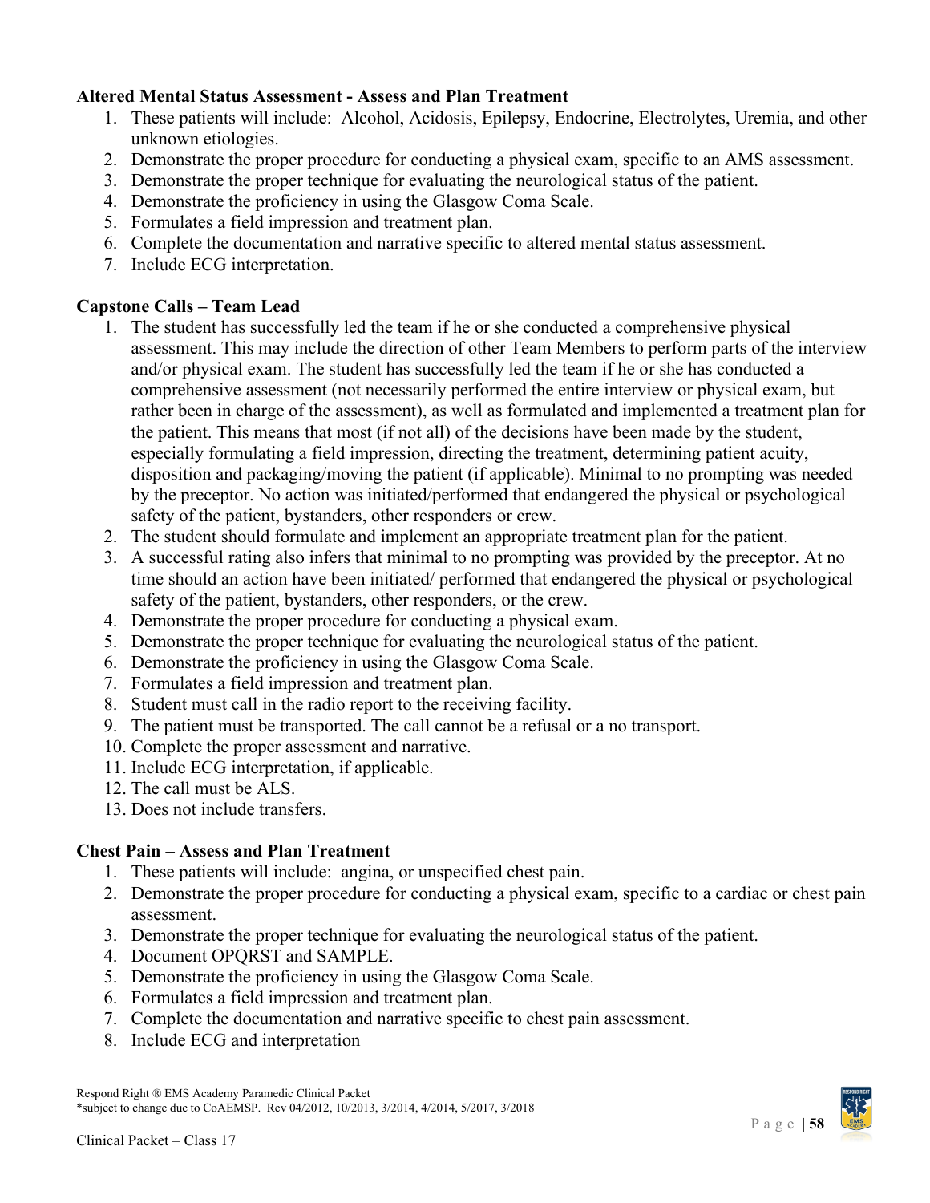**Altered Mental Status Assessment - Assess and Plan Treatment**

1. These patients will include: Alcohol, Acidosis, Epilepsy, Endocrine, Electrolytes, Uremia, and other unknown etiologies.
2. Demonstrate the proper procedure for conducting a physical exam, specific to an AMS assessment.
3. Demonstrate the proper technique for evaluating the neurological status of the patient.
4. Demonstrate the proficiency in using the Glasgow Coma Scale.
5. Formulates a field impression and treatment plan.
6. Complete the documentation and narrative specific to altered mental status assessment.
7. Include ECG interpretation.

**Capstone Calls – Team Lead**

1. The student has successfully led the team if he or she conducted a comprehensive physical assessment. This may include the direction of other Team Members to perform parts of the interview and/or physical exam. The student has successfully led the team if he or she has conducted a comprehensive assessment (not necessarily performed the entire interview or physical exam, but rather been in charge of the assessment), as well as formulated and implemented a treatment plan for the patient. This means that most (if not all) of the decisions have been made by the student, especially formulating a field impression, directing the treatment, determining patient acuity, disposition and packaging/moving the patient (if applicable). Minimal to no prompting was needed by the preceptor. No action was initiated/performed that endangered the physical or psychological safety of the patient, bystanders, other responders or crew.
2. The student should formulate and implement an appropriate treatment plan for the patient.
3. A successful rating also infers that minimal to no prompting was provided by the preceptor. At no time should an action have been initiated/ performed that endangered the physical or psychological safety of the patient, bystanders, other responders, or the crew.
4. Demonstrate the proper procedure for conducting a physical exam.
5. Demonstrate the proper technique for evaluating the neurological status of the patient.
6. Demonstrate the proficiency in using the Glasgow Coma Scale.
7. Formulates a field impression and treatment plan.
8. Student must call in the radio report to the receiving facility.
9. The patient must be transported. The call cannot be a refusal or a no transport.
10. Complete the proper assessment and narrative.
11. Include ECG interpretation, if applicable.
12. The call must be ALS.
13. Does not include transfers.

**Chest Pain – Assess and Plan Treatment**

1. These patients will include: angina, or unspecified chest pain.
2. Demonstrate the proper procedure for conducting a physical exam, specific to a cardiac or chest pain assessment.
3. Demonstrate the proper technique for evaluating the neurological status of the patient.
4. Document OPQRST and SAMPLE.
5. Demonstrate the proficiency in using the Glasgow Coma Scale.
6. Formulates a field impression and treatment plan.
7. Complete the documentation and narrative specific to chest pain assessment.
8. Include ECG and interpretation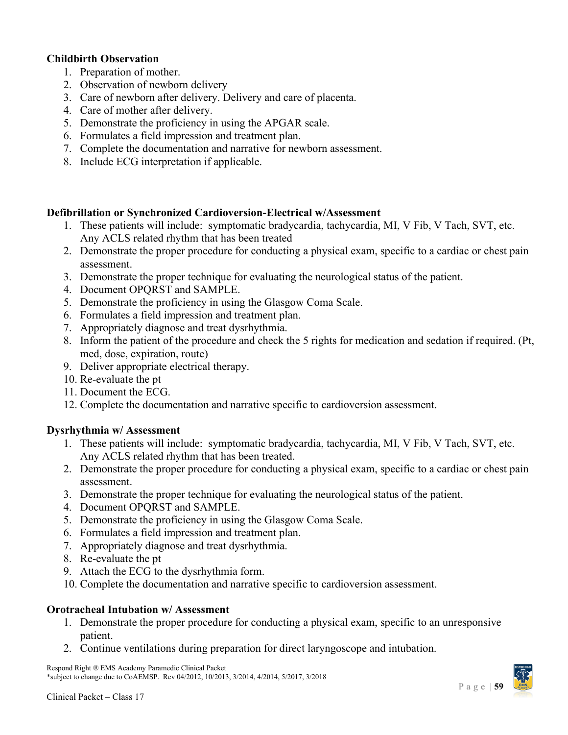**Childbirth Observation**

1. Preparation of mother.
2. Observation of newborn delivery
3. Care of newborn after delivery. Delivery and care of placenta.
4. Care of mother after delivery.
5. Demonstrate the proficiency in using the APGAR scale.
6. Formulates a field impression and treatment plan.
7. Complete the documentation and narrative for newborn assessment.
8. Include ECG interpretation if applicable.

**Defibrillation or Synchronized Cardioversion-Electrical w/Assessment**

1. These patients will include: symptomatic bradycardia, tachycardia, MI, V Fib, V Tach, SVT, etc. Any ACLS related rhythm that has been treated
2. Demonstrate the proper procedure for conducting a physical exam, specific to a cardiac or chest pain assessment.
3. Demonstrate the proper technique for evaluating the neurological status of the patient.
4. Document OPQRST and SAMPLE.
5. Demonstrate the proficiency in using the Glasgow Coma Scale.
6. Formulates a field impression and treatment plan.
7. Appropriately diagnose and treat dysrhythmia.
8. Inform the patient of the procedure and check the 5 rights for medication and sedation if required. (Pt, med, dose, expiration, route)
9. Deliver appropriate electrical therapy.
10. Re-evaluate the pt
11. Document the ECG.
12. Complete the documentation and narrative specific to cardioversion assessment.

**Dysrhythmia w/ Assessment**

1. These patients will include: symptomatic bradycardia, tachycardia, MI, V Fib, V Tach, SVT, etc. Any ACLS related rhythm that has been treated.
2. Demonstrate the proper procedure for conducting a physical exam, specific to a cardiac or chest pain assessment.
3. Demonstrate the proper technique for evaluating the neurological status of the patient.
4. Document OPQRST and SAMPLE.
5. Demonstrate the proficiency in using the Glasgow Coma Scale.
6. Formulates a field impression and treatment plan.
7. Appropriately diagnose and treat dysrhythmia.
8. Re-evaluate the pt
9. Attach the ECG to the dysrhythmia form.
10. Complete the documentation and narrative specific to cardioversion assessment.

**Orotracheal Intubation w/ Assessment**

1. Demonstrate the proper procedure for conducting a physical exam, specific to an unresponsive patient.
2. Continue ventilations during preparation for direct laryngoscope and intubation.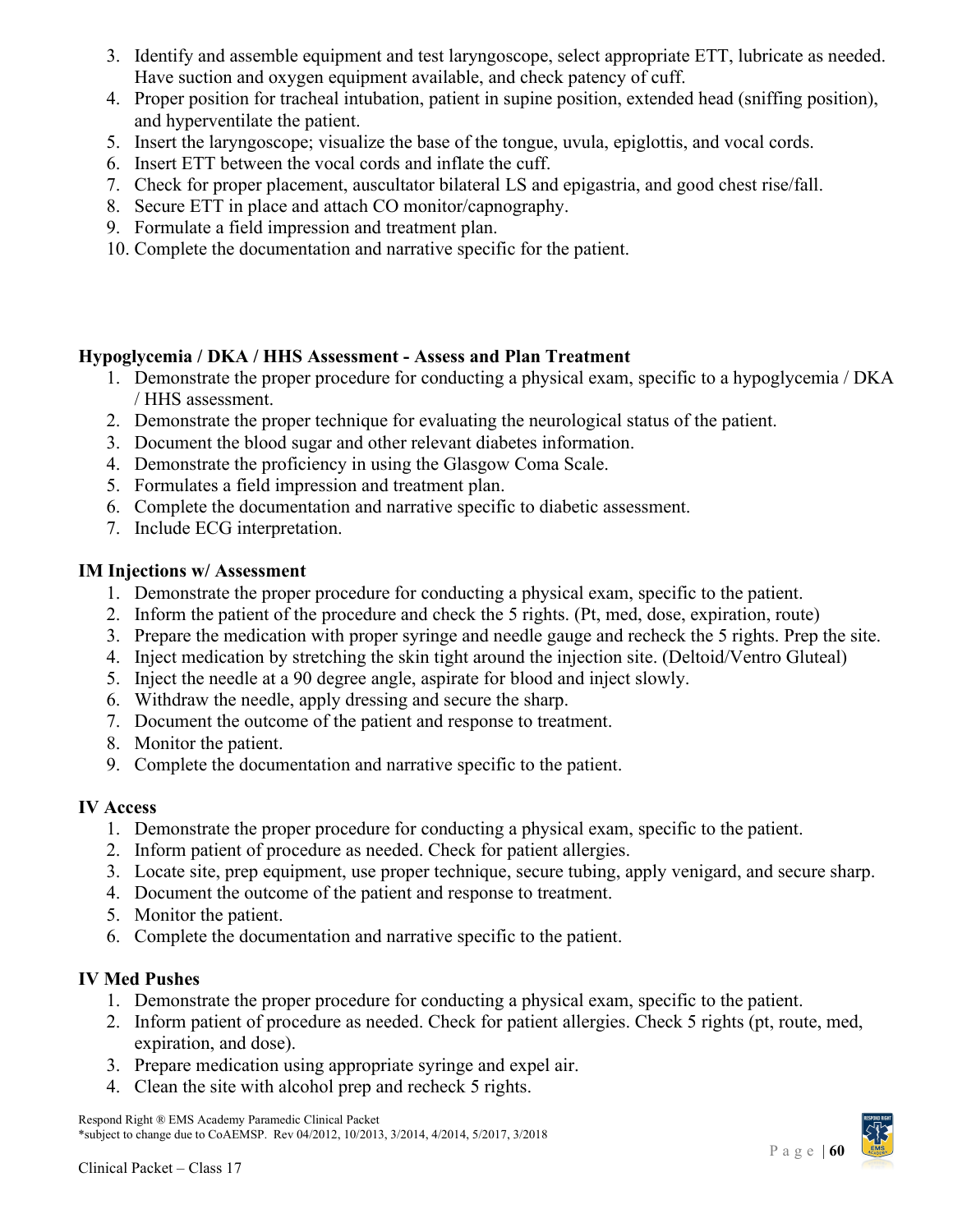3. Identify and assemble equipment and test laryngoscope, select appropriate ETT, lubricate as needed. Have suction and oxygen equipment available, and check patency of cuff.
4. Proper position for tracheal intubation, patient in supine position, extended head (sniffing position), and hyperventilate the patient.
5. Insert the laryngoscope; visualize the base of the tongue, uvula, epiglottis, and vocal cords.
6. Insert ETT between the vocal cords and inflate the cuff.
7. Check for proper placement, auscultator bilateral LS and epigastria, and good chest rise/fall.
8. Secure ETT in place and attach CO monitor/capnography.
9. Formulate a field impression and treatment plan.
10. Complete the documentation and narrative specific for the patient.

**Hypoglycemia / DKA / HHS Assessment - Assess and Plan Treatment**

1. Demonstrate the proper procedure for conducting a physical exam, specific to a hypoglycemia / DKA / HHS assessment.
2. Demonstrate the proper technique for evaluating the neurological status of the patient.
3. Document the blood sugar and other relevant diabetes information.
4. Demonstrate the proficiency in using the Glasgow Coma Scale.
5. Formulates a field impression and treatment plan.
6. Complete the documentation and narrative specific to diabetic assessment.
7. Include ECG interpretation.

**IM Injections w/ Assessment**

1. Demonstrate the proper procedure for conducting a physical exam, specific to the patient.
2. Inform the patient of the procedure and check the 5 rights. (Pt, med, dose, expiration, route)
3. Prepare the medication with proper syringe and needle gauge and recheck the 5 rights. Prep the site.
4. Inject medication by stretching the skin tight around the injection site. (Deltoid/Ventro Gluteal)
5. Inject the needle at a 90 degree angle, aspirate for blood and inject slowly.
6. Withdraw the needle, apply dressing and secure the sharp.
7. Document the outcome of the patient and response to treatment.
8. Monitor the patient.
9. Complete the documentation and narrative specific to the patient.

**IV Access**

1. Demonstrate the proper procedure for conducting a physical exam, specific to the patient.
2. Inform patient of procedure as needed. Check for patient allergies.
3. Locate site, prep equipment, use proper technique, secure tubing, apply venigard, and secure sharp.
4. Document the outcome of the patient and response to treatment.
5. Monitor the patient.
6. Complete the documentation and narrative specific to the patient.

**IV Med Pushes**

1. Demonstrate the proper procedure for conducting a physical exam, specific to the patient.
2. Inform patient of procedure as needed. Check for patient allergies. Check 5 rights (pt, route, med, expiration, and dose).
3. Prepare medication using appropriate syringe and expel air.
4. Clean the site with alcohol prep and recheck 5 rights.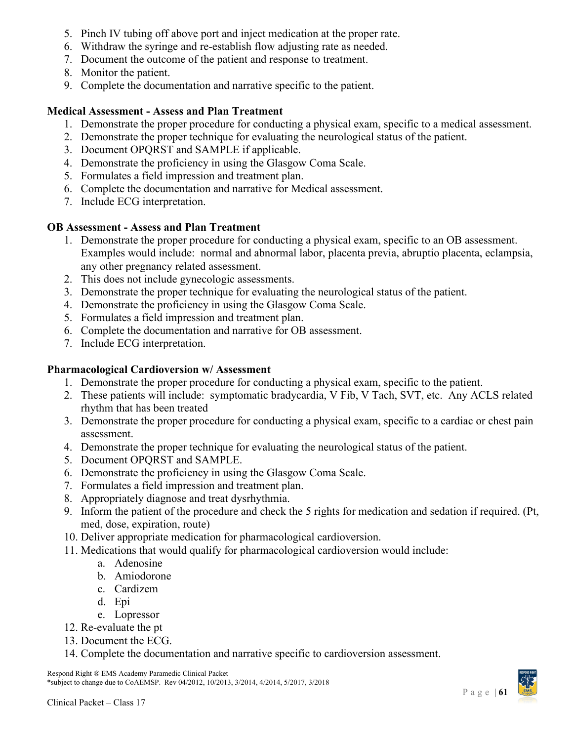5. Pinch IV tubing off above port and inject medication at the proper rate.
6. Withdraw the syringe and re-establish flow adjusting rate as needed.
7. Document the outcome of the patient and response to treatment.
8. Monitor the patient.
9. Complete the documentation and narrative specific to the patient.

**Medical Assessment - Assess and Plan Treatment**

1. Demonstrate the proper procedure for conducting a physical exam, specific to a medical assessment.
2. Demonstrate the proper technique for evaluating the neurological status of the patient.
3. Document OPQRST and SAMPLE if applicable.
4. Demonstrate the proficiency in using the Glasgow Coma Scale.
5. Formulates a field impression and treatment plan.
6. Complete the documentation and narrative for Medical assessment.
7. Include ECG interpretation.

**OB Assessment - Assess and Plan Treatment**

1. Demonstrate the proper procedure for conducting a physical exam, specific to an OB assessment. Examples would include: normal and abnormal labor, placenta previa, abruptio placenta, eclampsia, any other pregnancy related assessment.
2. This does not include gynecologic assessments.
3. Demonstrate the proper technique for evaluating the neurological status of the patient.
4. Demonstrate the proficiency in using the Glasgow Coma Scale.
5. Formulates a field impression and treatment plan.
6. Complete the documentation and narrative for OB assessment.
7. Include ECG interpretation.

**Pharmacological Cardioversion w/ Assessment**

1. Demonstrate the proper procedure for conducting a physical exam, specific to the patient.
2. These patients will include: symptomatic bradycardia, V Fib, V Tach, SVT, etc. Any ACLS related rhythm that has been treated
3. Demonstrate the proper procedure for conducting a physical exam, specific to a cardiac or chest pain assessment.
4. Demonstrate the proper technique for evaluating the neurological status of the patient.
5. Document OPQRST and SAMPLE.
6. Demonstrate the proficiency in using the Glasgow Coma Scale.
7. Formulates a field impression and treatment plan.
8. Appropriately diagnose and treat dysrhythmia.
9. Inform the patient of the procedure and check the 5 rights for medication and sedation if required. (Pt, med, dose, expiration, route)
10. Deliver appropriate medication for pharmacological cardioversion.
11. Medications that would qualify for pharmacological cardioversion would include:
    a. Adenosine
    b. Amiodorone
    c. Cardizem
    d. Epi
    e. Lopressor
12. Re-evaluate the pt
13. Document the ECG.
14. Complete the documentation and narrative specific to cardioversion assessment.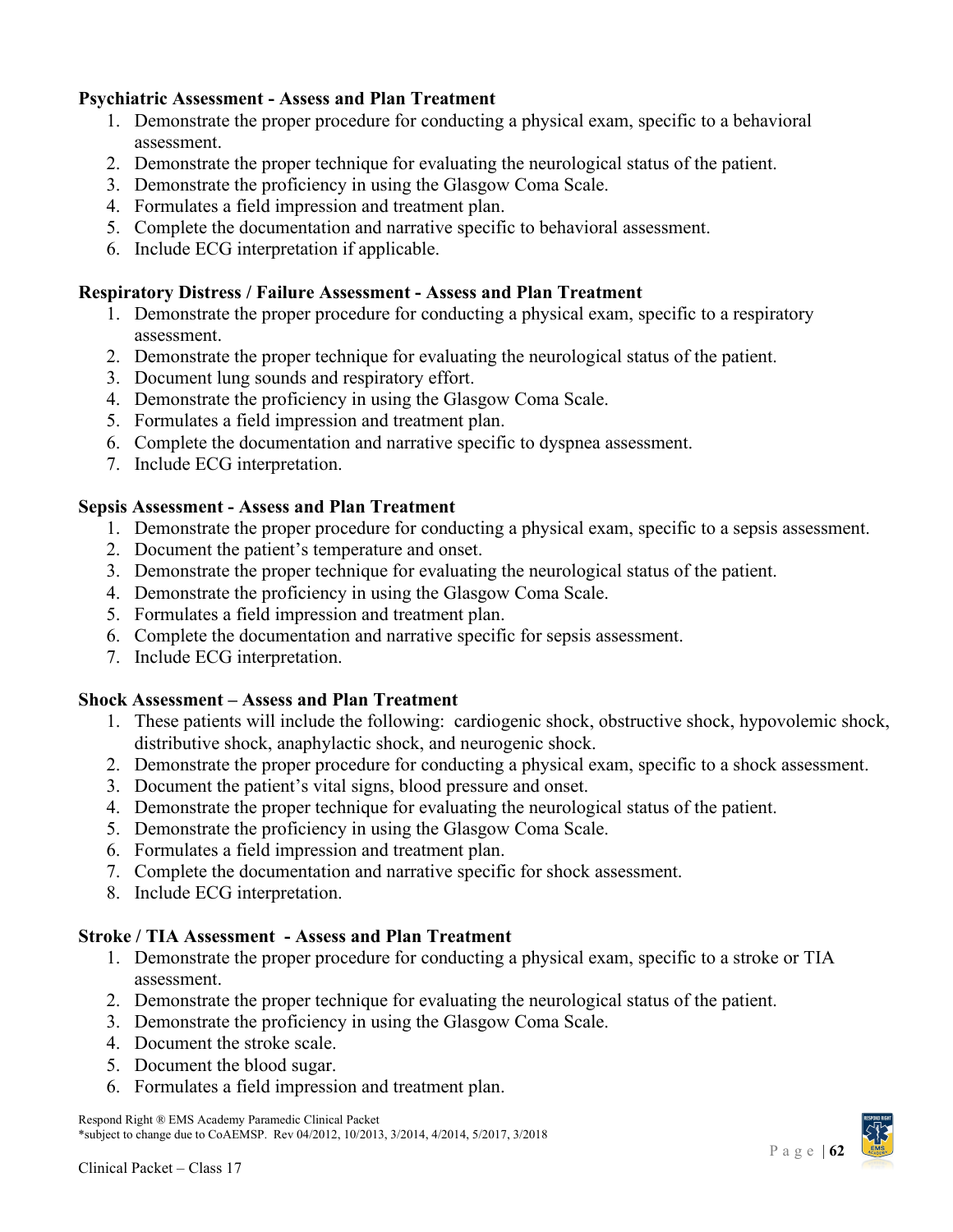**Psychiatric Assessment - Assess and Plan Treatment**

1. Demonstrate the proper procedure for conducting a physical exam, specific to a behavioral assessment.
2. Demonstrate the proper technique for evaluating the neurological status of the patient.
3. Demonstrate the proficiency in using the Glasgow Coma Scale.
4. Formulates a field impression and treatment plan.
5. Complete the documentation and narrative specific to behavioral assessment.
6. Include ECG interpretation if applicable.

**Respiratory Distress / Failure Assessment - Assess and Plan Treatment**

1. Demonstrate the proper procedure for conducting a physical exam, specific to a respiratory assessment.
2. Demonstrate the proper technique for evaluating the neurological status of the patient.
3. Document lung sounds and respiratory effort.
4. Demonstrate the proficiency in using the Glasgow Coma Scale.
5. Formulates a field impression and treatment plan.
6. Complete the documentation and narrative specific to dyspnea assessment.
7. Include ECG interpretation.

**Sepsis Assessment - Assess and Plan Treatment**

1. Demonstrate the proper procedure for conducting a physical exam, specific to a sepsis assessment.
2. Document the patient's temperature and onset.
3. Demonstrate the proper technique for evaluating the neurological status of the patient.
4. Demonstrate the proficiency in using the Glasgow Coma Scale.
5. Formulates a field impression and treatment plan.
6. Complete the documentation and narrative specific for sepsis assessment.
7. Include ECG interpretation.

**Shock Assessment – Assess and Plan Treatment**

1. These patients will include the following: cardiogenic shock, obstructive shock, hypovolemic shock, distributive shock, anaphylactic shock, and neurogenic shock.
2. Demonstrate the proper procedure for conducting a physical exam, specific to a shock assessment.
3. Document the patient's vital signs, blood pressure and onset.
4. Demonstrate the proper technique for evaluating the neurological status of the patient.
5. Demonstrate the proficiency in using the Glasgow Coma Scale.
6. Formulates a field impression and treatment plan.
7. Complete the documentation and narrative specific for shock assessment.
8. Include ECG interpretation.

**Stroke / TIA Assessment - Assess and Plan Treatment**

1. Demonstrate the proper procedure for conducting a physical exam, specific to a stroke or TIA assessment.
2. Demonstrate the proper technique for evaluating the neurological status of the patient.
3. Demonstrate the proficiency in using the Glasgow Coma Scale.
4. Document the stroke scale.
5. Document the blood sugar.
6. Formulates a field impression and treatment plan.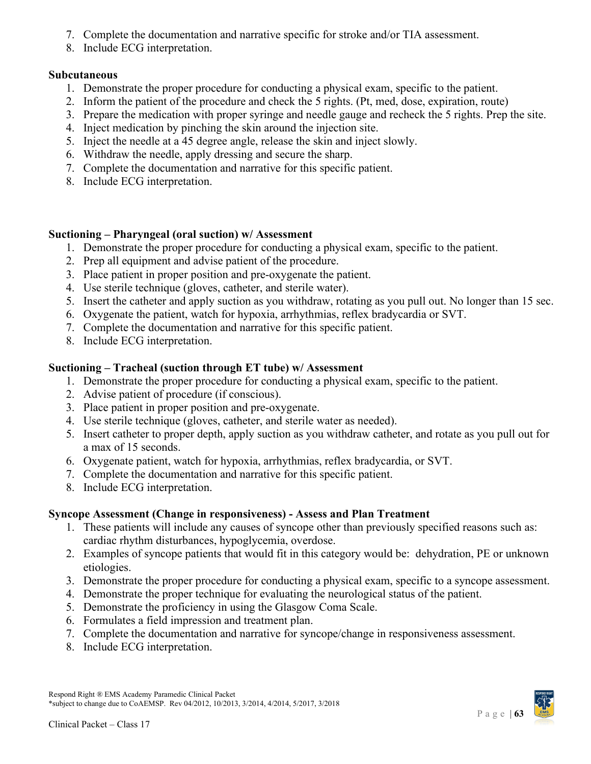7. Complete the documentation and narrative specific for stroke and/or TIA assessment.
8. Include ECG interpretation.

**Subcutaneous**

1. Demonstrate the proper procedure for conducting a physical exam, specific to the patient.
2. Inform the patient of the procedure and check the 5 rights. (Pt, med, dose, expiration, route)
3. Prepare the medication with proper syringe and needle gauge and recheck the 5 rights. Prep the site.
4. Inject medication by pinching the skin around the injection site.
5. Inject the needle at a 45 degree angle, release the skin and inject slowly.
6. Withdraw the needle, apply dressing and secure the sharp.
7. Complete the documentation and narrative for this specific patient.
8. Include ECG interpretation.

**Suctioning – Pharyngeal (oral suction) w/ Assessment**

1. Demonstrate the proper procedure for conducting a physical exam, specific to the patient.
2. Prep all equipment and advise patient of the procedure.
3. Place patient in proper position and pre-oxygenate the patient.
4. Use sterile technique (gloves, catheter, and sterile water).
5. Insert the catheter and apply suction as you withdraw, rotating as you pull out. No longer than 15 sec.
6. Oxygenate the patient, watch for hypoxia, arrhythmias, reflex bradycardia or SVT.
7. Complete the documentation and narrative for this specific patient.
8. Include ECG interpretation.

**Suctioning – Tracheal (suction through ET tube) w/ Assessment**

1. Demonstrate the proper procedure for conducting a physical exam, specific to the patient.
2. Advise patient of procedure (if conscious).
3. Place patient in proper position and pre-oxygenate.
4. Use sterile technique (gloves, catheter, and sterile water as needed).
5. Insert catheter to proper depth, apply suction as you withdraw catheter, and rotate as you pull out for a max of 15 seconds.
6. Oxygenate patient, watch for hypoxia, arrhythmias, reflex bradycardia, or SVT.
7. Complete the documentation and narrative for this specific patient.
8. Include ECG interpretation.

**Syncope Assessment (Change in responsiveness) - Assess and Plan Treatment**

1. These patients will include any causes of syncope other than previously specified reasons such as: cardiac rhythm disturbances, hypoglycemia, overdose.
2. Examples of syncope patients that would fit in this category would be: dehydration, PE or unknown etiologies.
3. Demonstrate the proper procedure for conducting a physical exam, specific to a syncope assessment.
4. Demonstrate the proper technique for evaluating the neurological status of the patient.
5. Demonstrate the proficiency in using the Glasgow Coma Scale.
6. Formulates a field impression and treatment plan.
7. Complete the documentation and narrative for syncope/change in responsiveness assessment.
8. Include ECG interpretation.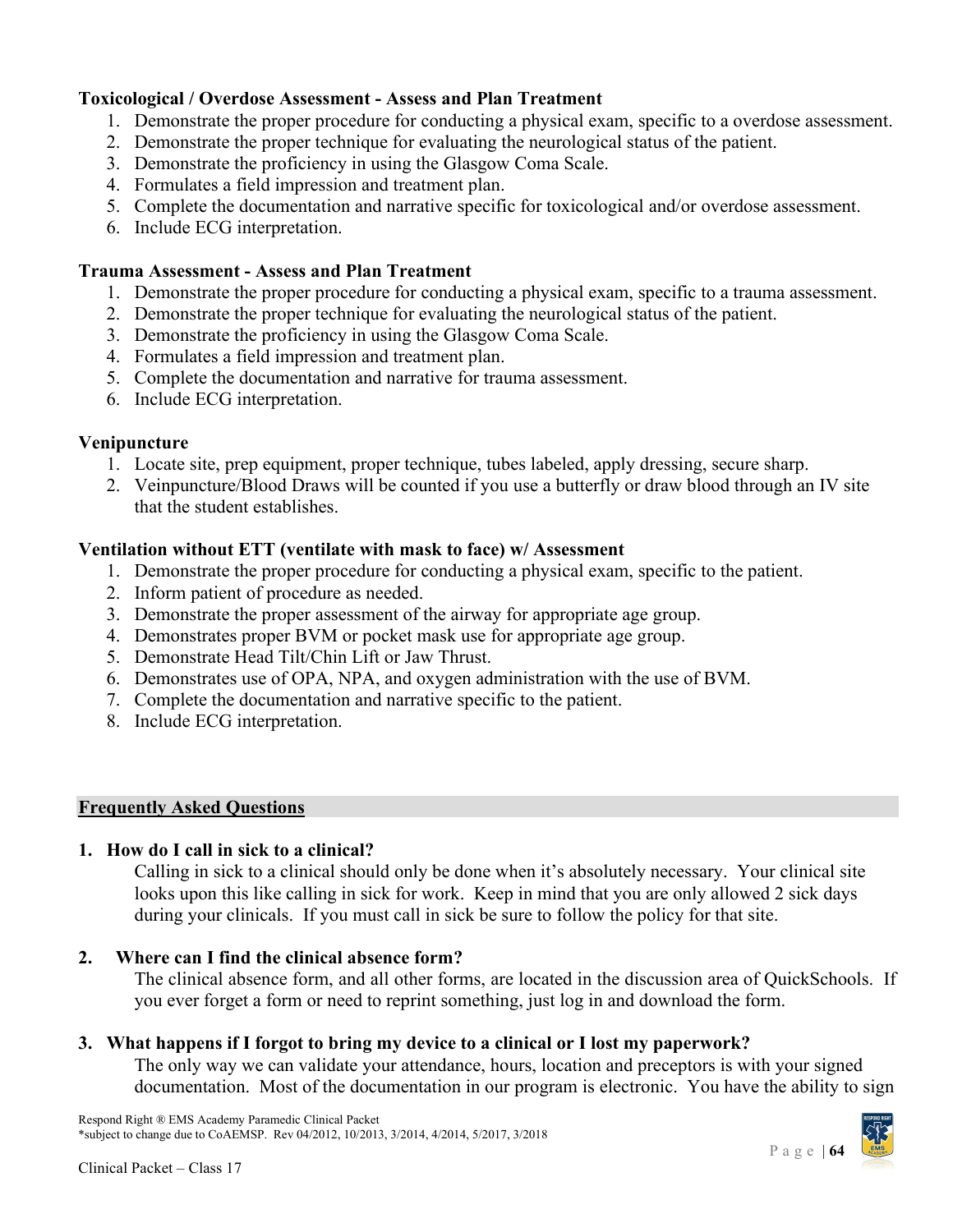**Toxicological / Overdose Assessment - Assess and Plan Treatment**

1. Demonstrate the proper procedure for conducting a physical exam, specific to a overdose assessment.
2. Demonstrate the proper technique for evaluating the neurological status of the patient.
3. Demonstrate the proficiency in using the Glasgow Coma Scale.
4. Formulates a field impression and treatment plan.
5. Complete the documentation and narrative specific for toxicological and/or overdose assessment.
6. Include ECG interpretation.

**Trauma Assessment - Assess and Plan Treatment**

1. Demonstrate the proper procedure for conducting a physical exam, specific to a trauma assessment.
2. Demonstrate the proper technique for evaluating the neurological status of the patient.
3. Demonstrate the proficiency in using the Glasgow Coma Scale.
4. Formulates a field impression and treatment plan.
5. Complete the documentation and narrative for trauma assessment.
6. Include ECG interpretation.

**Venipuncture**

1. Locate site, prep equipment, proper technique, tubes labeled, apply dressing, secure sharp.
2. Veinpuncture/Blood Draws will be counted if you use a butterfly or draw blood through an IV site that the student establishes.

**Ventilation without ETT (ventilate with mask to face) w/ Assessment**

1. Demonstrate the proper procedure for conducting a physical exam, specific to the patient.
2. Inform patient of procedure as needed.
3. Demonstrate the proper assessment of the airway for appropriate age group.
4. Demonstrates proper BVM or pocket mask use for appropriate age group.
5. Demonstrate Head Tilt/Chin Lift or Jaw Thrust.
6. Demonstrates use of OPA, NPA, and oxygen administration with the use of BVM.
7. Complete the documentation and narrative specific to the patient.
8. Include ECG interpretation.

## Frequently Asked Questions

**1. How do I call in sick to a clinical?**

Calling in sick to a clinical should only be done when it's absolutely necessary. Your clinical site looks upon this like calling in sick for work. Keep in mind that you are only allowed 2 sick days during your clinicals. If you must call in sick be sure to follow the policy for that site.

**2. Where can I find the clinical absence form?**

The clinical absence form, and all other forms, are located in the discussion area of QuickSchools. If you ever forget a form or need to reprint something, just log in and download the form.

**3. What happens if I forgot to bring my device to a clinical or I lost my paperwork?**

The only way we can validate your attendance, hours, location and preceptors is with your signed documentation. Most of the documentation in our program is electronic. You have the ability to sign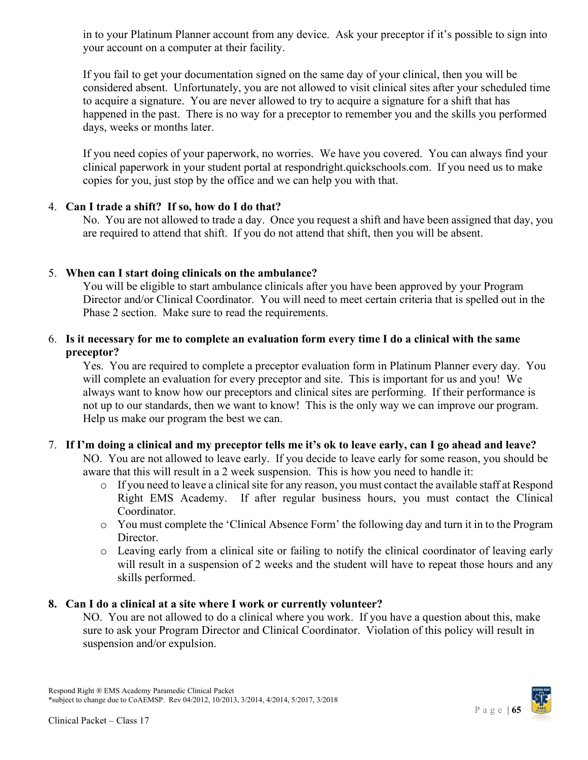in to your Platinum Planner account from any device. Ask your preceptor if it's possible to sign into your account on a computer at their facility.

If you fail to get your documentation signed on the same day of your clinical, then you will be considered absent. Unfortunately, you are not allowed to visit clinical sites after your scheduled time to acquire a signature. You are never allowed to try to acquire a signature for a shift that has happened in the past. There is no way for a preceptor to remember you and the skills you performed days, weeks or months later.

If you need copies of your paperwork, no worries. We have you covered. You can always find your clinical paperwork in your student portal at respondright.quickschools.com. If you need us to make copies for you, just stop by the office and we can help you with that.

4. **Can I trade a shift? If so, how do I do that?**

   No. You are not allowed to trade a day. Once you request a shift and have been assigned that day, you are required to attend that shift. If you do not attend that shift, then you will be absent.

5. **When can I start doing clinicals on the ambulance?**

   You will be eligible to start ambulance clinicals after you have been approved by your Program Director and/or Clinical Coordinator. You will need to meet certain criteria that is spelled out in the Phase 2 section. Make sure to read the requirements.

6. **Is it necessary for me to complete an evaluation form every time I do a clinical with the same preceptor?**

   Yes. You are required to complete a preceptor evaluation form in Platinum Planner every day. You will complete an evaluation for every preceptor and site. This is important for us and you! We always want to know how our preceptors and clinical sites are performing. If their performance is not up to our standards, then we want to know! This is the only way we can improve our program. Help us make our program the best we can.

7. **If I'm doing a clinical and my preceptor tells me it's ok to leave early, can I go ahead and leave?**

   NO. You are not allowed to leave early. If you decide to leave early for some reason, you should be aware that this will result in a 2 week suspension. This is how you need to handle it:

   - If you need to leave a clinical site for any reason, you must contact the available staff at Respond Right EMS Academy. If after regular business hours, you must contact the Clinical Coordinator.
   - You must complete the 'Clinical Absence Form' the following day and turn it in to the Program Director.
   - Leaving early from a clinical site or failing to notify the clinical coordinator of leaving early will result in a suspension of 2 weeks and the student will have to repeat those hours and any skills performed.

8. **Can I do a clinical at a site where I work or currently volunteer?**

   NO. You are not allowed to do a clinical where you work. If you have a question about this, make sure to ask your Program Director and Clinical Coordinator. Violation of this policy will result in suspension and/or expulsion.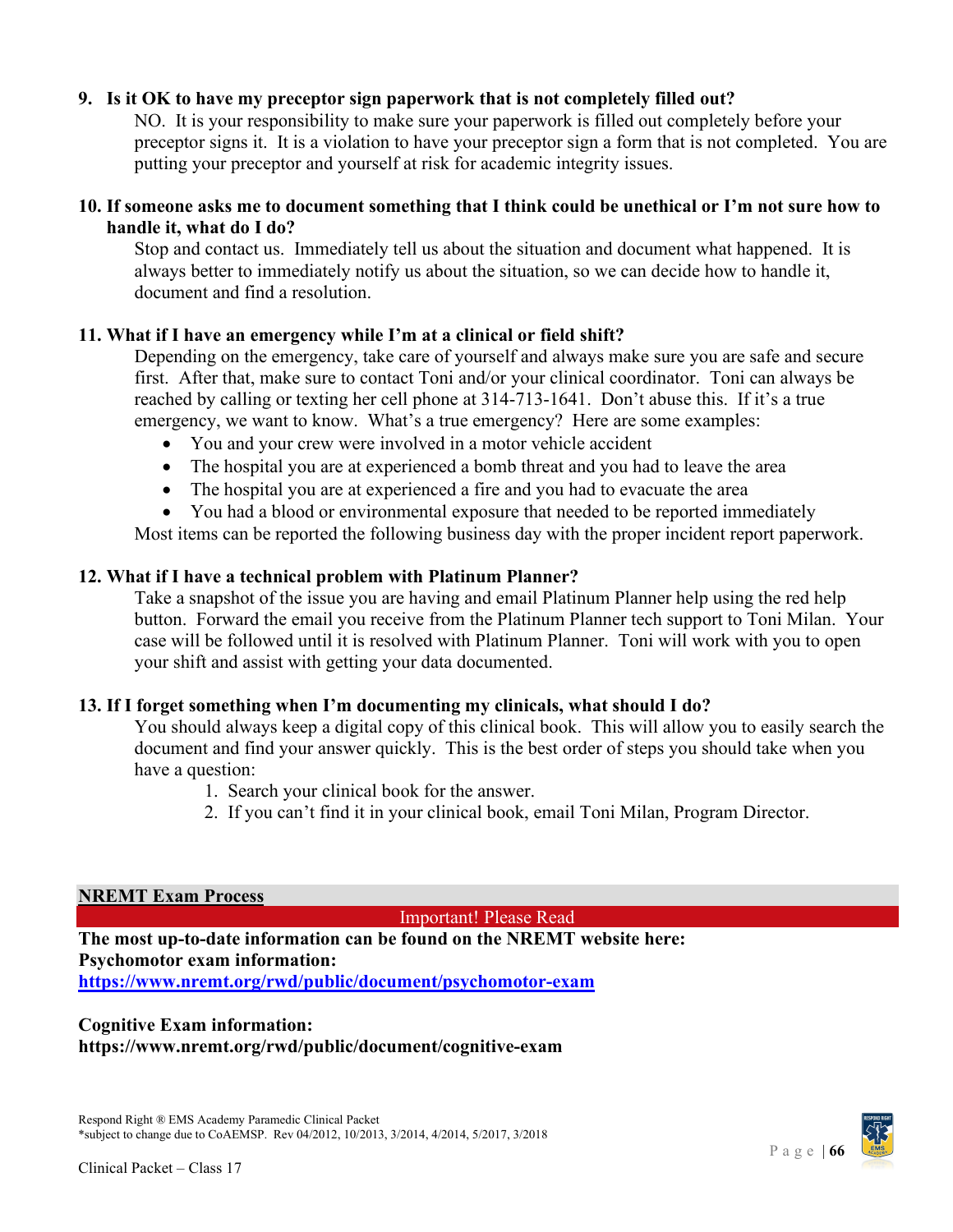**9. Is it OK to have my preceptor sign paperwork that is not completely filled out?**

NO. It is your responsibility to make sure your paperwork is filled out completely before your preceptor signs it. It is a violation to have your preceptor sign a form that is not completed. You are putting your preceptor and yourself at risk for academic integrity issues.

**10. If someone asks me to document something that I think could be unethical or I'm not sure how to handle it, what do I do?**

Stop and contact us. Immediately tell us about the situation and document what happened. It is always better to immediately notify us about the situation, so we can decide how to handle it, document and find a resolution.

**11. What if I have an emergency while I'm at a clinical or field shift?**

Depending on the emergency, take care of yourself and always make sure you are safe and secure first. After that, make sure to contact Toni and/or your clinical coordinator. Toni can always be reached by calling or texting her cell phone at 314-713-1641. Don't abuse this. If it's a true emergency, we want to know. What's a true emergency? Here are some examples:

- You and your crew were involved in a motor vehicle accident
- The hospital you are at experienced a bomb threat and you had to leave the area
- The hospital you are at experienced a fire and you had to evacuate the area
- You had a blood or environmental exposure that needed to be reported immediately

Most items can be reported the following business day with the proper incident report paperwork.

**12. What if I have a technical problem with Platinum Planner?**

Take a snapshot of the issue you are having and email Platinum Planner help using the red help button. Forward the email you receive from the Platinum Planner tech support to Toni Milan. Your case will be followed until it is resolved with Platinum Planner. Toni will work with you to open your shift and assist with getting your data documented.

**13. If I forget something when I'm documenting my clinicals, what should I do?**

You should always keep a digital copy of this clinical book. This will allow you to easily search the document and find your answer quickly. This is the best order of steps you should take when you have a question:

1. Search your clinical book for the answer.
2. If you can't find it in your clinical book, email Toni Milan, Program Director.

## NREMT Exam Process

Important! Please Read

**The most up-to-date information can be found on the NREMT website here:**

**Psychomotor exam information:**

**https://www.nremt.org/rwd/public/document/psychomotor-exam**

**Cognitive Exam information:**

**https://www.nremt.org/rwd/public/document/cognitive-exam**